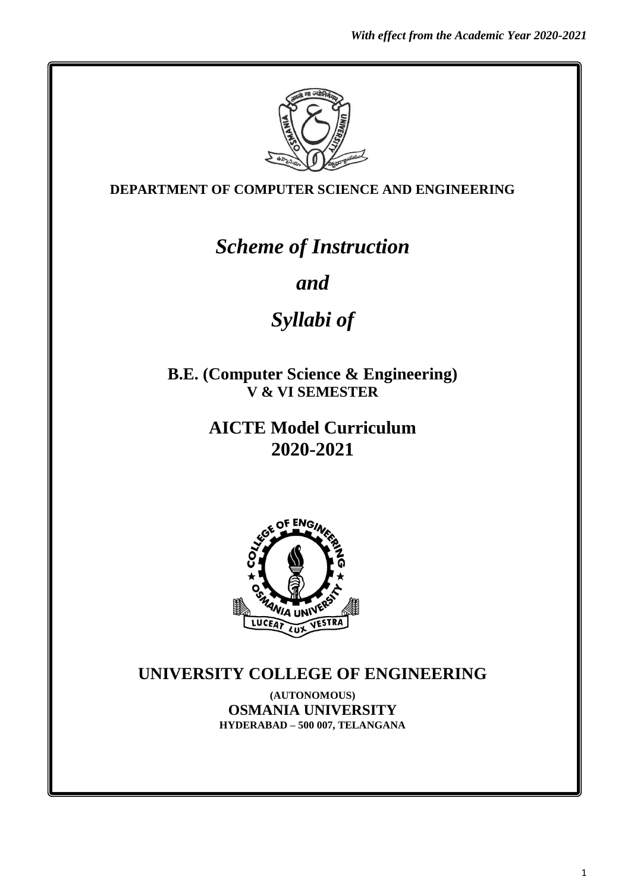*With effect from the Academic Year 2020-2021*

**DEPARTMENT OF COMPUTER SCIENCE AND ENGINEERING**

# *Scheme of Instruction*

# *and*

# *Syllabi of*

## B.E. (Computer Science & Engineering)

**V & VI SEMESTER**

## AICTE Model Curriculum

## 2020-2021

## UNIVERSITY COLLEGE OF ENGINEERING

**(AUTONOMOUS)**

**OSMANIA UNIVERSITY**

**HYDERABAD – 500 007, TELANGANA**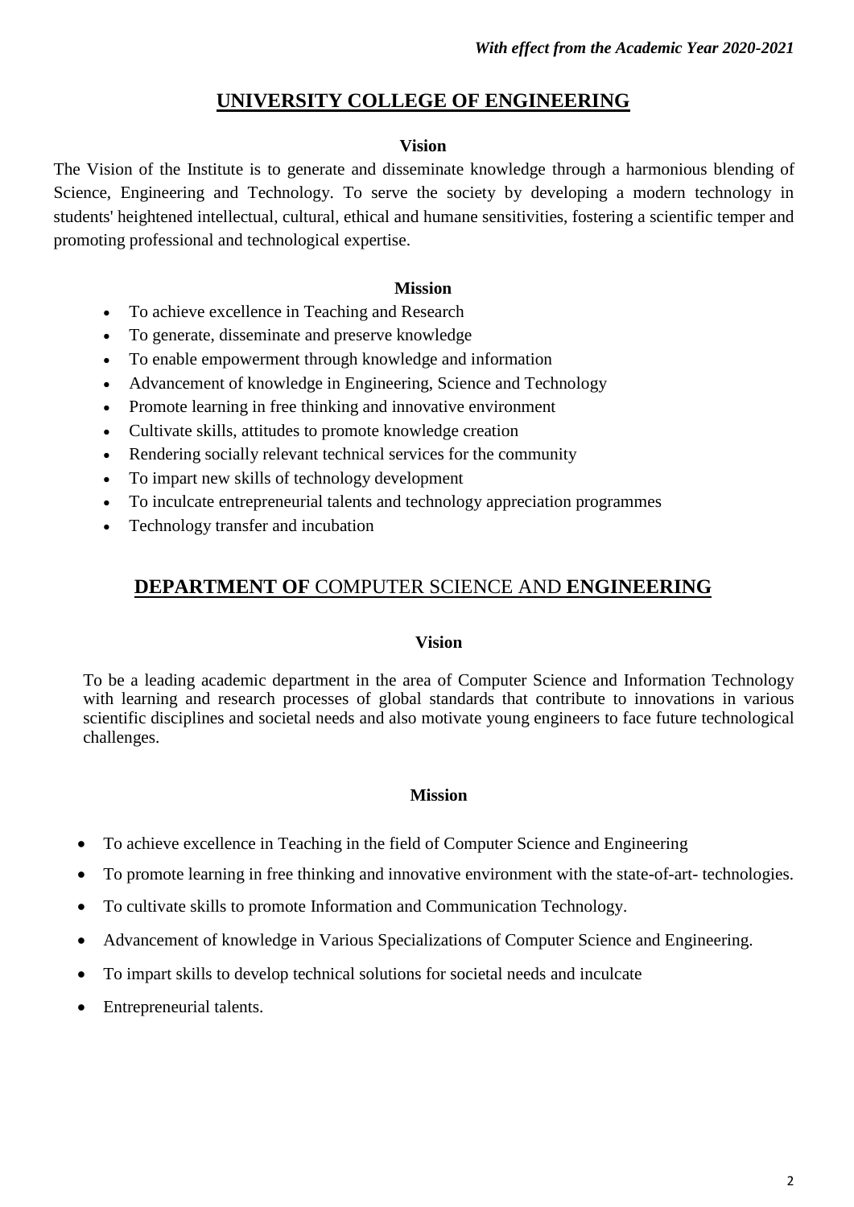# UNIVERSITY COLLEGE OF ENGINEERING

### Vision

The Vision of the Institute is to generate and disseminate knowledge through a harmonious blending of Science, Engineering and Technology. To serve the society by developing a modern technology in students' heightened intellectual, cultural, ethical and humane sensitivities, fostering a scientific temper and promoting professional and technological expertise.

### Mission

- To achieve excellence in Teaching and Research
- To generate, disseminate and preserve knowledge
- To enable empowerment through knowledge and information
- Advancement of knowledge in Engineering, Science and Technology
- Promote learning in free thinking and innovative environment
- Cultivate skills, attitudes to promote knowledge creation
- Rendering socially relevant technical services for the community
- To impart new skills of technology development
- To inculcate entrepreneurial talents and technology appreciation programmes
- Technology transfer and incubation

# DEPARTMENT OF COMPUTER SCIENCE AND ENGINEERING

### Vision

To be a leading academic department in the area of Computer Science and Information Technology with learning and research processes of global standards that contribute to innovations in various scientific disciplines and societal needs and also motivate young engineers to face future technological challenges.

### Mission

- To achieve excellence in Teaching in the field of Computer Science and Engineering
- To promote learning in free thinking and innovative environment with the state-of-art- technologies.
- To cultivate skills to promote Information and Communication Technology.
- Advancement of knowledge in Various Specializations of Computer Science and Engineering.
- To impart skills to develop technical solutions for societal needs and inculcate
- Entrepreneurial talents.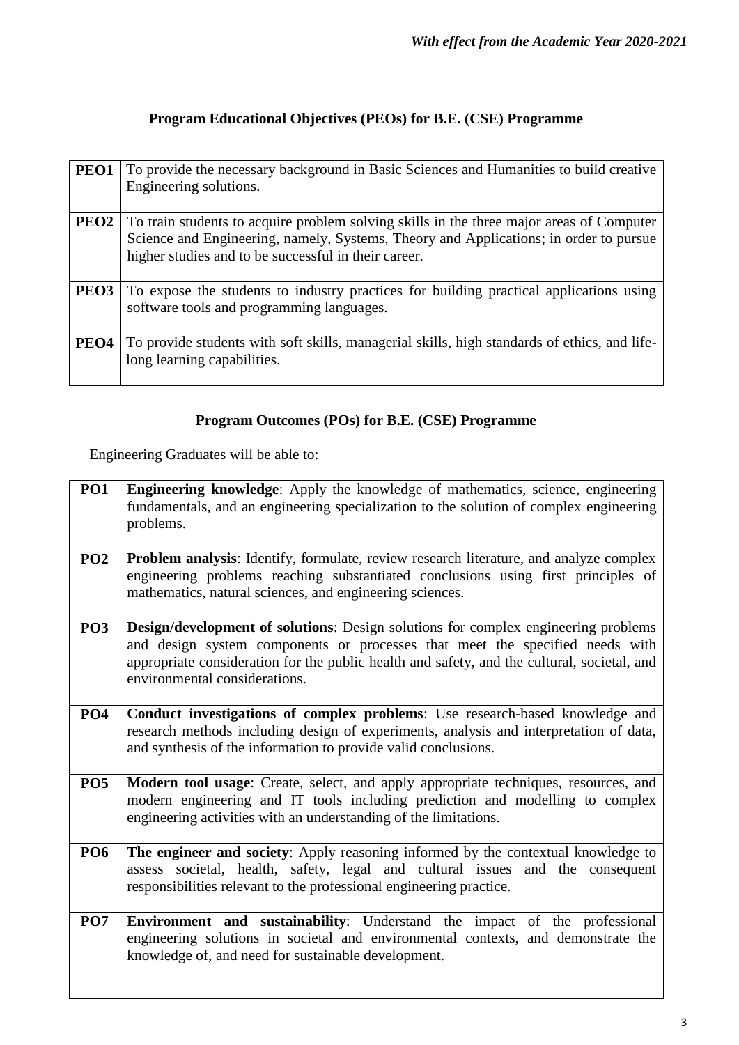*With effect from the Academic Year 2020-2021*

## Program Educational Objectives (PEOs) for B.E. (CSE) Programme

| | |
|---|---|
| **PEO1** | To provide the necessary background in Basic Sciences and Humanities to build creative Engineering solutions. |
| **PEO2** | To train students to acquire problem solving skills in the three major areas of Computer Science and Engineering, namely, Systems, Theory and Applications; in order to pursue higher studies and to be successful in their career. |
| **PEO3** | To expose the students to industry practices for building practical applications using software tools and programming languages. |
| **PEO4** | To provide students with soft skills, managerial skills, high standards of ethics, and life-long learning capabilities. |

## Program Outcomes (POs) for B.E. (CSE) Programme

Engineering Graduates will be able to:

| | |
|---|---|
| **PO1** | **Engineering knowledge**: Apply the knowledge of mathematics, science, engineering fundamentals, and an engineering specialization to the solution of complex engineering problems. |
| **PO2** | **Problem analysis**: Identify, formulate, review research literature, and analyze complex engineering problems reaching substantiated conclusions using first principles of mathematics, natural sciences, and engineering sciences. |
| **PO3** | **Design/development of solutions**: Design solutions for complex engineering problems and design system components or processes that meet the specified needs with appropriate consideration for the public health and safety, and the cultural, societal, and environmental considerations. |
| **PO4** | **Conduct investigations of complex problems**: Use research-based knowledge and research methods including design of experiments, analysis and interpretation of data, and synthesis of the information to provide valid conclusions. |
| **PO5** | **Modern tool usage**: Create, select, and apply appropriate techniques, resources, and modern engineering and IT tools including prediction and modelling to complex engineering activities with an understanding of the limitations. |
| **PO6** | **The engineer and society**: Apply reasoning informed by the contextual knowledge to assess societal, health, safety, legal and cultural issues and the consequent responsibilities relevant to the professional engineering practice. |
| **PO7** | **Environment and sustainability**: Understand the impact of the professional engineering solutions in societal and environmental contexts, and demonstrate the knowledge of, and need for sustainable development. |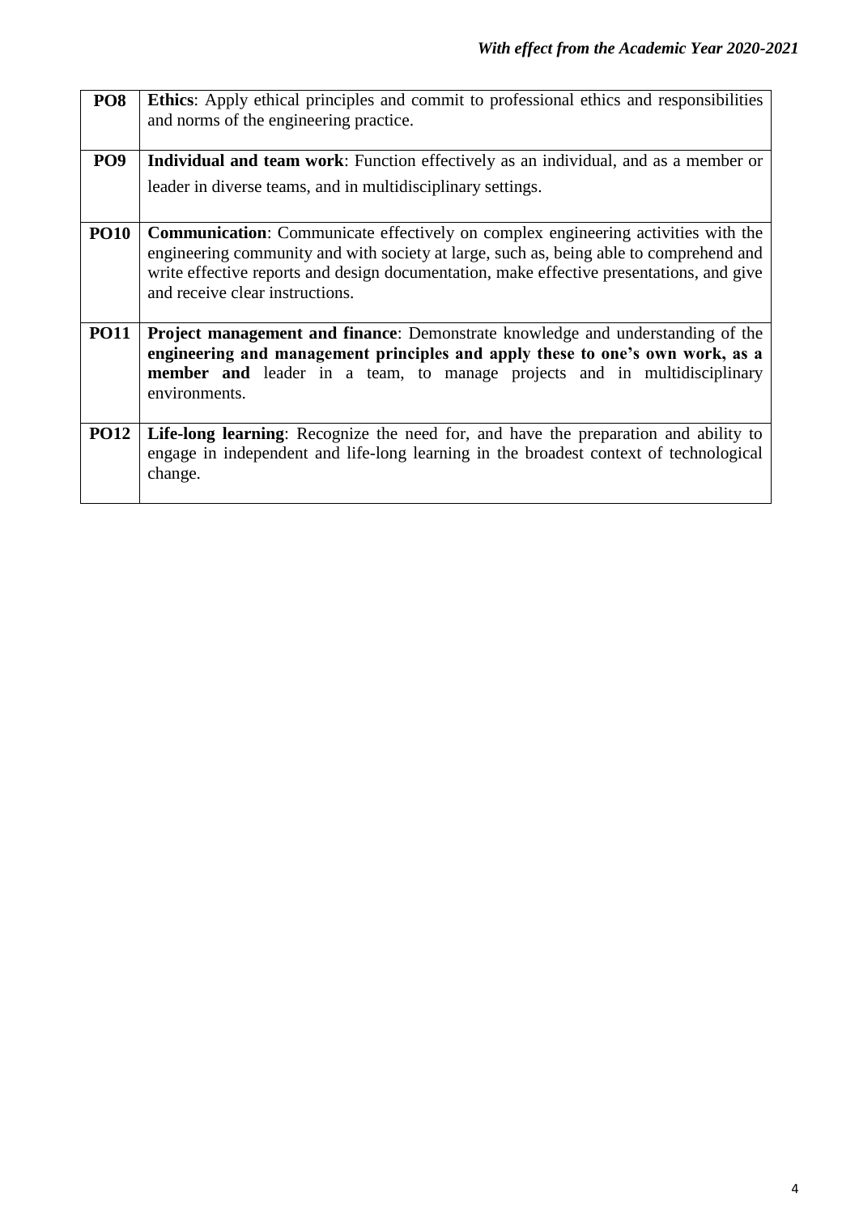| PO8 | **Ethics**: Apply ethical principles and commit to professional ethics and responsibilities and norms of the engineering practice. |
|---|---|
| PO9 | **Individual and team work**: Function effectively as an individual, and as a member or leader in diverse teams, and in multidisciplinary settings. |
| PO10 | **Communication**: Communicate effectively on complex engineering activities with the engineering community and with society at large, such as, being able to comprehend and write effective reports and design documentation, make effective presentations, and give and receive clear instructions. |
| PO11 | **Project management and finance**: Demonstrate knowledge and understanding of the **engineering and management principles and apply these to one's own work, as a member and** leader in a team, to manage projects and in multidisciplinary environments. |
| PO12 | **Life-long learning**: Recognize the need for, and have the preparation and ability to engage in independent and life-long learning in the broadest context of technological change. |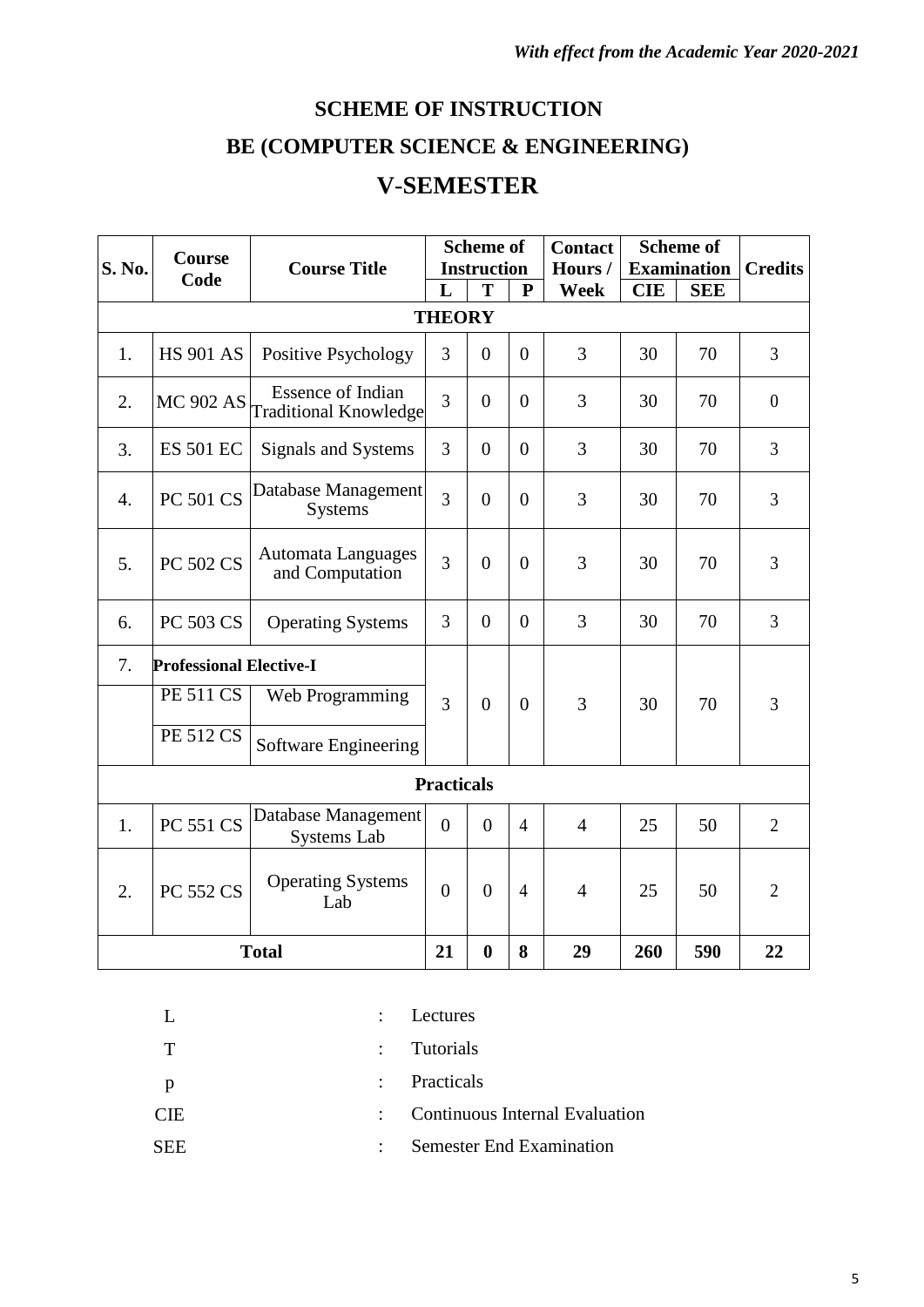*With effect from the Academic Year 2020-2021*

# SCHEME OF INSTRUCTION

## BE (COMPUTER SCIENCE & ENGINEERING)

## V-SEMESTER

| S. No. | Course Code | Course Title | Scheme of Instruction | | | Contact Hours / Week | Scheme of Examination | | Credits |
|---|---|---|---|---|---|---|---|---|---|
| | | | L | T | P | | CIE | SEE | |
| **THEORY** | | | | | | | | | |
| 1. | HS 901 AS | Positive Psychology | 3 | 0 | 0 | 3 | 30 | 70 | 3 |
| 2. | MC 902 AS | Essence of Indian Traditional Knowledge | 3 | 0 | 0 | 3 | 30 | 70 | 0 |
| 3. | ES 501 EC | Signals and Systems | 3 | 0 | 0 | 3 | 30 | 70 | 3 |
| 4. | PC 501 CS | Database Management Systems | 3 | 0 | 0 | 3 | 30 | 70 | 3 |
| 5. | PC 502 CS | Automata Languages and Computation | 3 | 0 | 0 | 3 | 30 | 70 | 3 |
| 6. | PC 503 CS | Operating Systems | 3 | 0 | 0 | 3 | 30 | 70 | 3 |
| 7. | **Professional Elective-I** | | 3 | 0 | 0 | 3 | 30 | 70 | 3 |
| | PE 511 CS | Web Programming | | | | | | | |
| | PE 512 CS | Software Engineering | | | | | | | |
| **Practicals** | | | | | | | | | |
| 1. | PC 551 CS | Database Management Systems Lab | 0 | 0 | 4 | 4 | 25 | 50 | 2 |
| 2. | PC 552 CS | Operating Systems Lab | 0 | 0 | 4 | 4 | 25 | 50 | 2 |
| **Total** | | | **21** | **0** | **8** | **29** | **260** | **590** | **22** |

| | | |
|---|---|---|
| L | : | Lectures |
| T | : | Tutorials |
| p | : | Practicals |
| CIE | : | Continuous Internal Evaluation |
| SEE | : | Semester End Examination |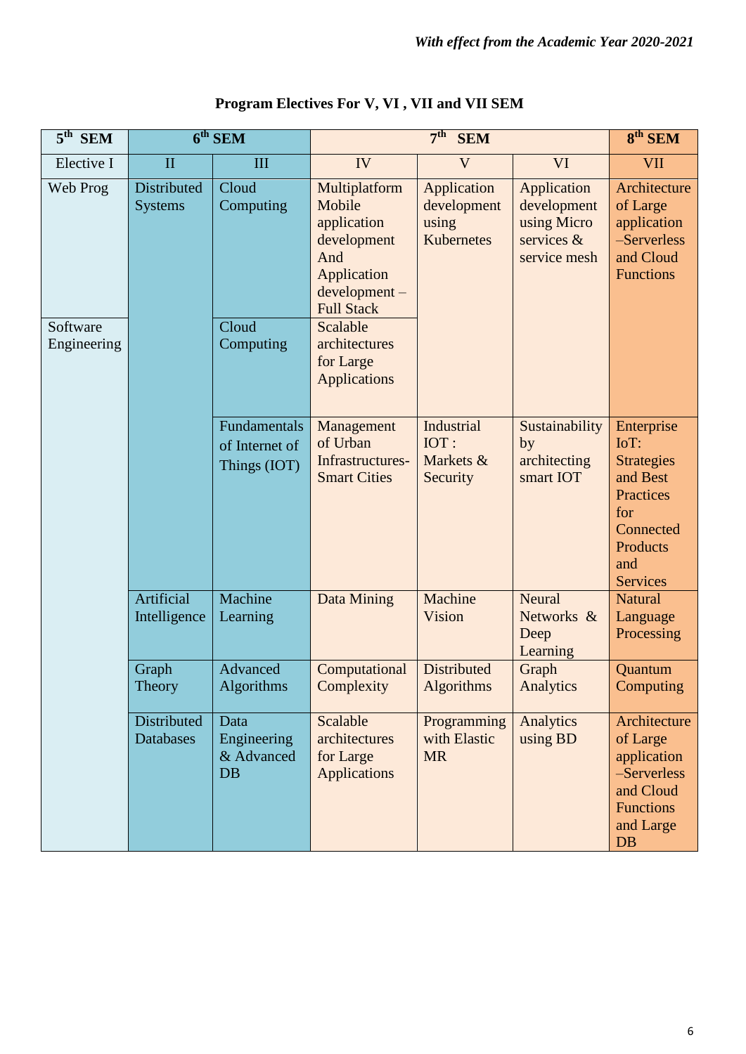*With effect from the Academic Year 2020-2021*

**Program Electives For V, VI , VII and VII SEM**

| 5th SEM | 6th SEM | | 7th SEM | | | 8th SEM |
|---|---|---|---|---|---|---|
| Elective I | II | III | IV | V | VI | VII |
| Web Prog | Distributed Systems | Cloud Computing | Multiplatform Mobile application development And Application development – Full Stack | Application development using Kubernetes | Application development using Micro services & service mesh | Architecture of Large application –Serverless and Cloud Functions |
| Software Engineering | | Cloud Computing | Scalable architectures for Large Applications | | | |
| | | Fundamentals of Internet of Things (IOT) | Management of Urban Infrastructures-Smart Cities | Industrial IOT : Markets & Security | Sustainability by architecting smart IOT | Enterprise IoT: Strategies and Best Practices for Connected Products and Services |
| | Artificial Intelligence | Machine Learning | Data Mining | Machine Vision | Neural Networks & Deep Learning | Natural Language Processing |
| | Graph Theory | Advanced Algorithms | Computational Complexity | Distributed Algorithms | Graph Analytics | Quantum Computing |
| | Distributed Databases | Data Engineering & Advanced DB | Scalable architectures for Large Applications | Programming with Elastic MR | Analytics using BD | Architecture of Large application –Serverless and Cloud Functions and Large DB |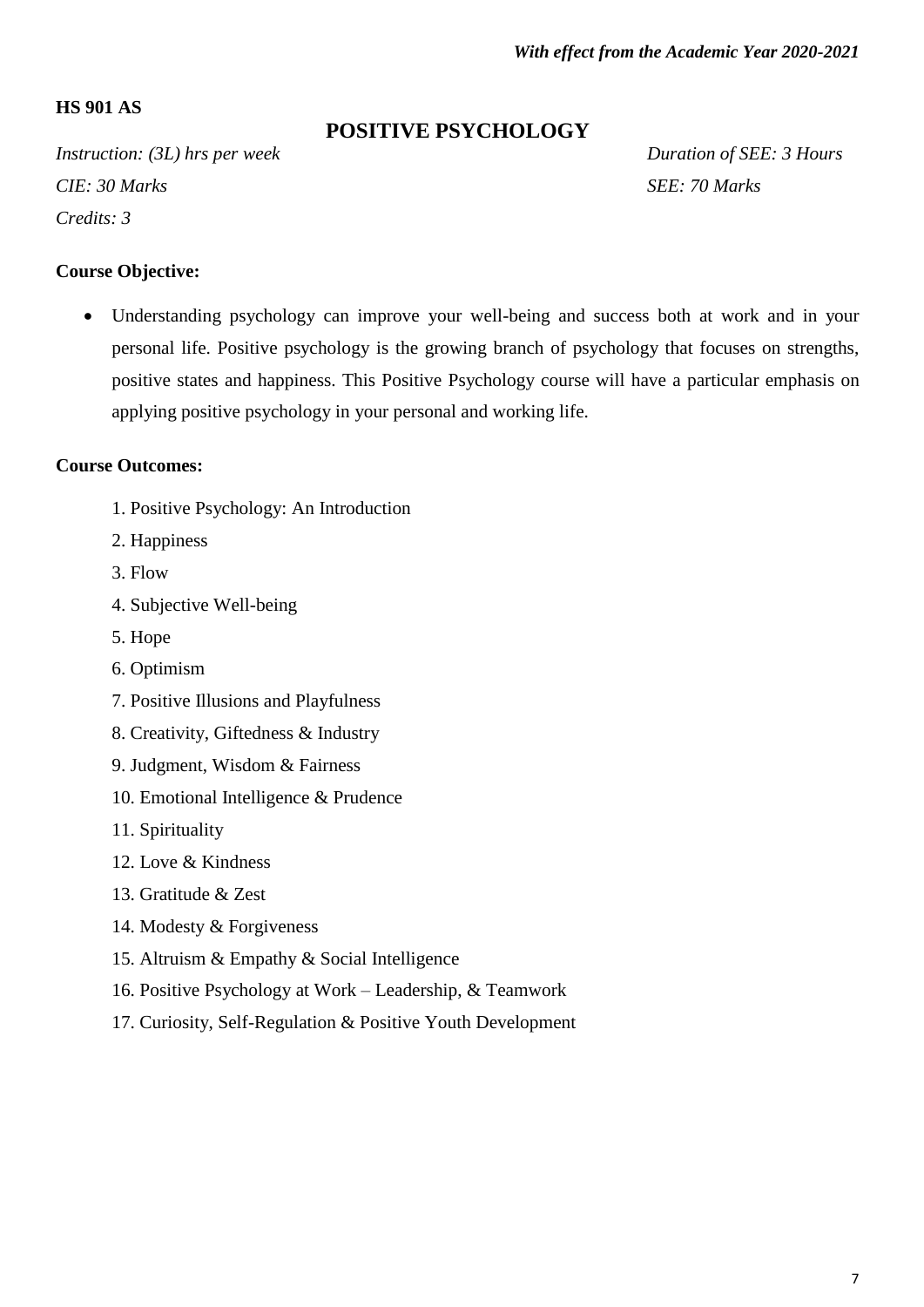*With effect from the Academic Year 2020-2021*

**HS 901 AS**

## POSITIVE PSYCHOLOGY

*Instruction: (3L) hrs per week* *Duration of SEE: 3 Hours*

*CIE: 30 Marks* *SEE: 70 Marks*

*Credits: 3*

**Course Objective:**

- Understanding psychology can improve your well-being and success both at work and in your personal life. Positive psychology is the growing branch of psychology that focuses on strengths, positive states and happiness. This Positive Psychology course will have a particular emphasis on applying positive psychology in your personal and working life.

**Course Outcomes:**

1. Positive Psychology: An Introduction
2. Happiness
3. Flow
4. Subjective Well-being
5. Hope
6. Optimism
7. Positive Illusions and Playfulness
8. Creativity, Giftedness & Industry
9. Judgment, Wisdom & Fairness
10. Emotional Intelligence & Prudence
11. Spirituality
12. Love & Kindness
13. Gratitude & Zest
14. Modesty & Forgiveness
15. Altruism & Empathy & Social Intelligence
16. Positive Psychology at Work – Leadership, & Teamwork
17. Curiosity, Self-Regulation & Positive Youth Development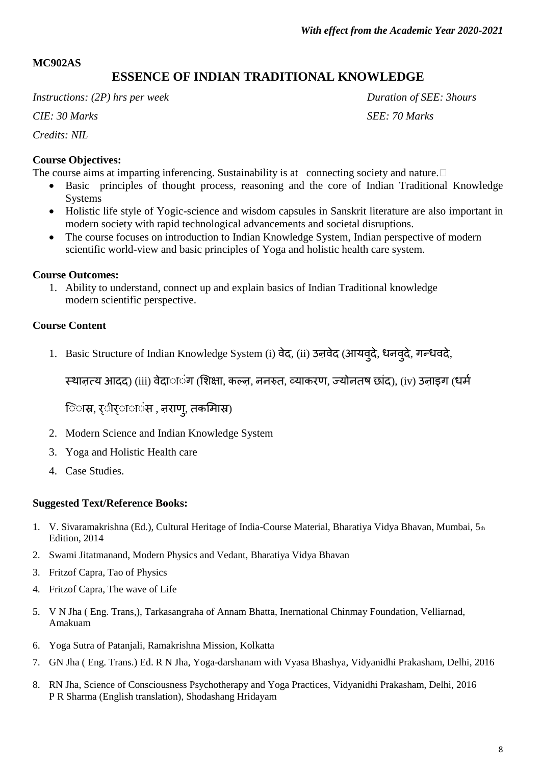*With effect from the Academic Year 2020-2021*

**MC902AS**

# ESSENCE OF INDIAN TRADITIONAL KNOWLEDGE

*Instructions: (2P) hrs per week* *Duration of SEE: 3hours*

*CIE: 30 Marks* *SEE: 70 Marks*

*Credits: NIL*

**Course Objectives:**

The course aims at imparting inferencing. Sustainability is at connecting society and nature.

- Basic principles of thought process, reasoning and the core of Indian Traditional Knowledge Systems
- Holistic life style of Yogic-science and wisdom capsules in Sanskrit literature are also important in modern society with rapid technological advancements and societal disruptions.
- The course focuses on introduction to Indian Knowledge System, Indian perspective of modern scientific world-view and basic principles of Yoga and holistic health care system.

**Course Outcomes:**

1. Ability to understand, connect up and explain basics of Indian Traditional knowledge modern scientific perspective.

**Course Content**

1. Basic Structure of Indian Knowledge System (i) वेद, (ii) उऩवेद (आयवुदे, धनवुदे, गन्धवदे, स्थाऩत्य आदद) (iii) वेदाांग (शिक्षा, कल्ऩ, ननरुत, व्याकरण, ज्योनतष छांद), (iv) उऩाड्ग (धर्म िास्र, र्ीर्ाांसा , ऩराण, तकमिास्र)
2. Modern Science and Indian Knowledge System
3. Yoga and Holistic Health care
4. Case Studies.

**Suggested Text/Reference Books:**

1. V. Sivaramakrishna (Ed.), Cultural Heritage of India-Course Material, Bharatiya Vidya Bhavan, Mumbai, 5th Edition, 2014
2. Swami Jitatmanand, Modern Physics and Vedant, Bharatiya Vidya Bhavan
3. Fritzof Capra, Tao of Physics
4. Fritzof Capra, The wave of Life
5. V N Jha ( Eng. Trans,), Tarkasangraha of Annam Bhatta, Inernational Chinmay Foundation, Velliarnad, Amakuam
6. Yoga Sutra of Patanjali, Ramakrishna Mission, Kolkatta
7. GN Jha ( Eng. Trans.) Ed. R N Jha, Yoga-darshanam with Vyasa Bhashya, Vidyanidhi Prakasham, Delhi, 2016
8. RN Jha, Science of Consciousness Psychotherapy and Yoga Practices, Vidyanidhi Prakasham, Delhi, 2016
   P R Sharma (English translation), Shodashang Hridayam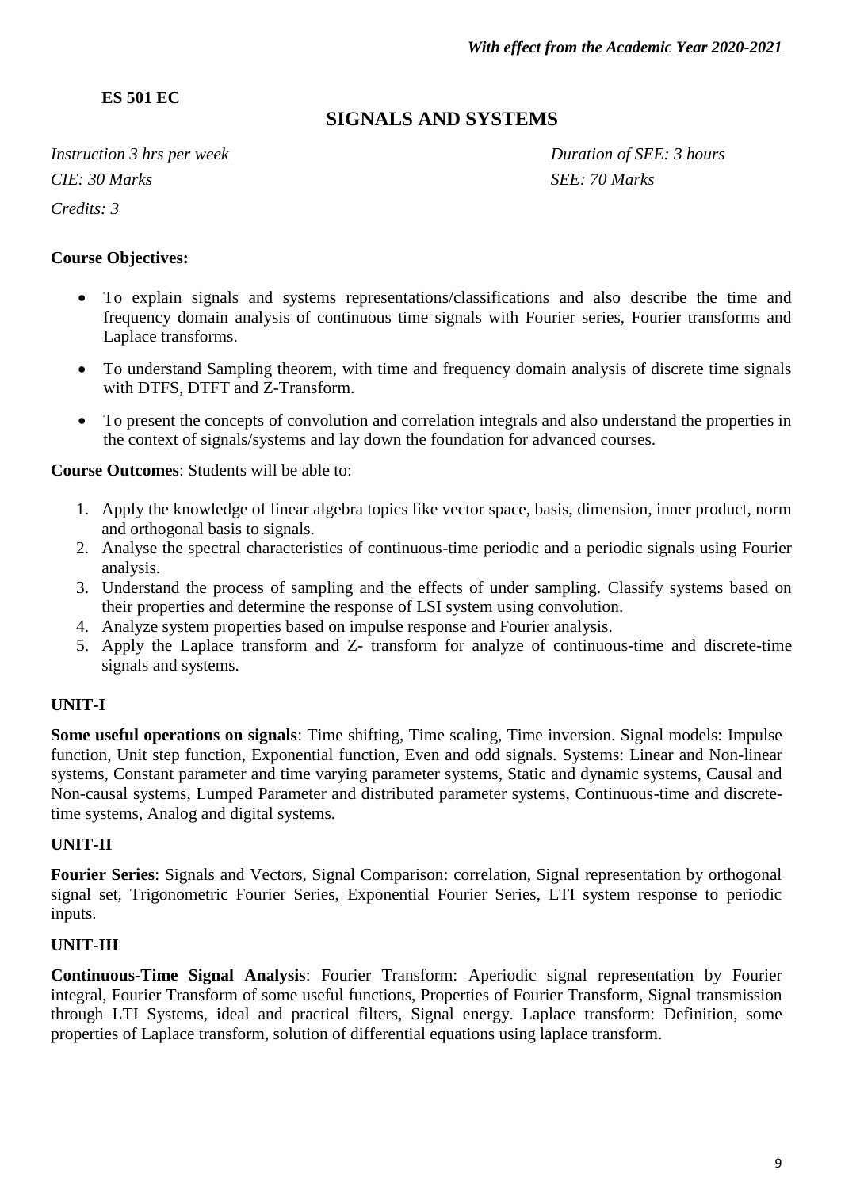*With effect from the Academic Year 2020-2021*

**ES 501 EC**

# SIGNALS AND SYSTEMS

*Instruction 3 hrs per week* *Duration of SEE: 3 hours*

*CIE: 30 Marks* *SEE: 70 Marks*

*Credits: 3*

**Course Objectives:**

- To explain signals and systems representations/classifications and also describe the time and frequency domain analysis of continuous time signals with Fourier series, Fourier transforms and Laplace transforms.
- To understand Sampling theorem, with time and frequency domain analysis of discrete time signals with DTFS, DTFT and Z-Transform.
- To present the concepts of convolution and correlation integrals and also understand the properties in the context of signals/systems and lay down the foundation for advanced courses.

**Course Outcomes**: Students will be able to:

1. Apply the knowledge of linear algebra topics like vector space, basis, dimension, inner product, norm and orthogonal basis to signals.
2. Analyse the spectral characteristics of continuous-time periodic and a periodic signals using Fourier analysis.
3. Understand the process of sampling and the effects of under sampling. Classify systems based on their properties and determine the response of LSI system using convolution.
4. Analyze system properties based on impulse response and Fourier analysis.
5. Apply the Laplace transform and Z- transform for analyze of continuous-time and discrete-time signals and systems.

## UNIT-I

**Some useful operations on signals**: Time shifting, Time scaling, Time inversion. Signal models: Impulse function, Unit step function, Exponential function, Even and odd signals. Systems: Linear and Non-linear systems, Constant parameter and time varying parameter systems, Static and dynamic systems, Causal and Non-causal systems, Lumped Parameter and distributed parameter systems, Continuous-time and discrete-time systems, Analog and digital systems.

## UNIT-II

**Fourier Series**: Signals and Vectors, Signal Comparison: correlation, Signal representation by orthogonal signal set, Trigonometric Fourier Series, Exponential Fourier Series, LTI system response to periodic inputs.

## UNIT-III

**Continuous-Time Signal Analysis**: Fourier Transform: Aperiodic signal representation by Fourier integral, Fourier Transform of some useful functions, Properties of Fourier Transform, Signal transmission through LTI Systems, ideal and practical filters, Signal energy. Laplace transform: Definition, some properties of Laplace transform, solution of differential equations using laplace transform.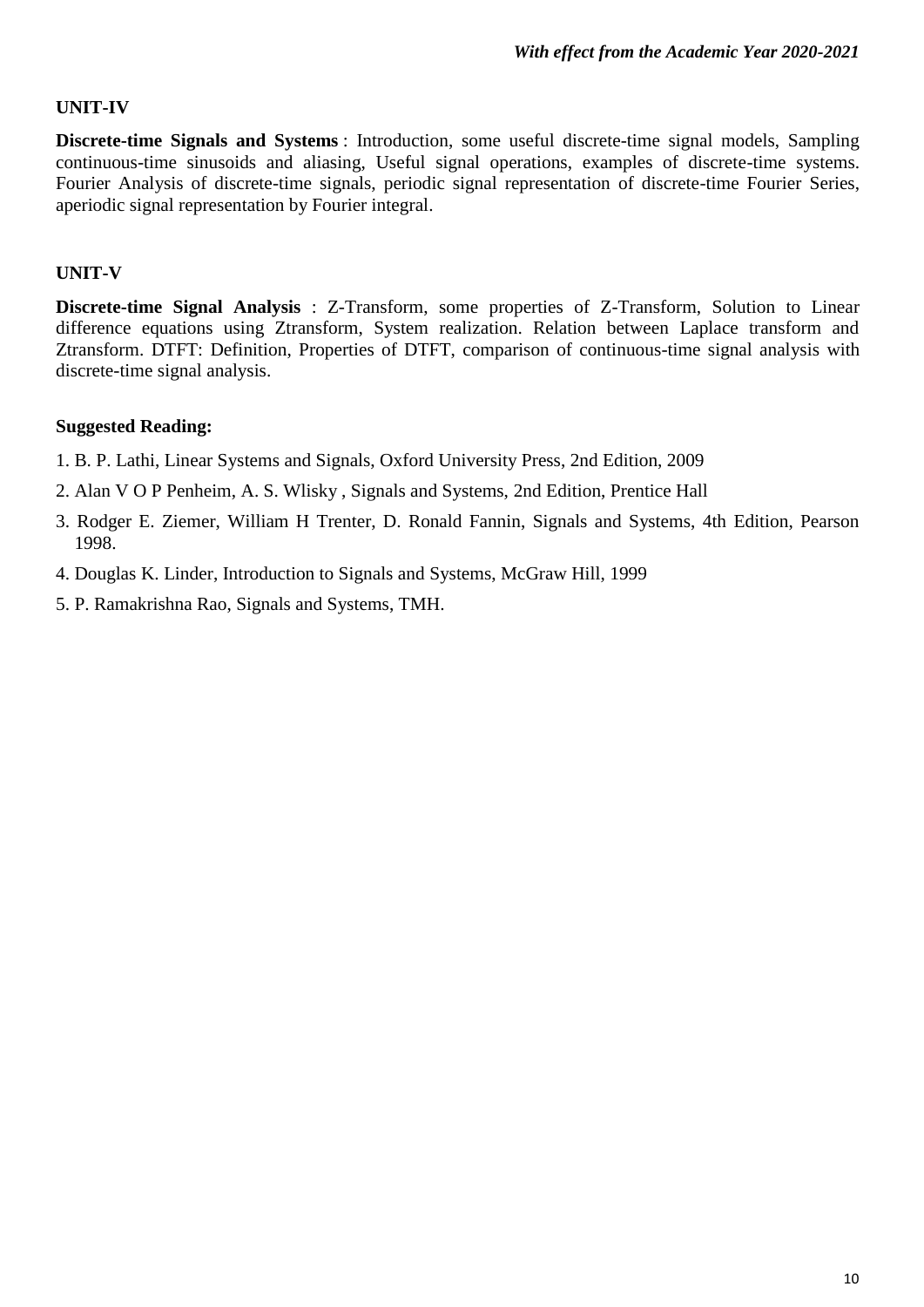### UNIT-IV

**Discrete-time Signals and Systems** : Introduction, some useful discrete-time signal models, Sampling continuous-time sinusoids and aliasing, Useful signal operations, examples of discrete-time systems. Fourier Analysis of discrete-time signals, periodic signal representation of discrete-time Fourier Series, aperiodic signal representation by Fourier integral.

### UNIT-V

**Discrete-time Signal Analysis** : Z-Transform, some properties of Z-Transform, Solution to Linear difference equations using Ztransform, System realization. Relation between Laplace transform and Ztransform. DTFT: Definition, Properties of DTFT, comparison of continuous-time signal analysis with discrete-time signal analysis.

### Suggested Reading:

1. B. P. Lathi, Linear Systems and Signals, Oxford University Press, 2nd Edition, 2009
2. Alan V O P Penheim, A. S. Wlisky , Signals and Systems, 2nd Edition, Prentice Hall
3. Rodger E. Ziemer, William H Trenter, D. Ronald Fannin, Signals and Systems, 4th Edition, Pearson 1998.
4. Douglas K. Linder, Introduction to Signals and Systems, McGraw Hill, 1999
5. P. Ramakrishna Rao, Signals and Systems, TMH.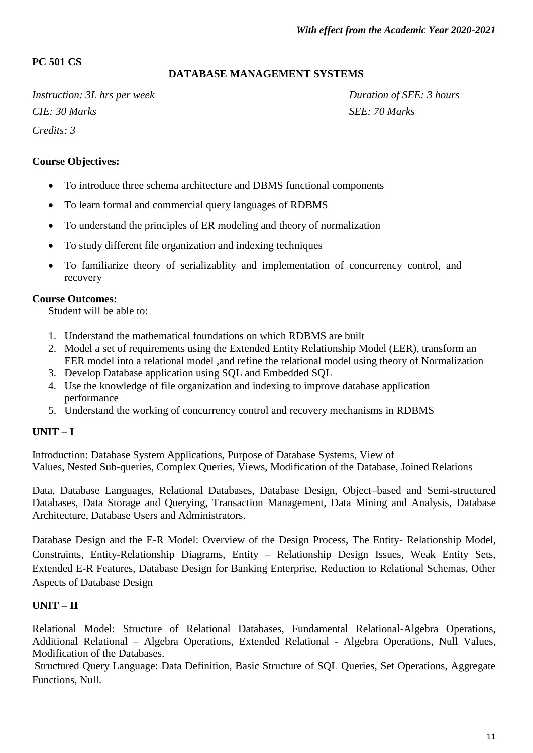*With effect from the Academic Year 2020-2021*

**PC 501 CS**

## DATABASE MANAGEMENT SYSTEMS

*Instruction: 3L hrs per week* — *Duration of SEE: 3 hours*

*CIE: 30 Marks* — *SEE: 70 Marks*

*Credits: 3*

**Course Objectives:**

- To introduce three schema architecture and DBMS functional components
- To learn formal and commercial query languages of RDBMS
- To understand the principles of ER modeling and theory of normalization
- To study different file organization and indexing techniques
- To familiarize theory of serializablity and implementation of concurrency control, and recovery

**Course Outcomes:**

Student will be able to:

1. Understand the mathematical foundations on which RDBMS are built
2. Model a set of requirements using the Extended Entity Relationship Model (EER), transform an EER model into a relational model ,and refine the relational model using theory of Normalization
3. Develop Database application using SQL and Embedded SQL
4. Use the knowledge of file organization and indexing to improve database application performance
5. Understand the working of concurrency control and recovery mechanisms in RDBMS

### UNIT – I

Introduction: Database System Applications, Purpose of Database Systems, View of
Values, Nested Sub-queries, Complex Queries, Views, Modification of the Database, Joined Relations

Data, Database Languages, Relational Databases, Database Design, Object–based and Semi-structured Databases, Data Storage and Querying, Transaction Management, Data Mining and Analysis, Database Architecture, Database Users and Administrators.

Database Design and the E-R Model: Overview of the Design Process, The Entity- Relationship Model, Constraints, Entity-Relationship Diagrams, Entity – Relationship Design Issues, Weak Entity Sets, Extended E-R Features, Database Design for Banking Enterprise, Reduction to Relational Schemas, Other Aspects of Database Design

### UNIT – II

Relational Model: Structure of Relational Databases, Fundamental Relational-Algebra Operations, Additional Relational – Algebra Operations, Extended Relational - Algebra Operations, Null Values, Modification of the Databases.

Structured Query Language: Data Definition, Basic Structure of SQL Queries, Set Operations, Aggregate Functions, Null.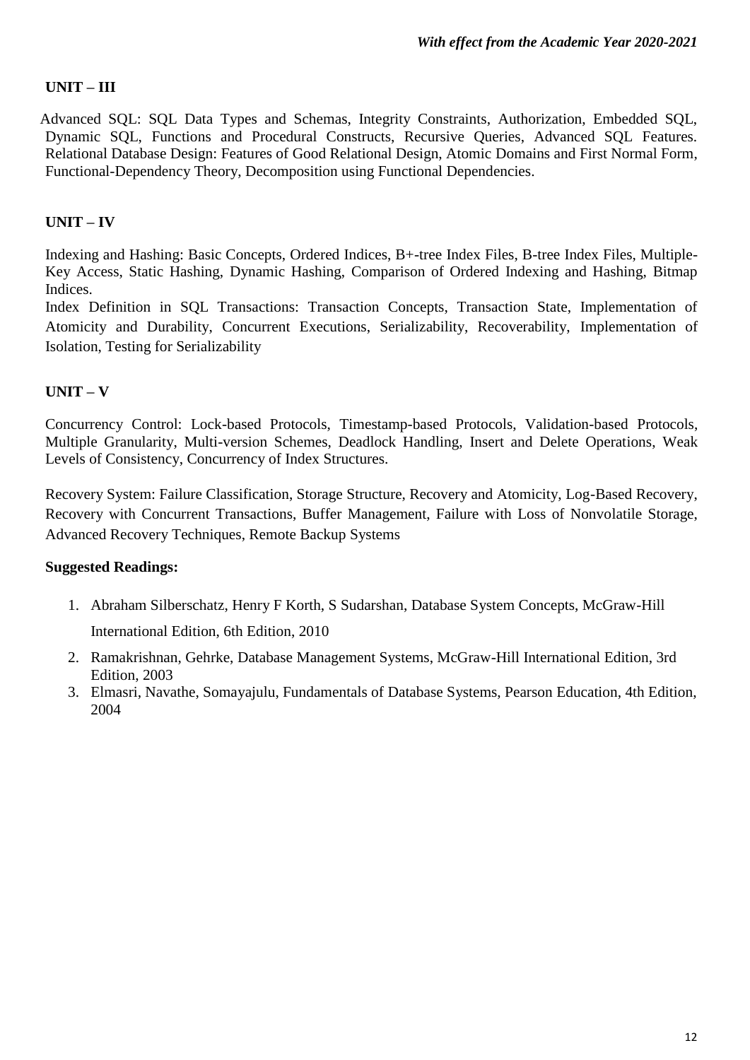## UNIT – III

Advanced SQL: SQL Data Types and Schemas, Integrity Constraints, Authorization, Embedded SQL, Dynamic SQL, Functions and Procedural Constructs, Recursive Queries, Advanced SQL Features. Relational Database Design: Features of Good Relational Design, Atomic Domains and First Normal Form, Functional-Dependency Theory, Decomposition using Functional Dependencies.

## UNIT – IV

Indexing and Hashing: Basic Concepts, Ordered Indices, B+-tree Index Files, B-tree Index Files, Multiple-Key Access, Static Hashing, Dynamic Hashing, Comparison of Ordered Indexing and Hashing, Bitmap Indices.

Index Definition in SQL Transactions: Transaction Concepts, Transaction State, Implementation of Atomicity and Durability, Concurrent Executions, Serializability, Recoverability, Implementation of Isolation, Testing for Serializability

## UNIT – V

Concurrency Control: Lock-based Protocols, Timestamp-based Protocols, Validation-based Protocols, Multiple Granularity, Multi-version Schemes, Deadlock Handling, Insert and Delete Operations, Weak Levels of Consistency, Concurrency of Index Structures.

Recovery System: Failure Classification, Storage Structure, Recovery and Atomicity, Log-Based Recovery, Recovery with Concurrent Transactions, Buffer Management, Failure with Loss of Nonvolatile Storage, Advanced Recovery Techniques, Remote Backup Systems

**Suggested Readings:**

1. Abraham Silberschatz, Henry F Korth, S Sudarshan, Database System Concepts, McGraw-Hill International Edition, 6th Edition, 2010
2. Ramakrishnan, Gehrke, Database Management Systems, McGraw-Hill International Edition, 3rd Edition, 2003
3. Elmasri, Navathe, Somayajulu, Fundamentals of Database Systems, Pearson Education, 4th Edition, 2004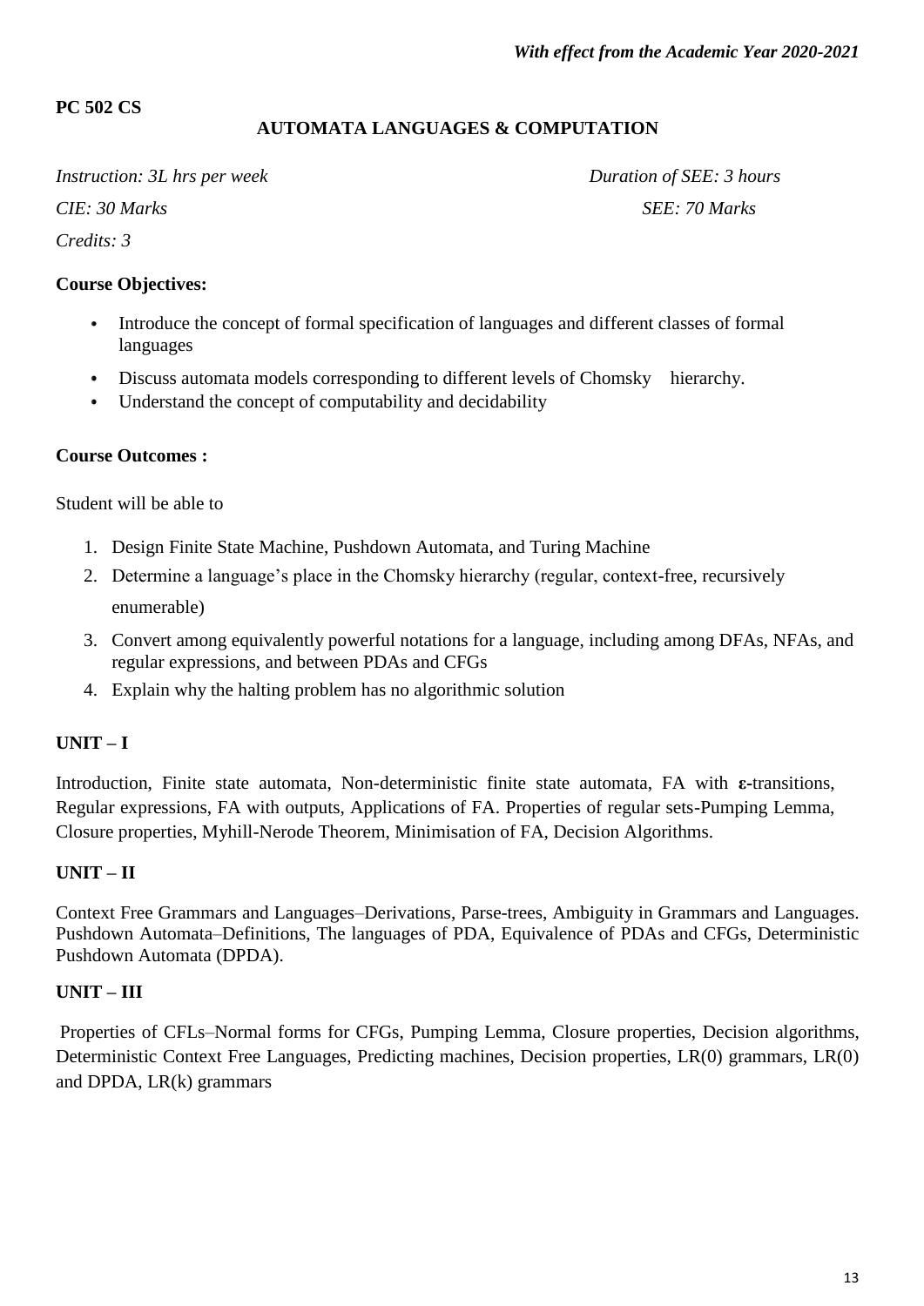*With effect from the Academic Year 2020-2021*

**PC 502 CS**

## AUTOMATA LANGUAGES & COMPUTATION

*Instruction: 3L hrs per week* *Duration of SEE: 3 hours*

*CIE: 30 Marks* *SEE: 70 Marks*

*Credits: 3*

**Course Objectives:**

- Introduce the concept of formal specification of languages and different classes of formal languages
- Discuss automata models corresponding to different levels of Chomsky hierarchy.
- Understand the concept of computability and decidability

**Course Outcomes :**

Student will be able to

1. Design Finite State Machine, Pushdown Automata, and Turing Machine
2. Determine a language's place in the Chomsky hierarchy (regular, context-free, recursively enumerable)
3. Convert among equivalently powerful notations for a language, including among DFAs, NFAs, and regular expressions, and between PDAs and CFGs
4. Explain why the halting problem has no algorithmic solution

**UNIT – I**

Introduction, Finite state automata, Non-deterministic finite state automata, FA with **ε**-transitions, Regular expressions, FA with outputs, Applications of FA. Properties of regular sets-Pumping Lemma, Closure properties, Myhill-Nerode Theorem, Minimisation of FA, Decision Algorithms.

**UNIT – II**

Context Free Grammars and Languages–Derivations, Parse-trees, Ambiguity in Grammars and Languages. Pushdown Automata–Definitions, The languages of PDA, Equivalence of PDAs and CFGs, Deterministic Pushdown Automata (DPDA).

**UNIT – III**

Properties of CFLs–Normal forms for CFGs, Pumping Lemma, Closure properties, Decision algorithms, Deterministic Context Free Languages, Predicting machines, Decision properties, LR(0) grammars, LR(0) and DPDA, LR(k) grammars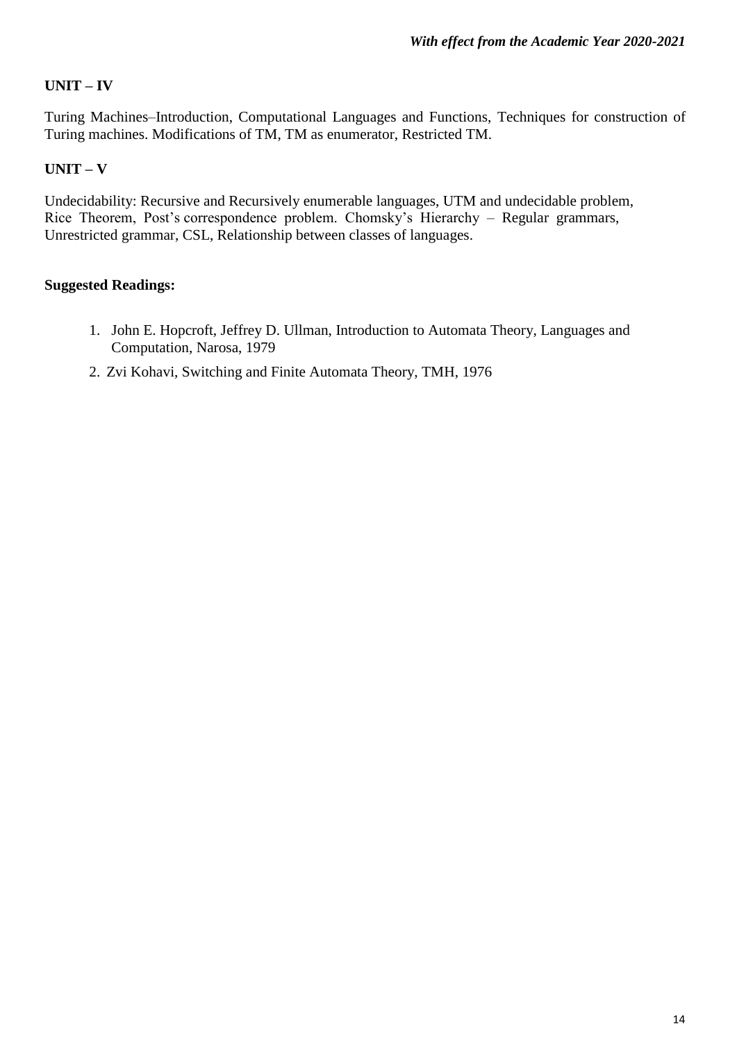**UNIT – IV**

Turing Machines–Introduction, Computational Languages and Functions, Techniques for construction of Turing machines. Modifications of TM, TM as enumerator, Restricted TM.

**UNIT – V**

Undecidability: Recursive and Recursively enumerable languages, UTM and undecidable problem, Rice Theorem, Post's correspondence problem. Chomsky's Hierarchy – Regular grammars, Unrestricted grammar, CSL, Relationship between classes of languages.

**Suggested Readings:**

1. John E. Hopcroft, Jeffrey D. Ullman, Introduction to Automata Theory, Languages and Computation, Narosa, 1979
2. Zvi Kohavi, Switching and Finite Automata Theory, TMH, 1976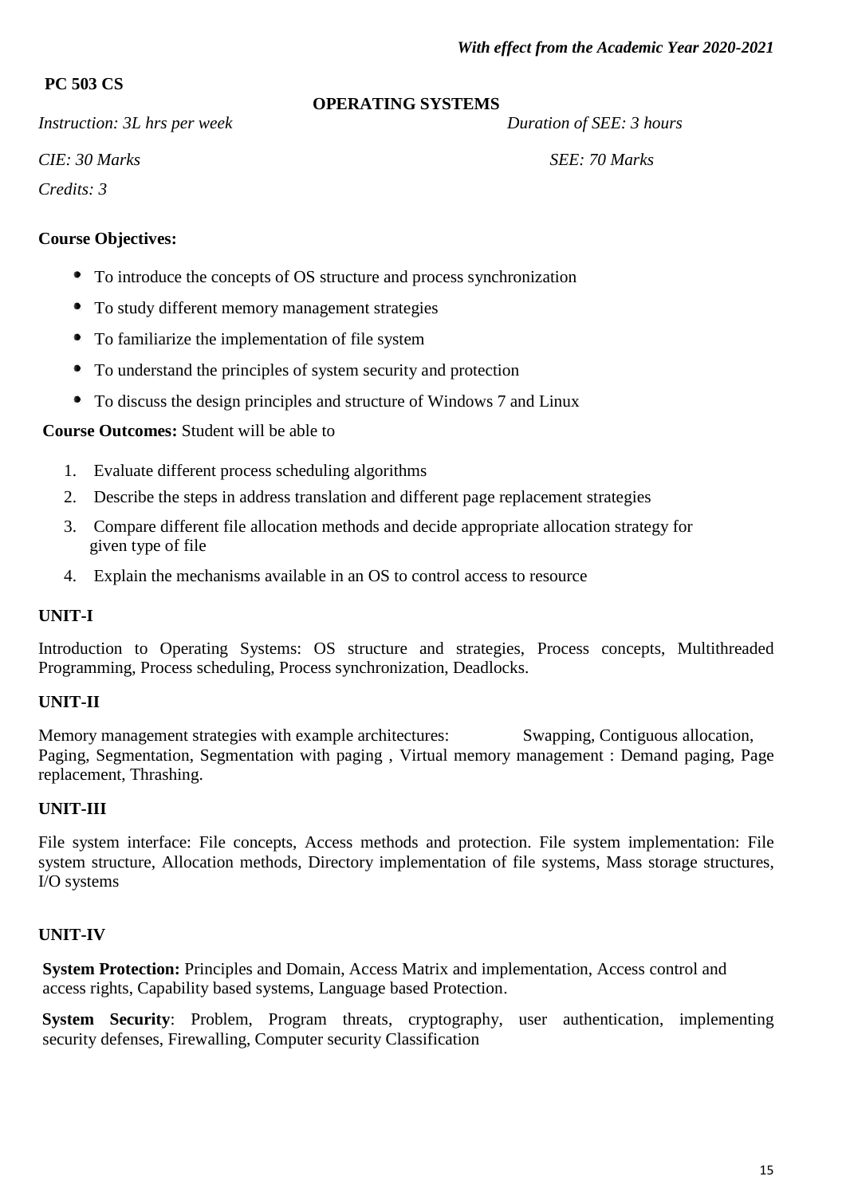*With effect from the Academic Year 2020-2021*

**PC 503 CS**

**OPERATING SYSTEMS**

*Instruction: 3L hrs per week* *Duration of SEE: 3 hours*

*CIE: 30 Marks* *SEE: 70 Marks*

*Credits: 3*

**Course Objectives:**

- To introduce the concepts of OS structure and process synchronization
- To study different memory management strategies
- To familiarize the implementation of file system
- To understand the principles of system security and protection
- To discuss the design principles and structure of Windows 7 and Linux

**Course Outcomes:** Student will be able to

1. Evaluate different process scheduling algorithms
2. Describe the steps in address translation and different page replacement strategies
3. Compare different file allocation methods and decide appropriate allocation strategy for given type of file
4. Explain the mechanisms available in an OS to control access to resource

**UNIT-I**

Introduction to Operating Systems: OS structure and strategies, Process concepts, Multithreaded Programming, Process scheduling, Process synchronization, Deadlocks.

**UNIT-II**

Memory management strategies with example architectures: Swapping, Contiguous allocation, Paging, Segmentation, Segmentation with paging , Virtual memory management : Demand paging, Page replacement, Thrashing.

**UNIT-III**

File system interface: File concepts, Access methods and protection. File system implementation: File system structure, Allocation methods, Directory implementation of file systems, Mass storage structures, I/O systems

**UNIT-IV**

**System Protection:** Principles and Domain, Access Matrix and implementation, Access control and access rights, Capability based systems, Language based Protection.

**System Security**: Problem, Program threats, cryptography, user authentication, implementing security defenses, Firewalling, Computer security Classification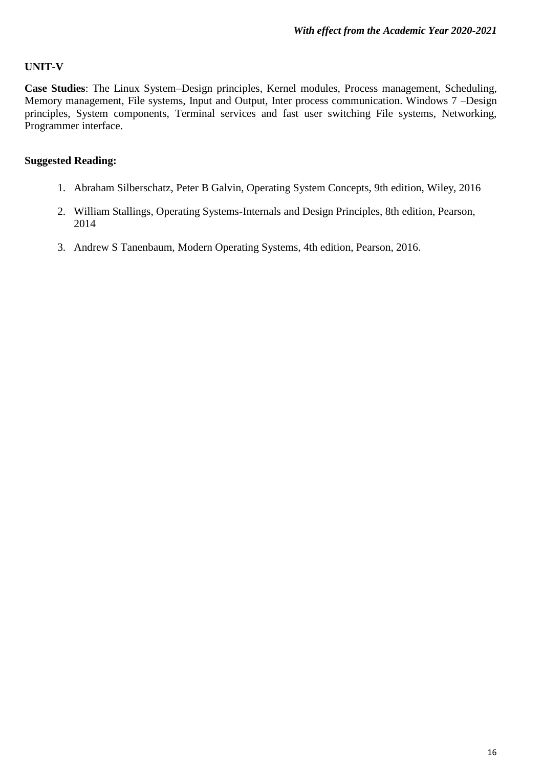**UNIT-V**

**Case Studies**: The Linux System–Design principles, Kernel modules, Process management, Scheduling, Memory management, File systems, Input and Output, Inter process communication. Windows 7 –Design principles, System components, Terminal services and fast user switching File systems, Networking, Programmer interface.

**Suggested Reading:**

1. Abraham Silberschatz, Peter B Galvin, Operating System Concepts, 9th edition, Wiley, 2016
2. William Stallings, Operating Systems-Internals and Design Principles, 8th edition, Pearson, 2014
3. Andrew S Tanenbaum, Modern Operating Systems, 4th edition, Pearson, 2016.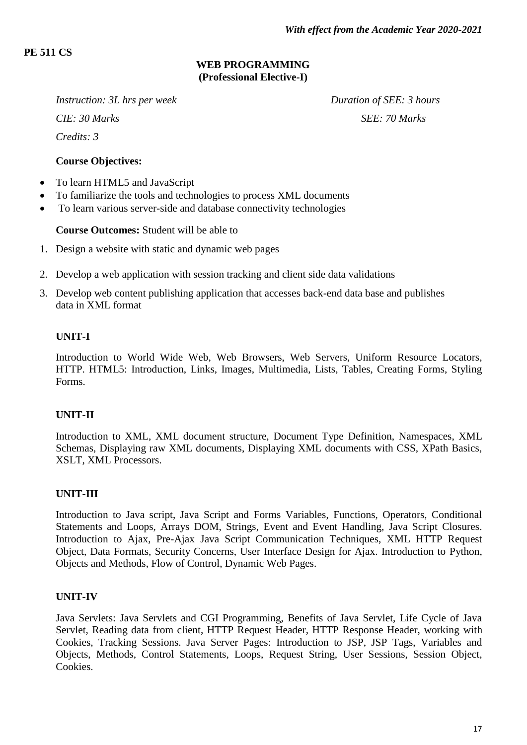*With effect from the Academic Year 2020-2021*

**PE 511 CS**

# WEB PROGRAMMING
## (Professional Elective-I)

*Instruction: 3L hrs per week* | *Duration of SEE: 3 hours*

*CIE: 30 Marks* | *SEE: 70 Marks*

*Credits: 3*

**Course Objectives:**

- To learn HTML5 and JavaScript
- To familiarize the tools and technologies to process XML documents
- To learn various server-side and database connectivity technologies

**Course Outcomes:** Student will be able to

1. Design a website with static and dynamic web pages
2. Develop a web application with session tracking and client side data validations
3. Develop web content publishing application that accesses back-end data base and publishes data in XML format

**UNIT-I**

Introduction to World Wide Web, Web Browsers, Web Servers, Uniform Resource Locators, HTTP. HTML5: Introduction, Links, Images, Multimedia, Lists, Tables, Creating Forms, Styling Forms.

**UNIT-II**

Introduction to XML, XML document structure, Document Type Definition, Namespaces, XML Schemas, Displaying raw XML documents, Displaying XML documents with CSS, XPath Basics, XSLT, XML Processors.

**UNIT-III**

Introduction to Java script, Java Script and Forms Variables, Functions, Operators, Conditional Statements and Loops, Arrays DOM, Strings, Event and Event Handling, Java Script Closures. Introduction to Ajax, Pre-Ajax Java Script Communication Techniques, XML HTTP Request Object, Data Formats, Security Concerns, User Interface Design for Ajax. Introduction to Python, Objects and Methods, Flow of Control, Dynamic Web Pages.

**UNIT-IV**

Java Servlets: Java Servlets and CGI Programming, Benefits of Java Servlet, Life Cycle of Java Servlet, Reading data from client, HTTP Request Header, HTTP Response Header, working with Cookies, Tracking Sessions. Java Server Pages: Introduction to JSP, JSP Tags, Variables and Objects, Methods, Control Statements, Loops, Request String, User Sessions, Session Object, Cookies.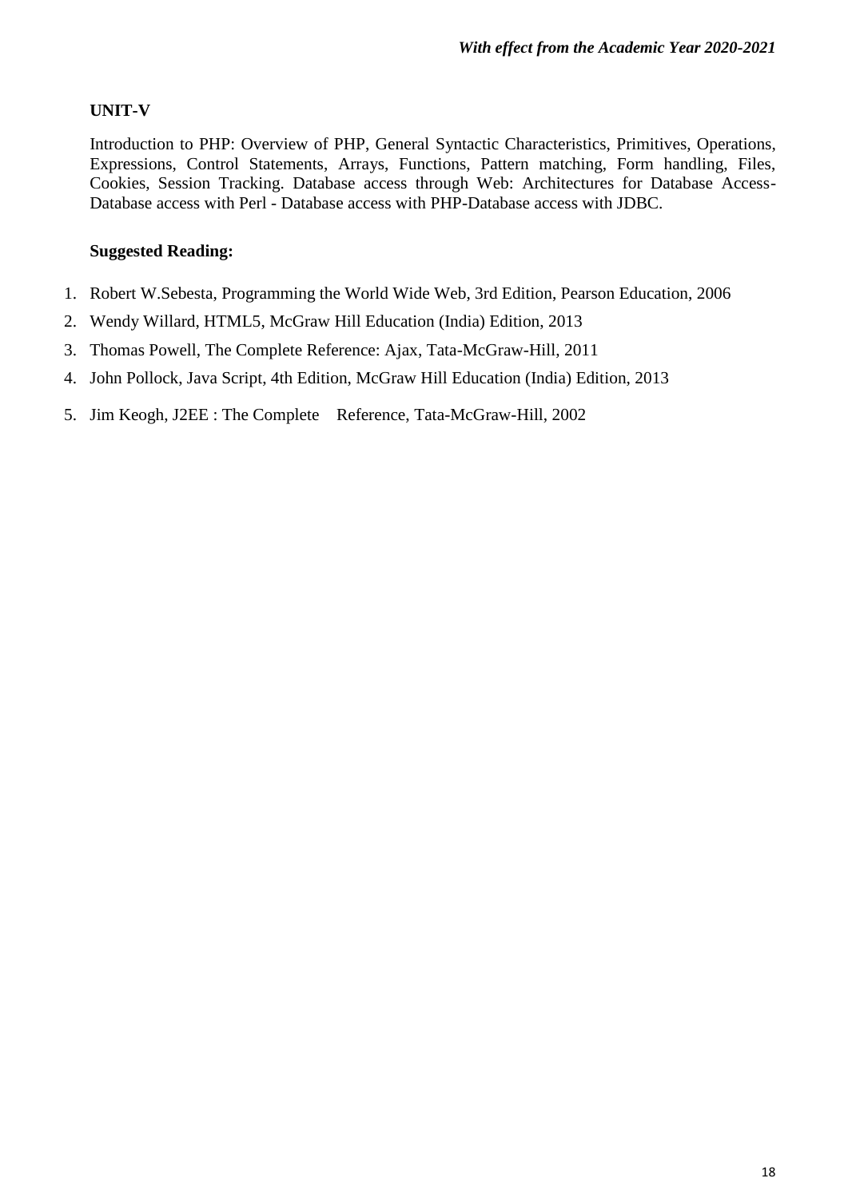### UNIT-V

Introduction to PHP: Overview of PHP, General Syntactic Characteristics, Primitives, Operations, Expressions, Control Statements, Arrays, Functions, Pattern matching, Form handling, Files, Cookies, Session Tracking. Database access through Web: Architectures for Database Access- Database access with Perl - Database access with PHP-Database access with JDBC.

### Suggested Reading:

1. Robert W.Sebesta, Programming the World Wide Web, 3rd Edition, Pearson Education, 2006
2. Wendy Willard, HTML5, McGraw Hill Education (India) Edition, 2013
3. Thomas Powell, The Complete Reference: Ajax, Tata-McGraw-Hill, 2011
4. John Pollock, Java Script, 4th Edition, McGraw Hill Education (India) Edition, 2013
5. Jim Keogh, J2EE : The Complete Reference, Tata-McGraw-Hill, 2002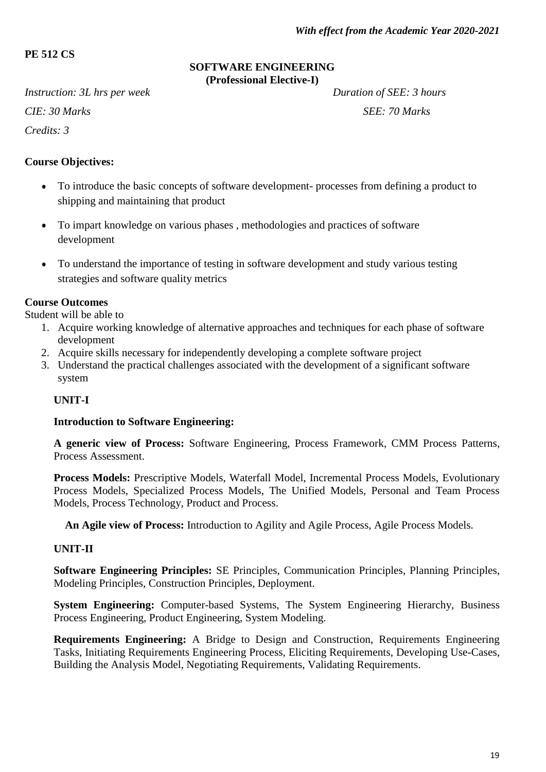*With effect from the Academic Year 2020-2021*

**PE 512 CS**

## SOFTWARE ENGINEERING
**(Professional Elective-I)**

*Instruction: 3L hrs per week* *Duration of SEE: 3 hours*

*CIE: 30 Marks* *SEE: 70 Marks*

*Credits: 3*

**Course Objectives:**

- To introduce the basic concepts of software development- processes from defining a product to shipping and maintaining that product
- To impart knowledge on various phases , methodologies and practices of software development
- To understand the importance of testing in software development and study various testing strategies and software quality metrics

**Course Outcomes**

Student will be able to

1. Acquire working knowledge of alternative approaches and techniques for each phase of software development
2. Acquire skills necessary for independently developing a complete software project
3. Understand the practical challenges associated with the development of a significant software system

**UNIT-I**

**Introduction to Software Engineering:**

**A generic view of Process:** Software Engineering, Process Framework, CMM Process Patterns, Process Assessment.

**Process Models:** Prescriptive Models, Waterfall Model, Incremental Process Models, Evolutionary Process Models, Specialized Process Models, The Unified Models, Personal and Team Process Models, Process Technology, Product and Process.

**An Agile view of Process:** Introduction to Agility and Agile Process, Agile Process Models.

**UNIT-II**

**Software Engineering Principles:** SE Principles, Communication Principles, Planning Principles, Modeling Principles, Construction Principles, Deployment.

**System Engineering:** Computer-based Systems, The System Engineering Hierarchy, Business Process Engineering, Product Engineering, System Modeling.

**Requirements Engineering:** A Bridge to Design and Construction, Requirements Engineering Tasks, Initiating Requirements Engineering Process, Eliciting Requirements, Developing Use-Cases, Building the Analysis Model, Negotiating Requirements, Validating Requirements.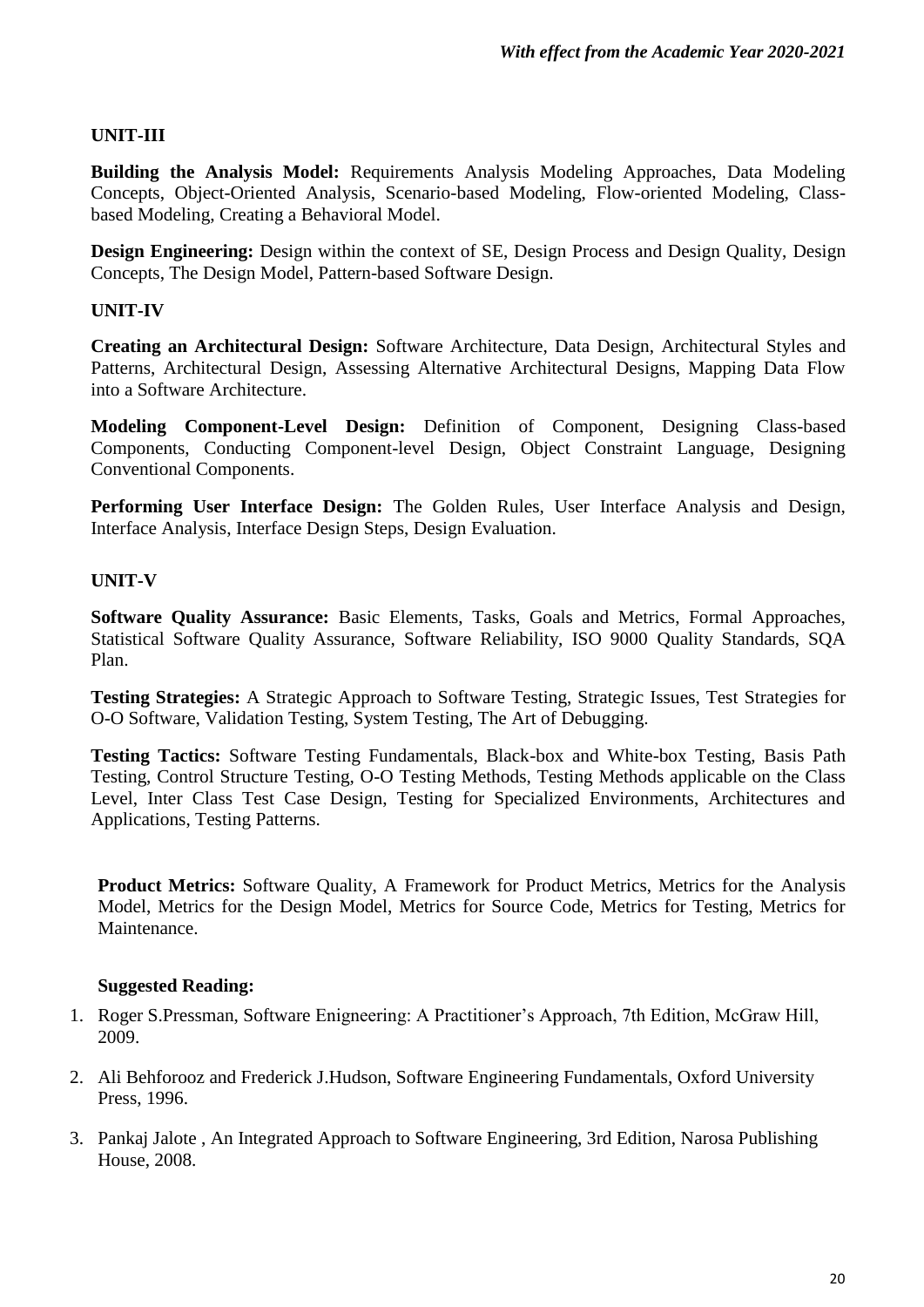### UNIT-III

**Building the Analysis Model:** Requirements Analysis Modeling Approaches, Data Modeling Concepts, Object-Oriented Analysis, Scenario-based Modeling, Flow-oriented Modeling, Class-based Modeling, Creating a Behavioral Model.

**Design Engineering:** Design within the context of SE, Design Process and Design Quality, Design Concepts, The Design Model, Pattern-based Software Design.

### UNIT-IV

**Creating an Architectural Design:** Software Architecture, Data Design, Architectural Styles and Patterns, Architectural Design, Assessing Alternative Architectural Designs, Mapping Data Flow into a Software Architecture.

**Modeling Component-Level Design:** Definition of Component, Designing Class-based Components, Conducting Component-level Design, Object Constraint Language, Designing Conventional Components.

**Performing User Interface Design:** The Golden Rules, User Interface Analysis and Design, Interface Analysis, Interface Design Steps, Design Evaluation.

### UNIT-V

**Software Quality Assurance:** Basic Elements, Tasks, Goals and Metrics, Formal Approaches, Statistical Software Quality Assurance, Software Reliability, ISO 9000 Quality Standards, SQA Plan.

**Testing Strategies:** A Strategic Approach to Software Testing, Strategic Issues, Test Strategies for O-O Software, Validation Testing, System Testing, The Art of Debugging.

**Testing Tactics:** Software Testing Fundamentals, Black-box and White-box Testing, Basis Path Testing, Control Structure Testing, O-O Testing Methods, Testing Methods applicable on the Class Level, Inter Class Test Case Design, Testing for Specialized Environments, Architectures and Applications, Testing Patterns.

**Product Metrics:** Software Quality, A Framework for Product Metrics, Metrics for the Analysis Model, Metrics for the Design Model, Metrics for Source Code, Metrics for Testing, Metrics for Maintenance.

**Suggested Reading:**

1. Roger S.Pressman, Software Enigneering: A Practitioner's Approach, 7th Edition, McGraw Hill, 2009.
2. Ali Behforooz and Frederick J.Hudson, Software Engineering Fundamentals, Oxford University Press, 1996.
3. Pankaj Jalote , An Integrated Approach to Software Engineering, 3rd Edition, Narosa Publishing House, 2008.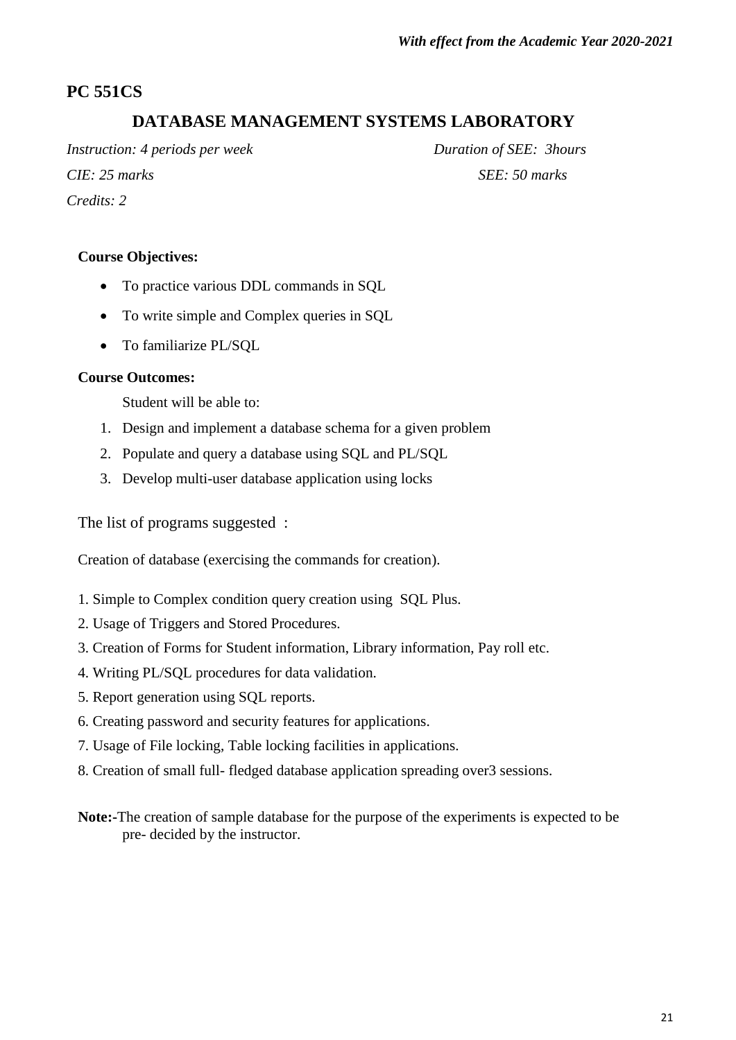## PC 551CS

## DATABASE MANAGEMENT SYSTEMS LABORATORY

*Instruction: 4 periods per week* *Duration of SEE: 3hours*

*CIE: 25 marks* *SEE: 50 marks*

*Credits: 2*

**Course Objectives:**

- To practice various DDL commands in SQL
- To write simple and Complex queries in SQL
- To familiarize PL/SQL

**Course Outcomes:**

Student will be able to:

1. Design and implement a database schema for a given problem
2. Populate and query a database using SQL and PL/SQL
3. Develop multi-user database application using locks

The list of programs suggested :

Creation of database (exercising the commands for creation).

1. Simple to Complex condition query creation using SQL Plus.
2. Usage of Triggers and Stored Procedures.
3. Creation of Forms for Student information, Library information, Pay roll etc.
4. Writing PL/SQL procedures for data validation.
5. Report generation using SQL reports.
6. Creating password and security features for applications.
7. Usage of File locking, Table locking facilities in applications.
8. Creation of small full- fledged database application spreading over3 sessions.

**Note:-**The creation of sample database for the purpose of the experiments is expected to be pre- decided by the instructor.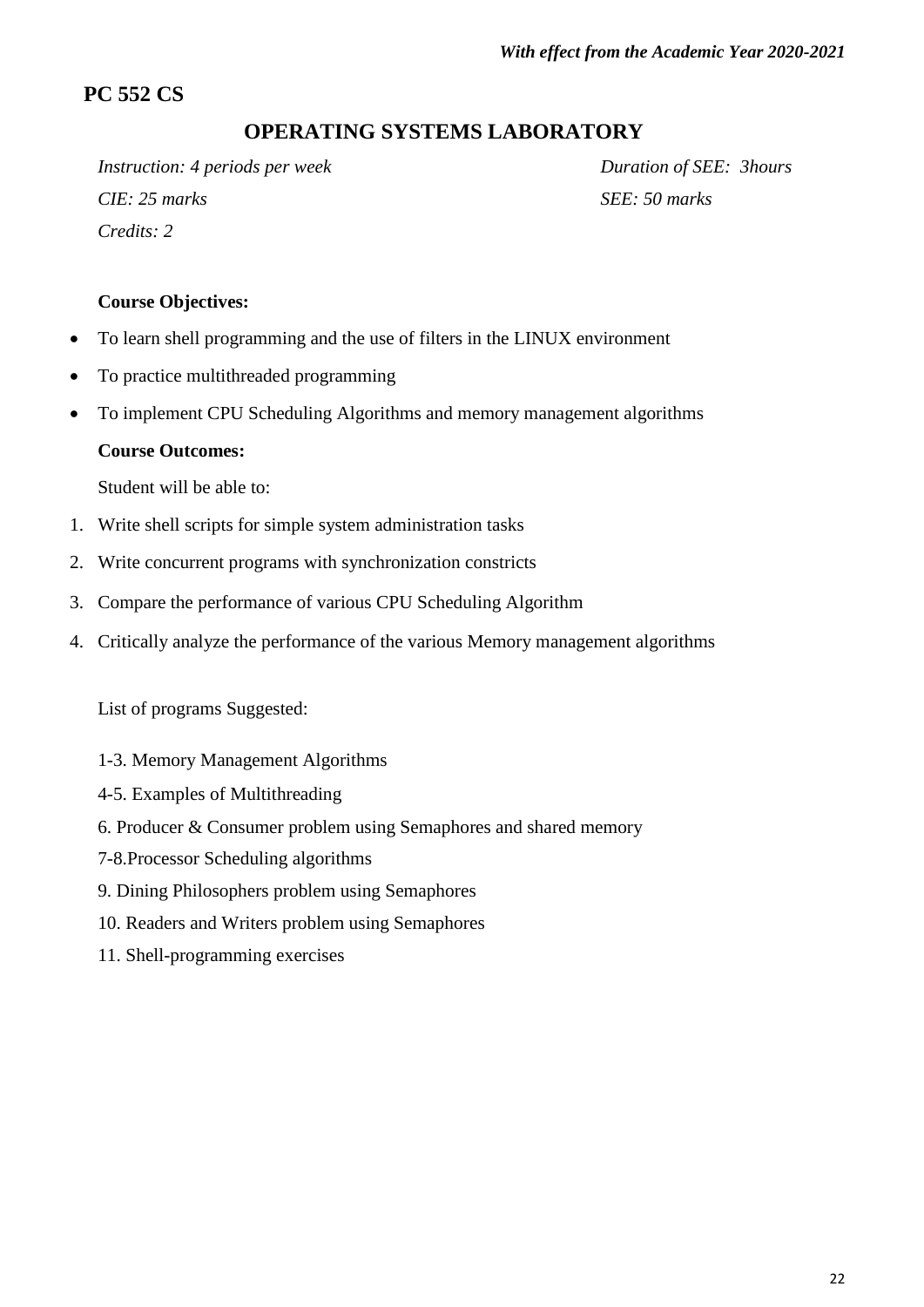## PC 552 CS

# OPERATING SYSTEMS LABORATORY

*Instruction: 4 periods per week* *Duration of SEE: 3hours*

*CIE: 25 marks* *SEE: 50 marks*

*Credits: 2*

**Course Objectives:**

- To learn shell programming and the use of filters in the LINUX environment
- To practice multithreaded programming
- To implement CPU Scheduling Algorithms and memory management algorithms

**Course Outcomes:**

Student will be able to:

1. Write shell scripts for simple system administration tasks
2. Write concurrent programs with synchronization constricts
3. Compare the performance of various CPU Scheduling Algorithm
4. Critically analyze the performance of the various Memory management algorithms

List of programs Suggested:

1-3. Memory Management Algorithms

4-5. Examples of Multithreading

6. Producer & Consumer problem using Semaphores and shared memory

7-8.Processor Scheduling algorithms

9. Dining Philosophers problem using Semaphores

10. Readers and Writers problem using Semaphores

11. Shell-programming exercises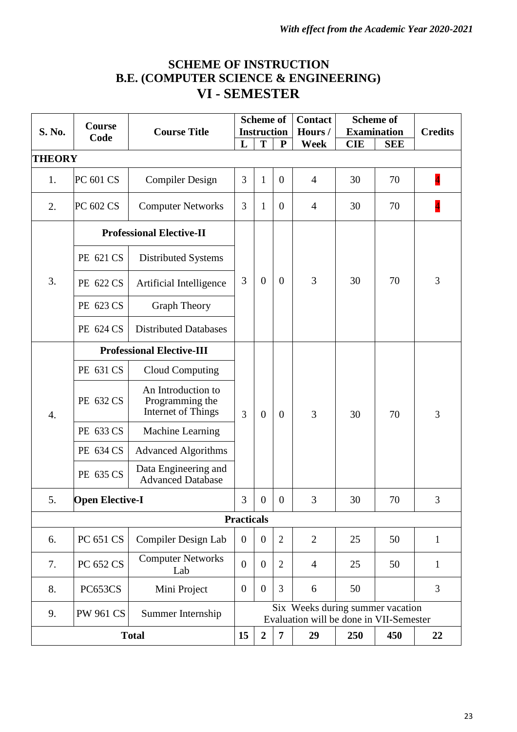*With effect from the Academic Year 2020-2021*

# SCHEME OF INSTRUCTION
# B.E. (COMPUTER SCIENCE & ENGINEERING)
# VI - SEMESTER

| S. No. | Course Code | Course Title | Scheme of Instruction | | | Contact Hours / Week | Scheme of Examination | | Credits |
|---|---|---|---|---|---|---|---|---|---|
| | | | L | T | P | | CIE | SEE | |
| **THEORY** | | | | | | | | | |
| 1. | PC 601 CS | Compiler Design | 3 | 1 | 0 | 4 | 30 | 70 | 4 |
| 2. | PC 602 CS | Computer Networks | 3 | 1 | 0 | 4 | 30 | 70 | 4 |
| 3. | **Professional Elective-II** | | 3 | 0 | 0 | 3 | 30 | 70 | 3 |
| | PE 621 CS | Distributed Systems | | | | | | | |
| | PE 622 CS | Artificial Intelligence | | | | | | | |
| | PE 623 CS | Graph Theory | | | | | | | |
| | PE 624 CS | Distributed Databases | | | | | | | |
| 4. | **Professional Elective-III** | | 3 | 0 | 0 | 3 | 30 | 70 | 3 |
| | PE 631 CS | Cloud Computing | | | | | | | |
| | PE 632 CS | An Introduction to Programming the Internet of Things | | | | | | | |
| | PE 633 CS | Machine Learning | | | | | | | |
| | PE 634 CS | Advanced Algorithms | | | | | | | |
| | PE 635 CS | Data Engineering and Advanced Database | | | | | | | |
| 5. | **Open Elective-I** | | 3 | 0 | 0 | 3 | 30 | 70 | 3 |
| **Practicals** | | | | | | | | | |
| 6. | PC 651 CS | Compiler Design Lab | 0 | 0 | 2 | 2 | 25 | 50 | 1 |
| 7. | PC 652 CS | Computer Networks Lab | 0 | 0 | 2 | 4 | 25 | 50 | 1 |
| 8. | PC653CS | Mini Project | 0 | 0 | 3 | 6 | 50 | | 3 |
| 9. | PW 961 CS | Summer Internship | Six Weeks during summer vacation Evaluation will be done in VII-Semester | | | | | | |
| **Total** | | | **15** | **2** | **7** | **29** | **250** | **450** | **22** |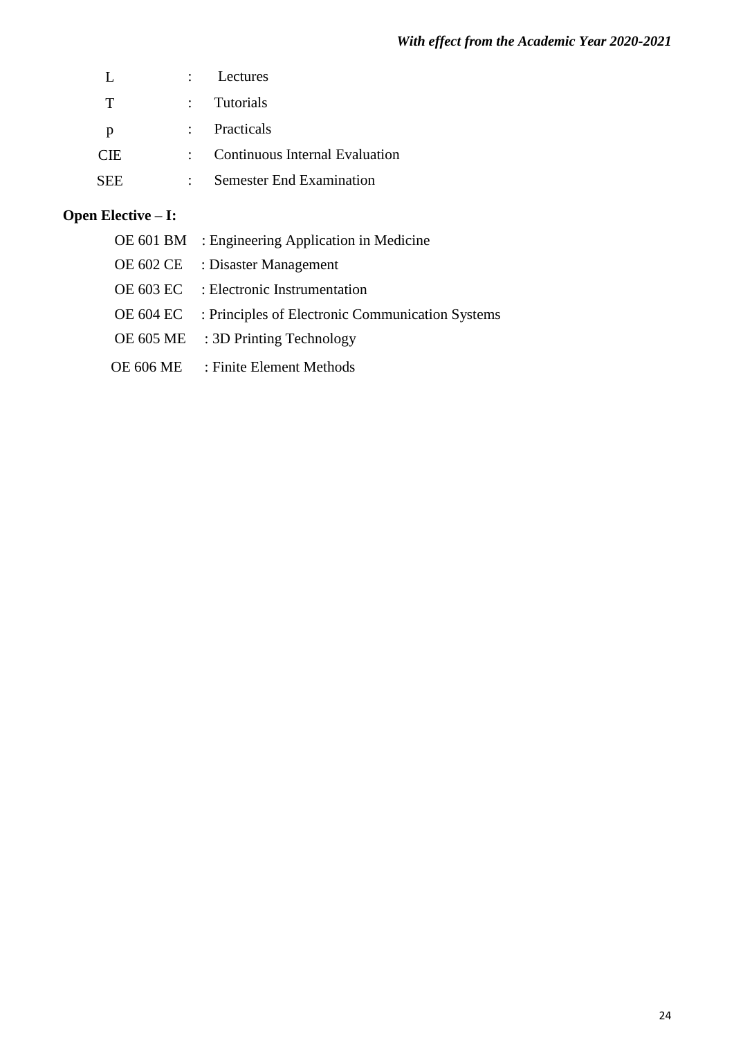| | | |
|---|---|---|
| L | : | Lectures |
| T | : | Tutorials |
| p | : | Practicals |
| CIE | : | Continuous Internal Evaluation |
| SEE | : | Semester End Examination |

**Open Elective – I:**

OE 601 BM : Engineering Application in Medicine

OE 602 CE : Disaster Management

OE 603 EC : Electronic Instrumentation

OE 604 EC : Principles of Electronic Communication Systems

OE 605 ME : 3D Printing Technology

OE 606 ME : Finite Element Methods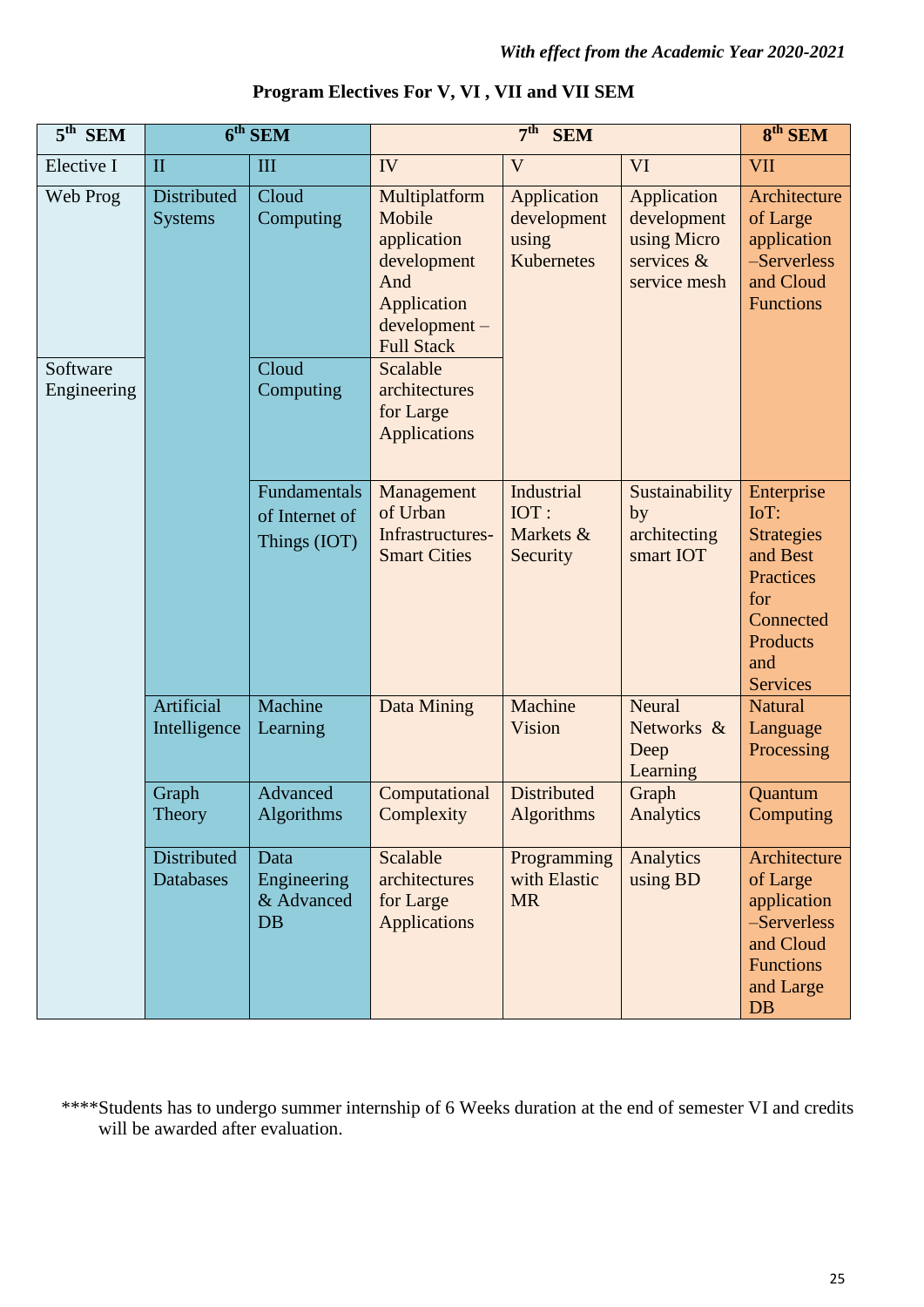*With effect from the Academic Year 2020-2021*

**Program Electives For V, VI , VII and VII SEM**

| 5th SEM | 6th SEM | | 7th SEM | | | 8th SEM |
|---|---|---|---|---|---|---|
| Elective I | II | III | IV | V | VI | VII |
| Web Prog | Distributed Systems | Cloud Computing | Multiplatform Mobile application development And Application development – Full Stack | Application development using Kubernetes | Application development using Micro services & service mesh | Architecture of Large application –Serverless and Cloud Functions |
| Software Engineering | | Cloud Computing | Scalable architectures for Large Applications | | | |
| | | Fundamentals of Internet of Things (IOT) | Management of Urban Infrastructures-Smart Cities | Industrial IOT : Markets & Security | Sustainability by architecting smart IOT | Enterprise IoT: Strategies and Best Practices for Connected Products and Services |
| | Artificial Intelligence | Machine Learning | Data Mining | Machine Vision | Neural Networks & Deep Learning | Natural Language Processing |
| | Graph Theory | Advanced Algorithms | Computational Complexity | Distributed Algorithms | Graph Analytics | Quantum Computing |
| | Distributed Databases | Data Engineering & Advanced DB | Scalable architectures for Large Applications | Programming with Elastic MR | Analytics using BD | Architecture of Large application –Serverless and Cloud Functions and Large DB |

****Students has to undergo summer internship of 6 Weeks duration at the end of semester VI and credits will be awarded after evaluation.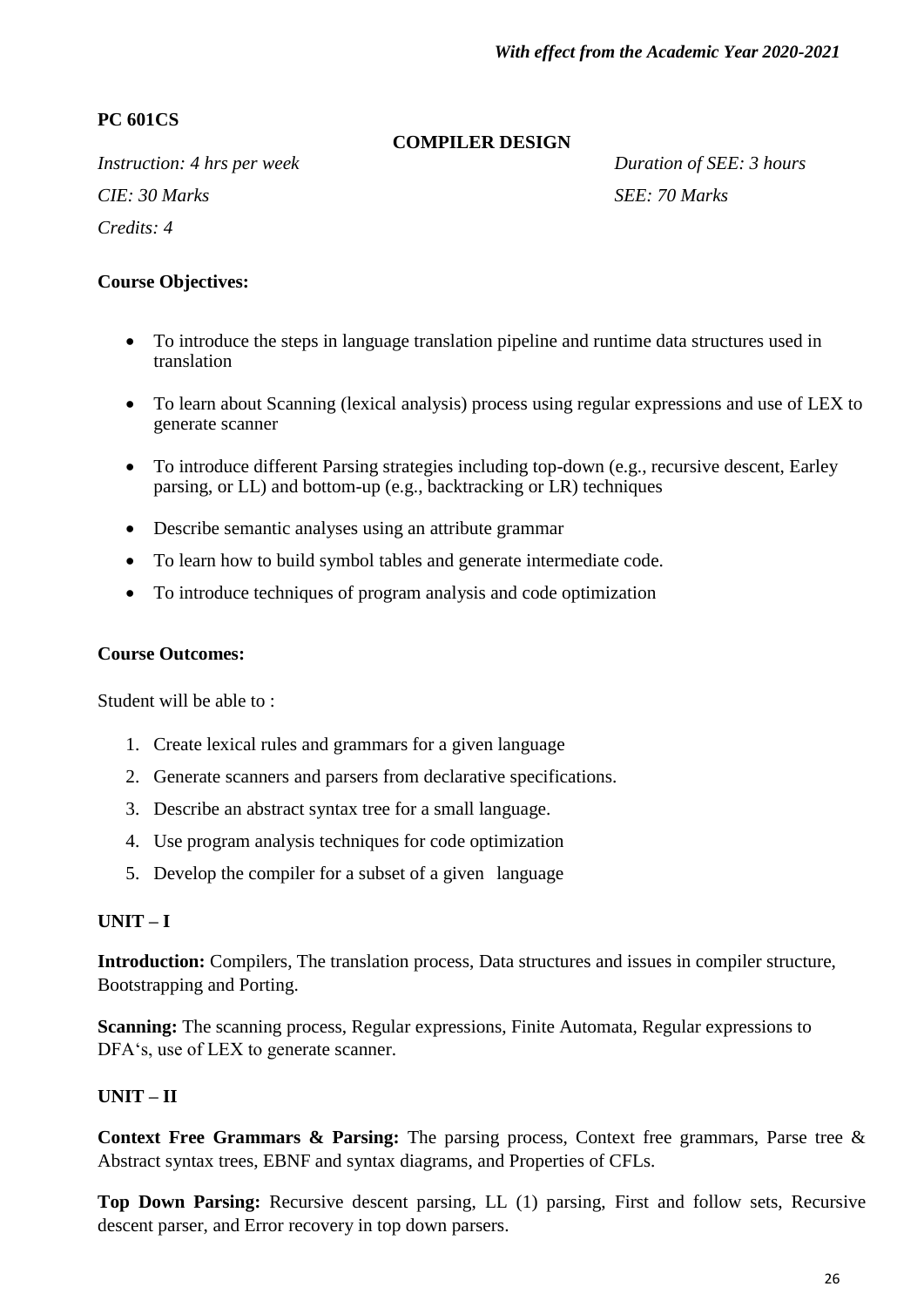*With effect from the Academic Year 2020-2021*

**PC 601CS**

## COMPILER DESIGN

*Instruction: 4 hrs per week* | *Duration of SEE: 3 hours*

*CIE: 30 Marks* | *SEE: 70 Marks*

*Credits: 4*

### Course Objectives:

- To introduce the steps in language translation pipeline and runtime data structures used in translation
- To learn about Scanning (lexical analysis) process using regular expressions and use of LEX to generate scanner
- To introduce different Parsing strategies including top-down (e.g., recursive descent, Earley parsing, or LL) and bottom-up (e.g., backtracking or LR) techniques
- Describe semantic analyses using an attribute grammar
- To learn how to build symbol tables and generate intermediate code.
- To introduce techniques of program analysis and code optimization

### Course Outcomes:

Student will be able to :

1. Create lexical rules and grammars for a given language
2. Generate scanners and parsers from declarative specifications.
3. Describe an abstract syntax tree for a small language.
4. Use program analysis techniques for code optimization
5. Develop the compiler for a subset of a given language

### UNIT – I

**Introduction:** Compilers, The translation process, Data structures and issues in compiler structure, Bootstrapping and Porting.

**Scanning:** The scanning process, Regular expressions, Finite Automata, Regular expressions to DFA's, use of LEX to generate scanner.

### UNIT – II

**Context Free Grammars & Parsing:** The parsing process, Context free grammars, Parse tree & Abstract syntax trees, EBNF and syntax diagrams, and Properties of CFLs.

**Top Down Parsing:** Recursive descent parsing, LL (1) parsing, First and follow sets, Recursive descent parser, and Error recovery in top down parsers.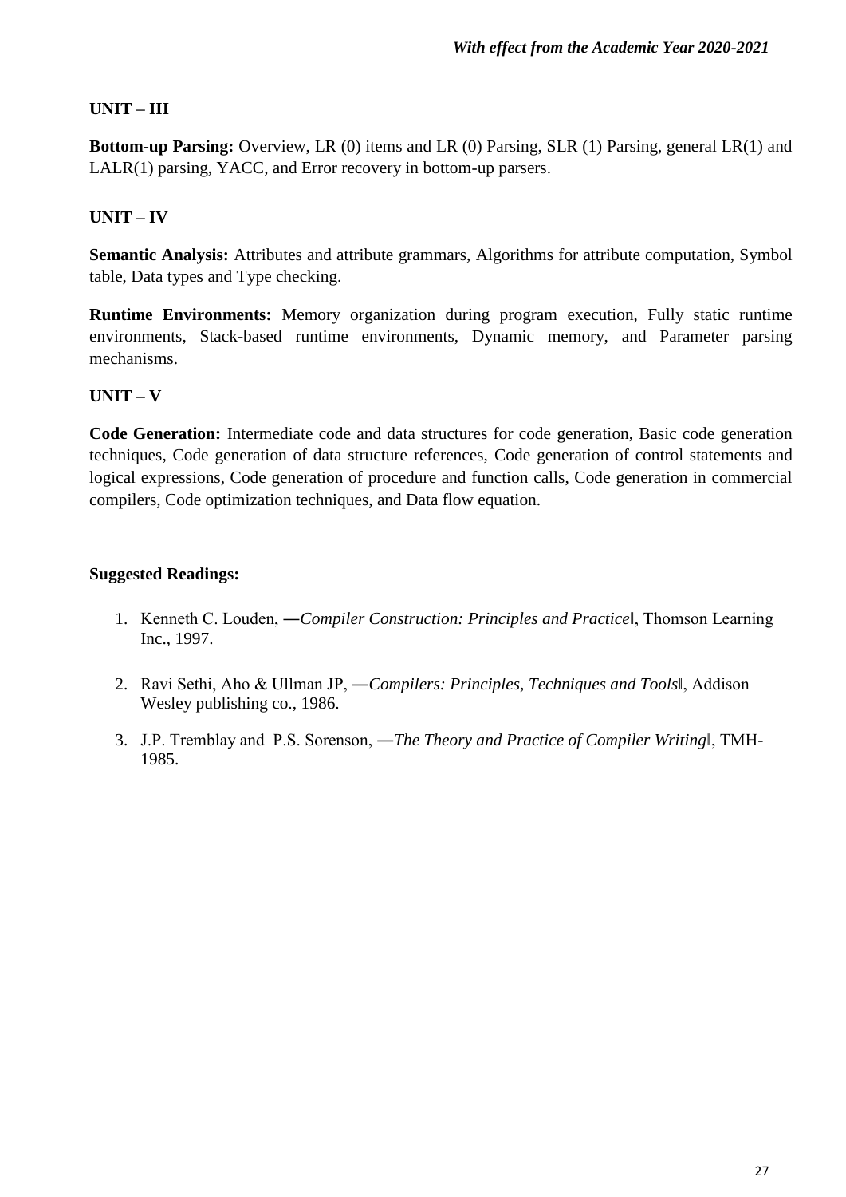### UNIT – III

**Bottom-up Parsing:** Overview, LR (0) items and LR (0) Parsing, SLR (1) Parsing, general LR(1) and LALR(1) parsing, YACC, and Error recovery in bottom-up parsers.

### UNIT – IV

**Semantic Analysis:** Attributes and attribute grammars, Algorithms for attribute computation, Symbol table, Data types and Type checking.

**Runtime Environments:** Memory organization during program execution, Fully static runtime environments, Stack-based runtime environments, Dynamic memory, and Parameter parsing mechanisms.

### UNIT – V

**Code Generation:** Intermediate code and data structures for code generation, Basic code generation techniques, Code generation of data structure references, Code generation of control statements and logical expressions, Code generation of procedure and function calls, Code generation in commercial compilers, Code optimization techniques, and Data flow equation.

### Suggested Readings:

1. Kenneth C. Louden, ―*Compiler Construction: Principles and Practice*‖, Thomson Learning Inc., 1997.
2. Ravi Sethi, Aho & Ullman JP, ―*Compilers: Principles, Techniques and Tools*‖, Addison Wesley publishing co., 1986.
3. J.P. Tremblay and P.S. Sorenson, ―*The Theory and Practice of Compiler Writing*‖, TMH-1985.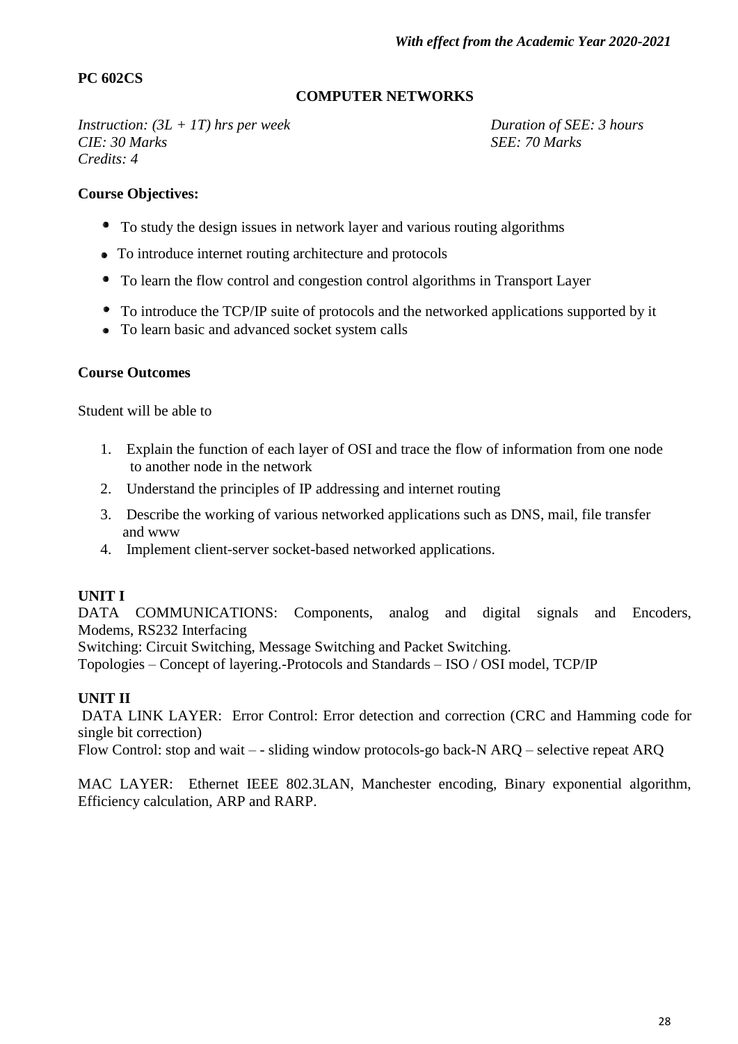*With effect from the Academic Year 2020-2021*

**PC 602CS**

## COMPUTER NETWORKS

*Instruction: (3L + 1T) hrs per week* *Duration of SEE: 3 hours*
*CIE: 30 Marks* *SEE: 70 Marks*
*Credits: 4*

**Course Objectives:**

- To study the design issues in network layer and various routing algorithms
- To introduce internet routing architecture and protocols
- To learn the flow control and congestion control algorithms in Transport Layer
- To introduce the TCP/IP suite of protocols and the networked applications supported by it
- To learn basic and advanced socket system calls

**Course Outcomes**

Student will be able to

1. Explain the function of each layer of OSI and trace the flow of information from one node to another node in the network
2. Understand the principles of IP addressing and internet routing
3. Describe the working of various networked applications such as DNS, mail, file transfer and www
4. Implement client-server socket-based networked applications.

**UNIT I**

DATA COMMUNICATIONS: Components, analog and digital signals and Encoders, Modems, RS232 Interfacing

Switching: Circuit Switching, Message Switching and Packet Switching.

Topologies – Concept of layering.-Protocols and Standards – ISO / OSI model, TCP/IP

**UNIT II**

DATA LINK LAYER: Error Control: Error detection and correction (CRC and Hamming code for single bit correction)

Flow Control: stop and wait – - sliding window protocols-go back-N ARQ – selective repeat ARQ

MAC LAYER: Ethernet IEEE 802.3LAN, Manchester encoding, Binary exponential algorithm, Efficiency calculation, ARP and RARP.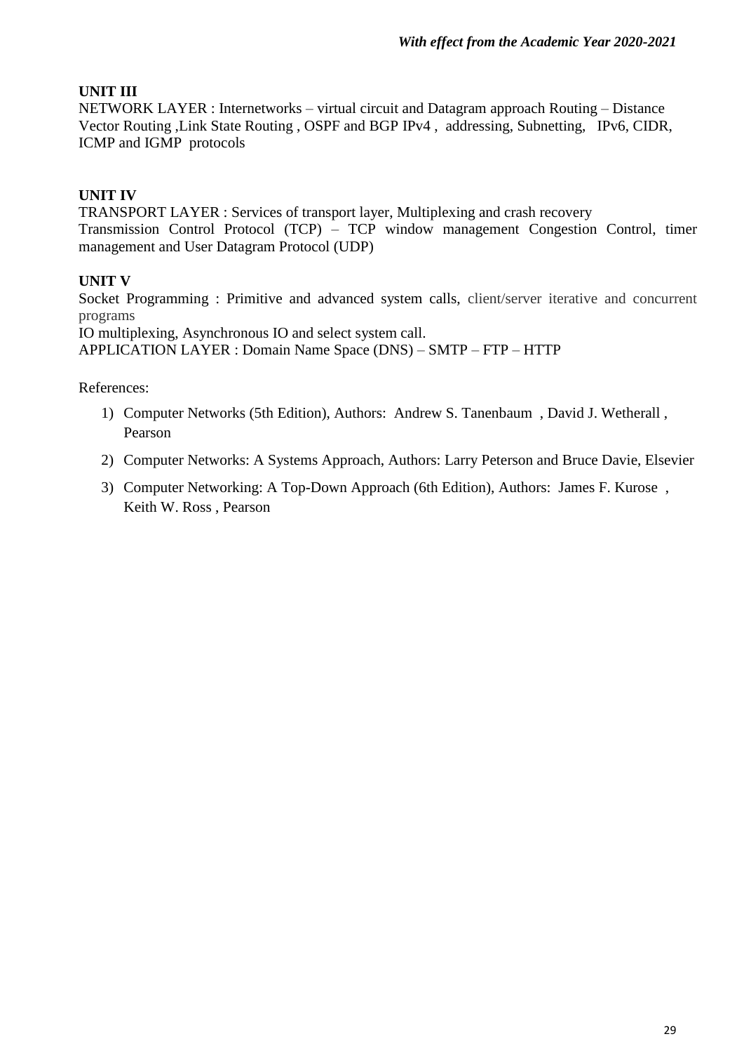**UNIT III**

NETWORK LAYER : Internetworks – virtual circuit and Datagram approach Routing – Distance Vector Routing ,Link State Routing , OSPF and BGP IPv4 , addressing, Subnetting, IPv6, CIDR, ICMP and IGMP protocols

**UNIT IV**

TRANSPORT LAYER : Services of transport layer, Multiplexing and crash recovery
Transmission Control Protocol (TCP) – TCP window management Congestion Control, timer management and User Datagram Protocol (UDP)

**UNIT V**

Socket Programming : Primitive and advanced system calls, client/server iterative and concurrent programs
IO multiplexing, Asynchronous IO and select system call.
APPLICATION LAYER : Domain Name Space (DNS) – SMTP – FTP – HTTP

References:

1) Computer Networks (5th Edition), Authors: Andrew S. Tanenbaum , David J. Wetherall , Pearson
2) Computer Networks: A Systems Approach, Authors: Larry Peterson and Bruce Davie, Elsevier
3) Computer Networking: A Top-Down Approach (6th Edition), Authors: James F. Kurose , Keith W. Ross , Pearson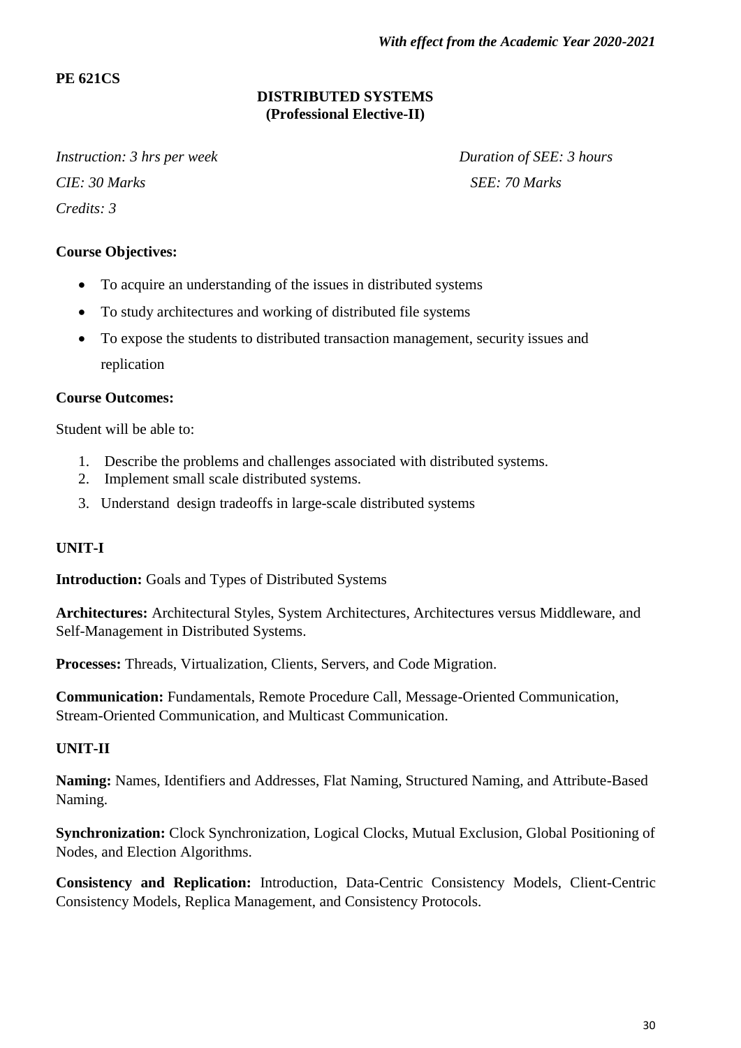*With effect from the Academic Year 2020-2021*

**PE 621CS**

## DISTRIBUTED SYSTEMS
**(Professional Elective-II)**

*Instruction: 3 hrs per week* | *Duration of SEE: 3 hours*

*CIE: 30 Marks* | *SEE: 70 Marks*

*Credits: 3*

**Course Objectives:**

- To acquire an understanding of the issues in distributed systems
- To study architectures and working of distributed file systems
- To expose the students to distributed transaction management, security issues and replication

**Course Outcomes:**

Student will be able to:

1. Describe the problems and challenges associated with distributed systems.
2. Implement small scale distributed systems.
3. Understand design tradeoffs in large-scale distributed systems

### UNIT-I

**Introduction:** Goals and Types of Distributed Systems

**Architectures:** Architectural Styles, System Architectures, Architectures versus Middleware, and Self-Management in Distributed Systems.

**Processes:** Threads, Virtualization, Clients, Servers, and Code Migration.

**Communication:** Fundamentals, Remote Procedure Call, Message-Oriented Communication, Stream-Oriented Communication, and Multicast Communication.

### UNIT-II

**Naming:** Names, Identifiers and Addresses, Flat Naming, Structured Naming, and Attribute-Based Naming.

**Synchronization:** Clock Synchronization, Logical Clocks, Mutual Exclusion, Global Positioning of Nodes, and Election Algorithms.

**Consistency and Replication:** Introduction, Data-Centric Consistency Models, Client-Centric Consistency Models, Replica Management, and Consistency Protocols.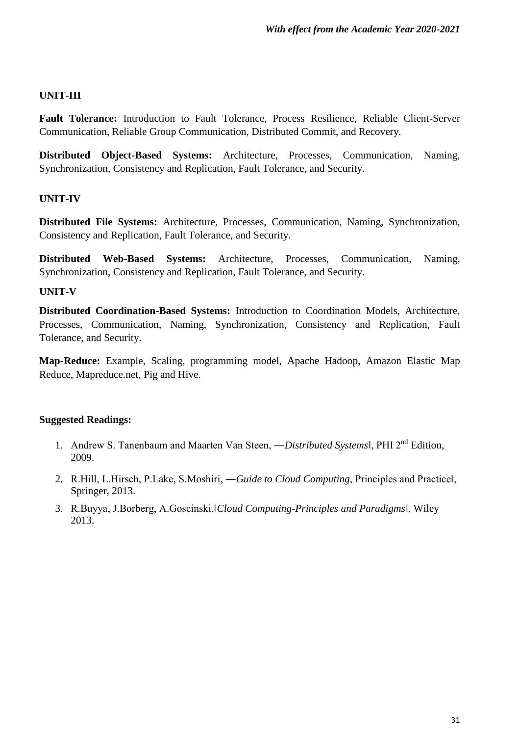### UNIT-III

**Fault Tolerance:** Introduction to Fault Tolerance, Process Resilience, Reliable Client-Server Communication, Reliable Group Communication, Distributed Commit, and Recovery.

**Distributed Object-Based Systems:** Architecture, Processes, Communication, Naming, Synchronization, Consistency and Replication, Fault Tolerance, and Security.

### UNIT-IV

**Distributed File Systems:** Architecture, Processes, Communication, Naming, Synchronization, Consistency and Replication, Fault Tolerance, and Security.

**Distributed Web-Based Systems:** Architecture, Processes, Communication, Naming, Synchronization, Consistency and Replication, Fault Tolerance, and Security.

### UNIT-V

**Distributed Coordination-Based Systems:** Introduction to Coordination Models, Architecture, Processes, Communication, Naming, Synchronization, Consistency and Replication, Fault Tolerance, and Security.

**Map-Reduce:** Example, Scaling, programming model, Apache Hadoop, Amazon Elastic Map Reduce, Mapreduce.net, Pig and Hive.

### Suggested Readings:

1. Andrew S. Tanenbaum and Maarten Van Steen, ―*Distributed Systems*‖, PHI 2nd Edition, 2009.
2. R.Hill, L.Hirsch, P.Lake, S.Moshiri, ―*Guide to Cloud Computing*, Principles and Practice‖, Springer, 2013.
3. R.Buyya, J.Borberg, A.Goscinski,‖*Cloud Computing-Principles and Paradigms*‖, Wiley 2013.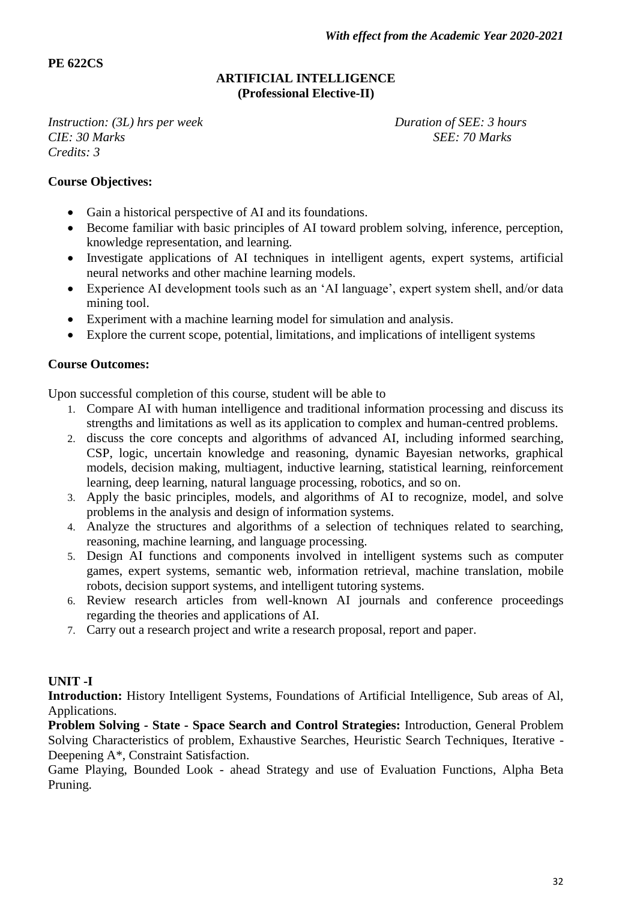*With effect from the Academic Year 2020-2021*

**PE 622CS**

**ARTIFICIAL INTELLIGENCE**
**(Professional Elective-II)**

*Instruction: (3L) hrs per week* *Duration of SEE: 3 hours*
*CIE: 30 Marks* *SEE: 70 Marks*
*Credits: 3*

**Course Objectives:**

- Gain a historical perspective of AI and its foundations.
- Become familiar with basic principles of AI toward problem solving, inference, perception, knowledge representation, and learning.
- Investigate applications of AI techniques in intelligent agents, expert systems, artificial neural networks and other machine learning models.
- Experience AI development tools such as an 'AI language', expert system shell, and/or data mining tool.
- Experiment with a machine learning model for simulation and analysis.
- Explore the current scope, potential, limitations, and implications of intelligent systems

**Course Outcomes:**

Upon successful completion of this course, student will be able to

1. Compare AI with human intelligence and traditional information processing and discuss its strengths and limitations as well as its application to complex and human-centred problems.
2. discuss the core concepts and algorithms of advanced AI, including informed searching, CSP, logic, uncertain knowledge and reasoning, dynamic Bayesian networks, graphical models, decision making, multiagent, inductive learning, statistical learning, reinforcement learning, deep learning, natural language processing, robotics, and so on.
3. Apply the basic principles, models, and algorithms of AI to recognize, model, and solve problems in the analysis and design of information systems.
4. Analyze the structures and algorithms of a selection of techniques related to searching, reasoning, machine learning, and language processing.
5. Design AI functions and components involved in intelligent systems such as computer games, expert systems, semantic web, information retrieval, machine translation, mobile robots, decision support systems, and intelligent tutoring systems.
6. Review research articles from well-known AI journals and conference proceedings regarding the theories and applications of AI.
7. Carry out a research project and write a research proposal, report and paper.

**UNIT -I**

**Introduction:** History Intelligent Systems, Foundations of Artificial Intelligence, Sub areas of Al, Applications.

**Problem Solving - State - Space Search and Control Strategies:** Introduction, General Problem Solving Characteristics of problem, Exhaustive Searches, Heuristic Search Techniques, Iterative - Deepening A*, Constraint Satisfaction.

Game Playing, Bounded Look - ahead Strategy and use of Evaluation Functions, Alpha Beta Pruning.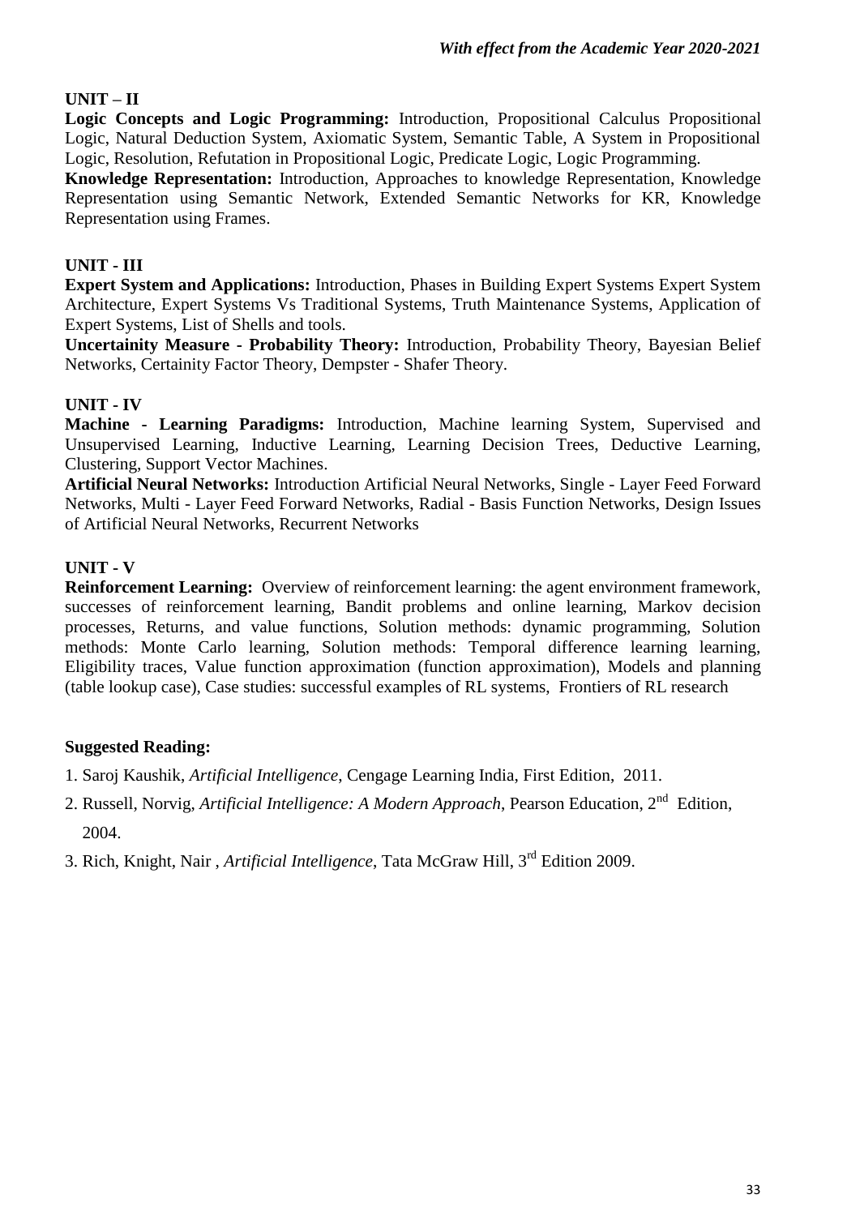### UNIT – II

**Logic Concepts and Logic Programming:** Introduction, Propositional Calculus Propositional Logic, Natural Deduction System, Axiomatic System, Semantic Table, A System in Propositional Logic, Resolution, Refutation in Propositional Logic, Predicate Logic, Logic Programming.

**Knowledge Representation:** Introduction, Approaches to knowledge Representation, Knowledge Representation using Semantic Network, Extended Semantic Networks for KR, Knowledge Representation using Frames.

### UNIT - III

**Expert System and Applications:** Introduction, Phases in Building Expert Systems Expert System Architecture, Expert Systems Vs Traditional Systems, Truth Maintenance Systems, Application of Expert Systems, List of Shells and tools.

**Uncertainity Measure - Probability Theory:** Introduction, Probability Theory, Bayesian Belief Networks, Certainity Factor Theory, Dempster - Shafer Theory.

### UNIT - IV

**Machine - Learning Paradigms:** Introduction, Machine learning System, Supervised and Unsupervised Learning, Inductive Learning, Learning Decision Trees, Deductive Learning, Clustering, Support Vector Machines.

**Artificial Neural Networks:** Introduction Artificial Neural Networks, Single - Layer Feed Forward Networks, Multi - Layer Feed Forward Networks, Radial - Basis Function Networks, Design Issues of Artificial Neural Networks, Recurrent Networks

### UNIT - V

**Reinforcement Learning:** Overview of reinforcement learning: the agent environment framework, successes of reinforcement learning, Bandit problems and online learning, Markov decision processes, Returns, and value functions, Solution methods: dynamic programming, Solution methods: Monte Carlo learning, Solution methods: Temporal difference learning learning, Eligibility traces, Value function approximation (function approximation), Models and planning (table lookup case), Case studies: successful examples of RL systems, Frontiers of RL research

### Suggested Reading:

1. Saroj Kaushik, *Artificial Intelligence*, Cengage Learning India, First Edition, 2011.
2. Russell, Norvig, *Artificial Intelligence: A Modern Approach*, Pearson Education, 2nd Edition, 2004.
3. Rich, Knight, Nair , *Artificial Intelligence*, Tata McGraw Hill, 3rd Edition 2009.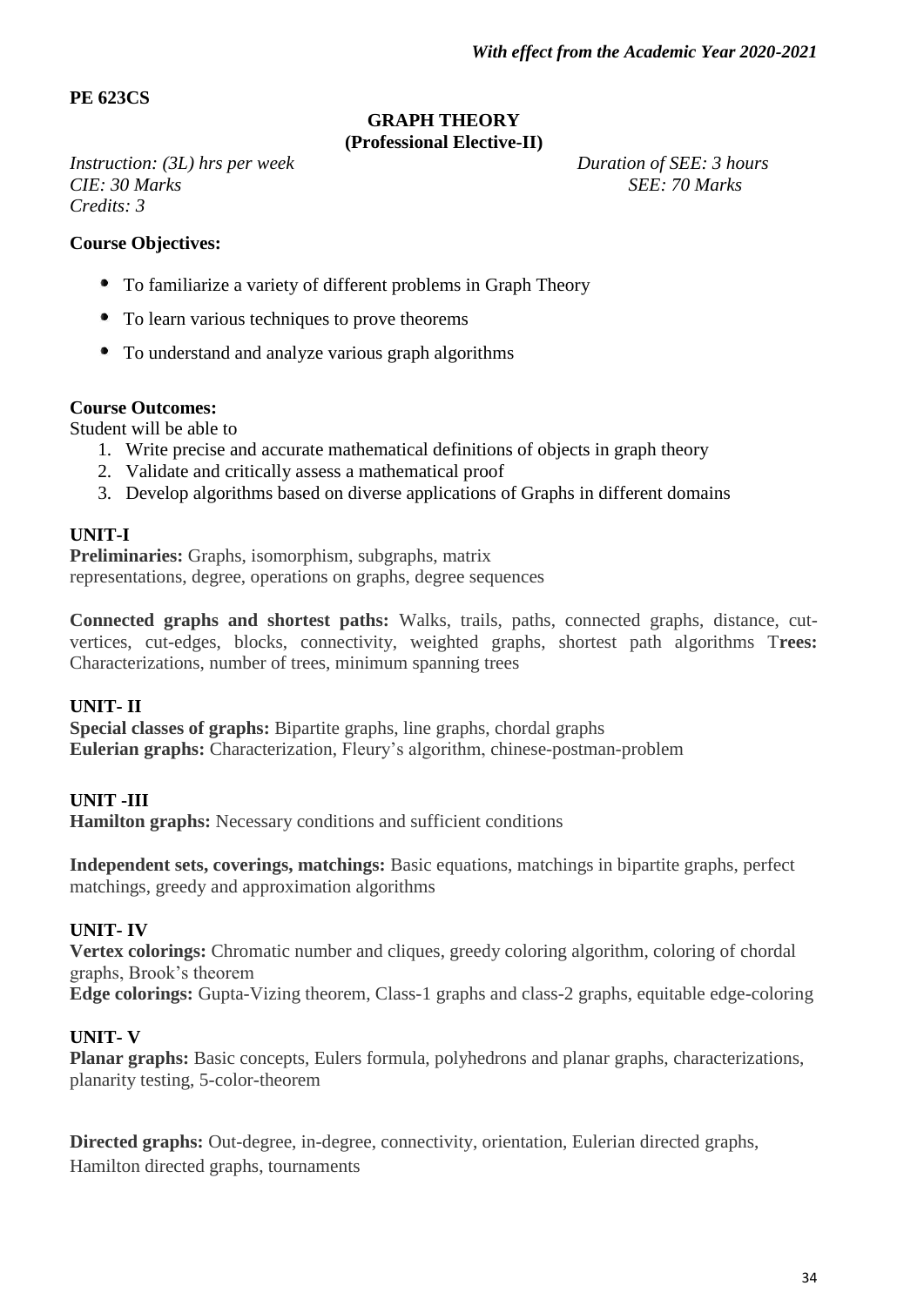*With effect from the Academic Year 2020-2021*

**PE 623CS**

## GRAPH THEORY
### (Professional Elective-II)

*Instruction: (3L) hrs per week* *Duration of SEE: 3 hours*
*CIE: 30 Marks* *SEE: 70 Marks*
*Credits: 3*

**Course Objectives:**

- To familiarize a variety of different problems in Graph Theory
- To learn various techniques to prove theorems
- To understand and analyze various graph algorithms

**Course Outcomes:**
Student will be able to

1. Write precise and accurate mathematical definitions of objects in graph theory
2. Validate and critically assess a mathematical proof
3. Develop algorithms based on diverse applications of Graphs in different domains

**UNIT-I**
**Preliminaries:** Graphs, isomorphism, subgraphs, matrix representations, degree, operations on graphs, degree sequences

**Connected graphs and shortest paths:** Walks, trails, paths, connected graphs, distance, cut-vertices, cut-edges, blocks, connectivity, weighted graphs, shortest path algorithms **Trees:** Characterizations, number of trees, minimum spanning trees

**UNIT- II**
**Special classes of graphs:** Bipartite graphs, line graphs, chordal graphs
**Eulerian graphs:** Characterization, Fleury's algorithm, chinese-postman-problem

**UNIT -III**
**Hamilton graphs:** Necessary conditions and sufficient conditions

**Independent sets, coverings, matchings:** Basic equations, matchings in bipartite graphs, perfect matchings, greedy and approximation algorithms

**UNIT- IV**
**Vertex colorings:** Chromatic number and cliques, greedy coloring algorithm, coloring of chordal graphs, Brook's theorem
**Edge colorings:** Gupta-Vizing theorem, Class-1 graphs and class-2 graphs, equitable edge-coloring

**UNIT- V**
**Planar graphs:** Basic concepts, Eulers formula, polyhedrons and planar graphs, characterizations, planarity testing, 5-color-theorem

**Directed graphs:** Out-degree, in-degree, connectivity, orientation, Eulerian directed graphs, Hamilton directed graphs, tournaments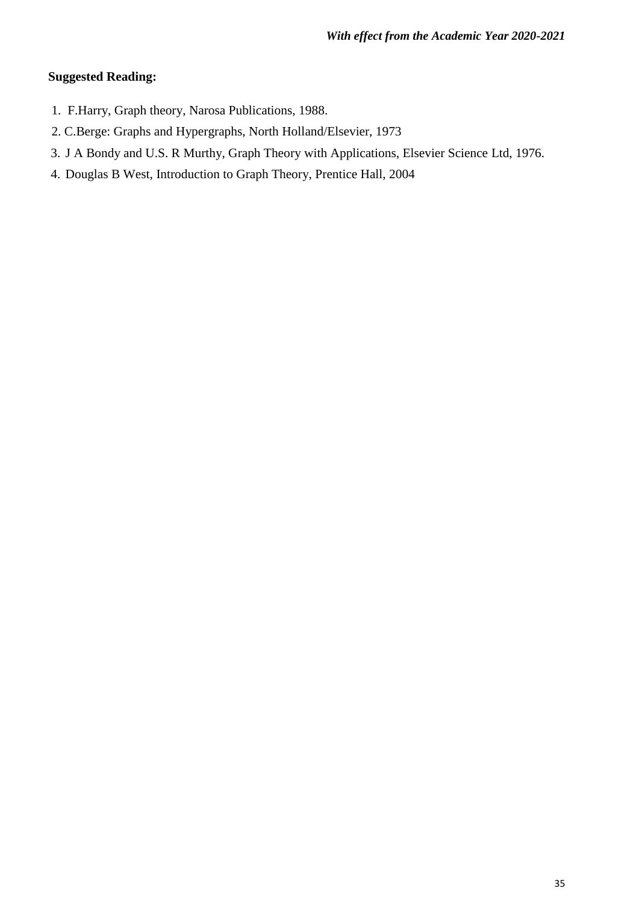**Suggested Reading:**

1. F.Harry, Graph theory, Narosa Publications, 1988.
2. C.Berge: Graphs and Hypergraphs, North Holland/Elsevier, 1973
3. J A Bondy and U.S. R Murthy, Graph Theory with Applications, Elsevier Science Ltd, 1976.
4. Douglas B West, Introduction to Graph Theory, Prentice Hall, 2004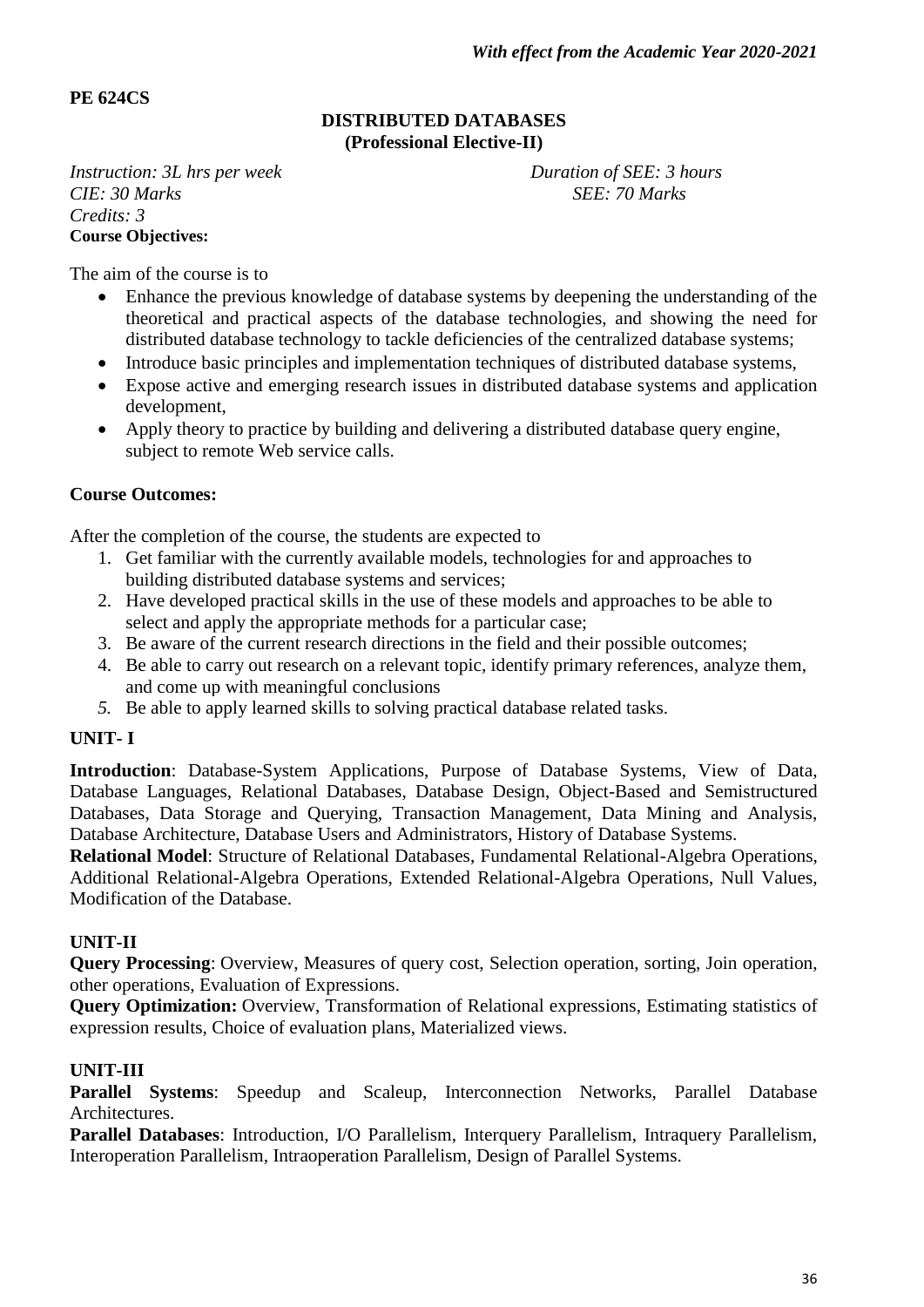*With effect from the Academic Year 2020-2021*

**PE 624CS**

## DISTRIBUTED DATABASES
### (Professional Elective-II)

*Instruction: 3L hrs per week* *Duration of SEE: 3 hours*
*CIE: 30 Marks* *SEE: 70 Marks*
*Credits: 3*

**Course Objectives:**

The aim of the course is to

- Enhance the previous knowledge of database systems by deepening the understanding of the theoretical and practical aspects of the database technologies, and showing the need for distributed database technology to tackle deficiencies of the centralized database systems;
- Introduce basic principles and implementation techniques of distributed database systems,
- Expose active and emerging research issues in distributed database systems and application development,
- Apply theory to practice by building and delivering a distributed database query engine, subject to remote Web service calls.

**Course Outcomes:**

After the completion of the course, the students are expected to

1. Get familiar with the currently available models, technologies for and approaches to building distributed database systems and services;
2. Have developed practical skills in the use of these models and approaches to be able to select and apply the appropriate methods for a particular case;
3. Be aware of the current research directions in the field and their possible outcomes;
4. Be able to carry out research on a relevant topic, identify primary references, analyze them, and come up with meaningful conclusions
5. Be able to apply learned skills to solving practical database related tasks.

**UNIT- I**

**Introduction**: Database-System Applications, Purpose of Database Systems, View of Data, Database Languages, Relational Databases, Database Design, Object-Based and Semistructured Databases, Data Storage and Querying, Transaction Management, Data Mining and Analysis, Database Architecture, Database Users and Administrators, History of Database Systems.

**Relational Model**: Structure of Relational Databases, Fundamental Relational-Algebra Operations, Additional Relational-Algebra Operations, Extended Relational-Algebra Operations, Null Values, Modification of the Database.

**UNIT-II**

**Query Processing**: Overview, Measures of query cost, Selection operation, sorting, Join operation, other operations, Evaluation of Expressions.

**Query Optimization:** Overview, Transformation of Relational expressions, Estimating statistics of expression results, Choice of evaluation plans, Materialized views.

**UNIT-III**

**Parallel Systems**: Speedup and Scaleup, Interconnection Networks, Parallel Database Architectures.

**Parallel Databases**: Introduction, I/O Parallelism, Interquery Parallelism, Intraquery Parallelism, Interoperation Parallelism, Intraoperation Parallelism, Design of Parallel Systems.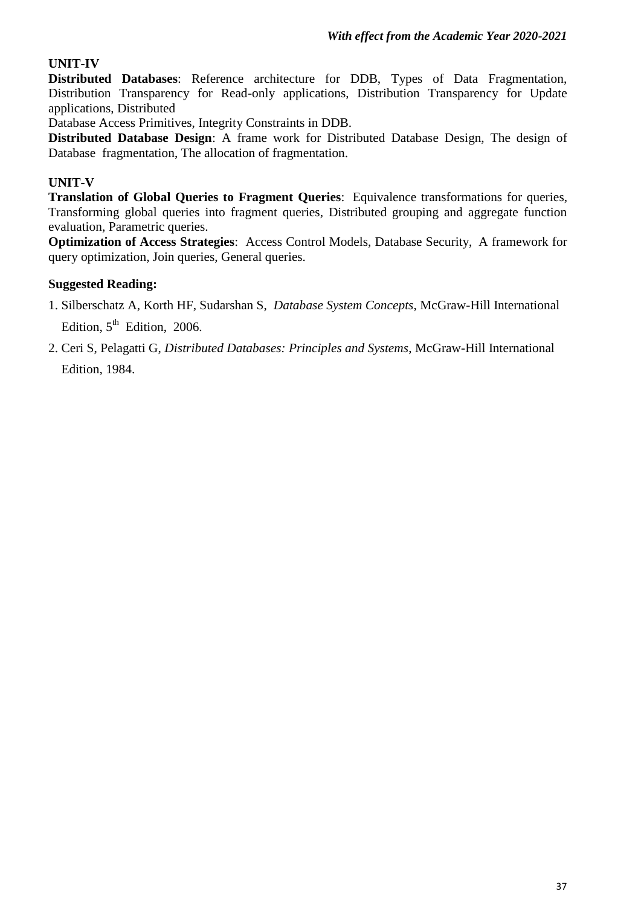### UNIT-IV

**Distributed Databases**: Reference architecture for DDB, Types of Data Fragmentation, Distribution Transparency for Read-only applications, Distribution Transparency for Update applications, Distributed

Database Access Primitives, Integrity Constraints in DDB.

**Distributed Database Design**: A frame work for Distributed Database Design, The design of Database fragmentation, The allocation of fragmentation.

### UNIT-V

**Translation of Global Queries to Fragment Queries**: Equivalence transformations for queries, Transforming global queries into fragment queries, Distributed grouping and aggregate function evaluation, Parametric queries.

**Optimization of Access Strategies**: Access Control Models, Database Security, A framework for query optimization, Join queries, General queries.

### Suggested Reading:

1. Silberschatz A, Korth HF, Sudarshan S, *Database System Concepts*, McGraw-Hill International Edition, 5th Edition, 2006.
2. Ceri S, Pelagatti G, *Distributed Databases: Principles and Systems*, McGraw-Hill International Edition, 1984.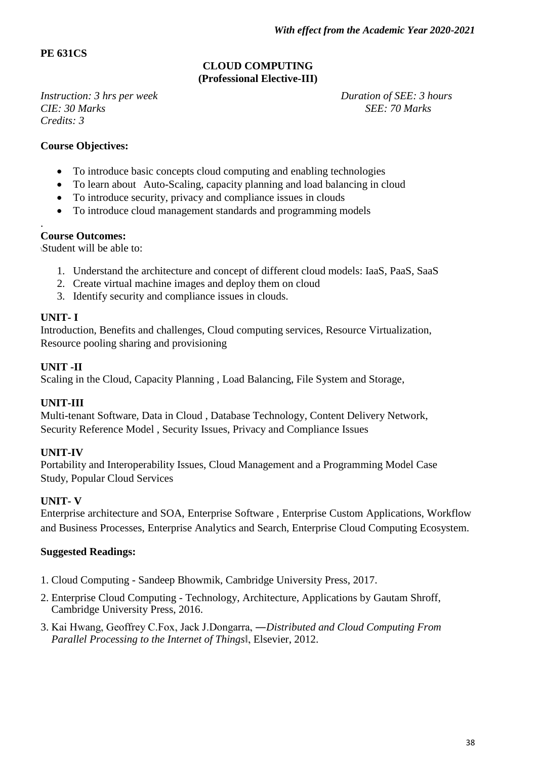*With effect from the Academic Year 2020-2021*

**PE 631CS**

**CLOUD COMPUTING**
**(Professional Elective-III)**

*Instruction: 3 hrs per week* *Duration of SEE: 3 hours*
*CIE: 30 Marks* *SEE: 70 Marks*
*Credits: 3*

**Course Objectives:**

- To introduce basic concepts cloud computing and enabling technologies
- To learn about Auto-Scaling, capacity planning and load balancing in cloud
- To introduce security, privacy and compliance issues in clouds
- To introduce cloud management standards and programming models

.

**Course Outcomes:**

\Student will be able to:

1. Understand the architecture and concept of different cloud models: IaaS, PaaS, SaaS
2. Create virtual machine images and deploy them on cloud
3. Identify security and compliance issues in clouds.

**UNIT- I**

Introduction, Benefits and challenges, Cloud computing services, Resource Virtualization, Resource pooling sharing and provisioning

**UNIT -II**

Scaling in the Cloud, Capacity Planning , Load Balancing, File System and Storage,

**UNIT-III**

Multi-tenant Software, Data in Cloud , Database Technology, Content Delivery Network, Security Reference Model , Security Issues, Privacy and Compliance Issues

**UNIT-IV**

Portability and Interoperability Issues, Cloud Management and a Programming Model Case Study, Popular Cloud Services

**UNIT- V**

Enterprise architecture and SOA, Enterprise Software , Enterprise Custom Applications, Workflow and Business Processes, Enterprise Analytics and Search, Enterprise Cloud Computing Ecosystem.

**Suggested Readings:**

1. Cloud Computing - Sandeep Bhowmik, Cambridge University Press, 2017.
2. Enterprise Cloud Computing - Technology, Architecture, Applications by Gautam Shroff, Cambridge University Press, 2016.
3. Kai Hwang, Geoffrey C.Fox, Jack J.Dongarra, ―*Distributed and Cloud Computing From Parallel Processing to the Internet of Things*‖, Elsevier, 2012.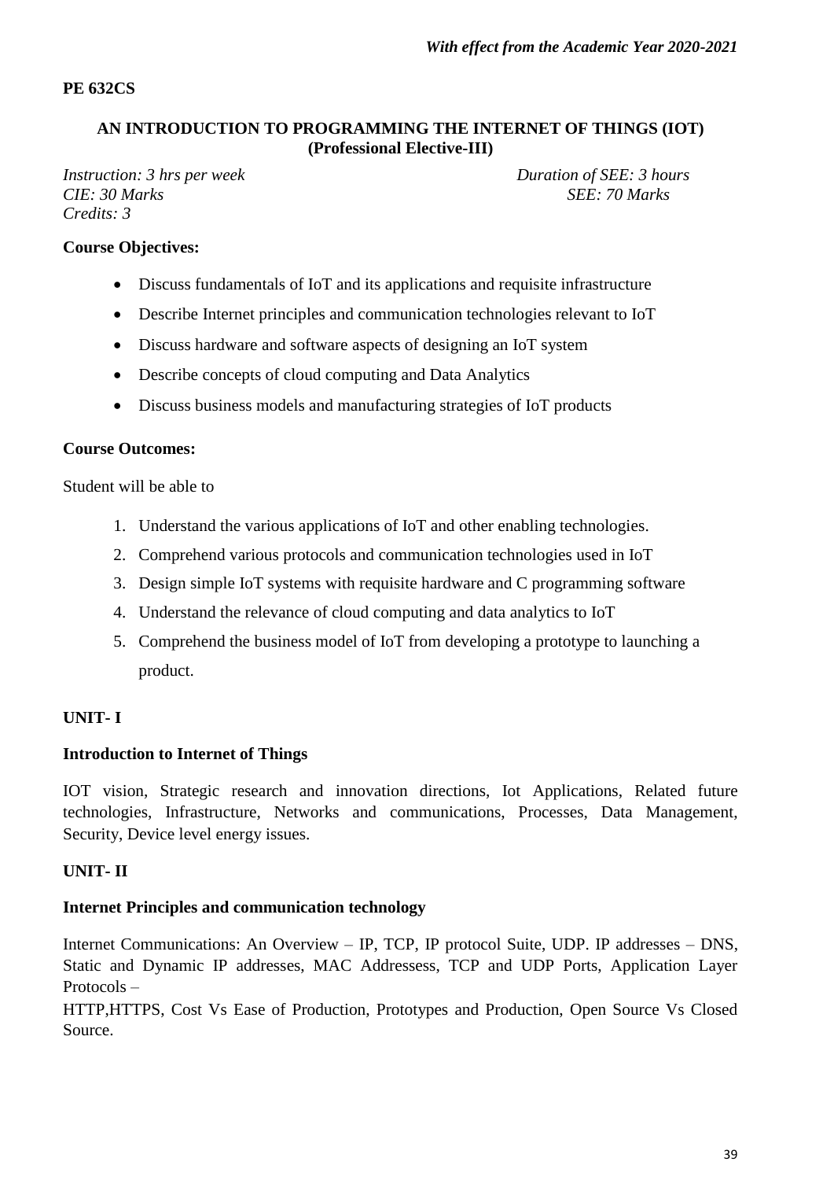*With effect from the Academic Year 2020-2021*

**PE 632CS**

## AN INTRODUCTION TO PROGRAMMING THE INTERNET OF THINGS (IOT)
### (Professional Elective-III)

*Instruction: 3 hrs per week* *Duration of SEE: 3 hours*
*CIE: 30 Marks* *SEE: 70 Marks*
*Credits: 3*

**Course Objectives:**

- Discuss fundamentals of IoT and its applications and requisite infrastructure
- Describe Internet principles and communication technologies relevant to IoT
- Discuss hardware and software aspects of designing an IoT system
- Describe concepts of cloud computing and Data Analytics
- Discuss business models and manufacturing strategies of IoT products

**Course Outcomes:**

Student will be able to

1. Understand the various applications of IoT and other enabling technologies.
2. Comprehend various protocols and communication technologies used in IoT
3. Design simple IoT systems with requisite hardware and C programming software
4. Understand the relevance of cloud computing and data analytics to IoT
5. Comprehend the business model of IoT from developing a prototype to launching a product.

**UNIT- I**

**Introduction to Internet of Things**

IOT vision, Strategic research and innovation directions, Iot Applications, Related future technologies, Infrastructure, Networks and communications, Processes, Data Management, Security, Device level energy issues.

**UNIT- II**

**Internet Principles and communication technology**

Internet Communications: An Overview – IP, TCP, IP protocol Suite, UDP. IP addresses – DNS, Static and Dynamic IP addresses, MAC Addressess, TCP and UDP Ports, Application Layer Protocols –

HTTP,HTTPS, Cost Vs Ease of Production, Prototypes and Production, Open Source Vs Closed Source.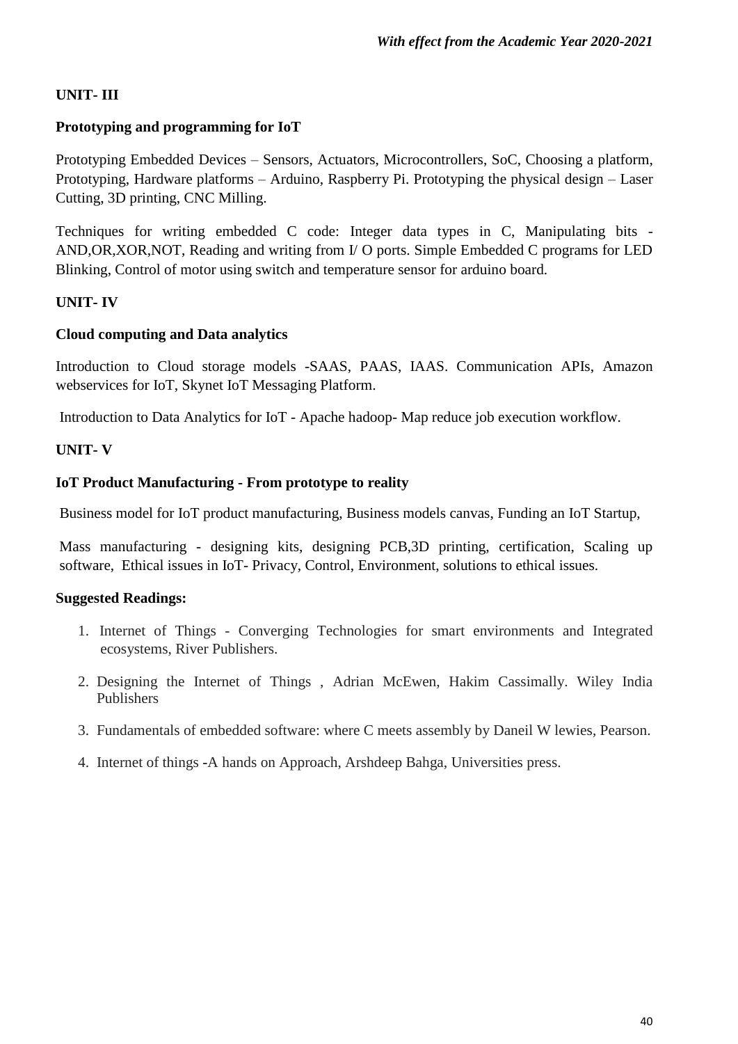*With effect from the Academic Year 2020-2021*

**UNIT- III**

**Prototyping and programming for IoT**

Prototyping Embedded Devices – Sensors, Actuators, Microcontrollers, SoC, Choosing a platform, Prototyping, Hardware platforms – Arduino, Raspberry Pi. Prototyping the physical design – Laser Cutting, 3D printing, CNC Milling.

Techniques for writing embedded C code: Integer data types in C, Manipulating bits - AND,OR,XOR,NOT, Reading and writing from I/ O ports. Simple Embedded C programs for LED Blinking, Control of motor using switch and temperature sensor for arduino board.

**UNIT- IV**

**Cloud computing and Data analytics**

Introduction to Cloud storage models -SAAS, PAAS, IAAS. Communication APIs, Amazon webservices for IoT, Skynet IoT Messaging Platform.

Introduction to Data Analytics for IoT - Apache hadoop- Map reduce job execution workflow.

**UNIT- V**

**IoT Product Manufacturing - From prototype to reality**

Business model for IoT product manufacturing, Business models canvas, Funding an IoT Startup,

Mass manufacturing - designing kits, designing PCB,3D printing, certification, Scaling up software, Ethical issues in IoT- Privacy, Control, Environment, solutions to ethical issues.

**Suggested Readings:**

1. Internet of Things - Converging Technologies for smart environments and Integrated ecosystems, River Publishers.
2. Designing the Internet of Things , Adrian McEwen, Hakim Cassimally. Wiley India Publishers
3. Fundamentals of embedded software: where C meets assembly by Daneil W lewies, Pearson.
4. Internet of things -A hands on Approach, Arshdeep Bahga, Universities press.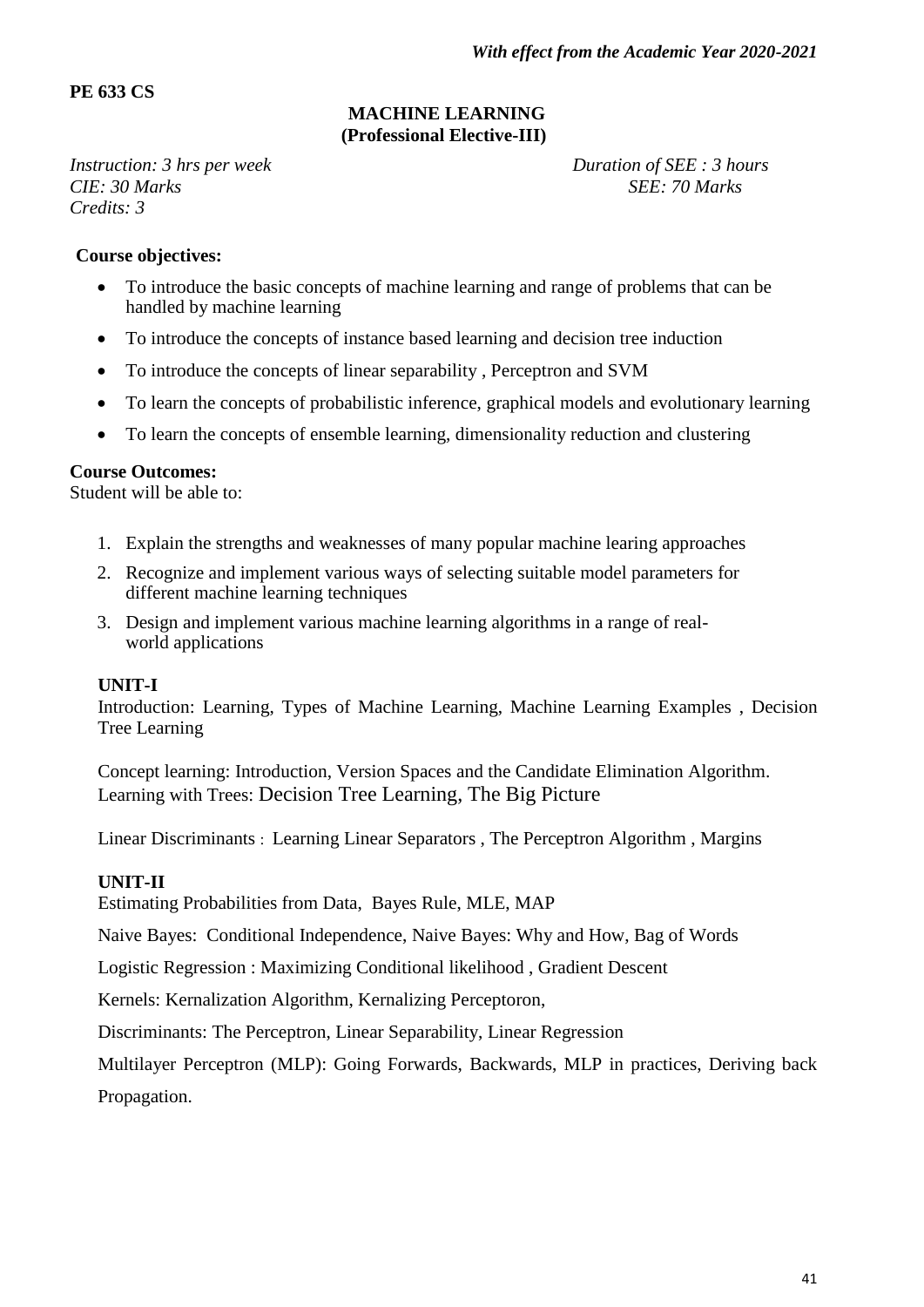*With effect from the Academic Year 2020-2021*

**PE 633 CS**

## MACHINE LEARNING
### (Professional Elective-III)

*Instruction: 3 hrs per week* *Duration of SEE : 3 hours*
*CIE: 30 Marks* *SEE: 70 Marks*
*Credits: 3*

**Course objectives:**

- To introduce the basic concepts of machine learning and range of problems that can be handled by machine learning
- To introduce the concepts of instance based learning and decision tree induction
- To introduce the concepts of linear separability , Perceptron and SVM
- To learn the concepts of probabilistic inference, graphical models and evolutionary learning
- To learn the concepts of ensemble learning, dimensionality reduction and clustering

**Course Outcomes:**
Student will be able to:

1. Explain the strengths and weaknesses of many popular machine learing approaches
2. Recognize and implement various ways of selecting suitable model parameters for different machine learning techniques
3. Design and implement various machine learning algorithms in a range of real-world applications

**UNIT-I**
Introduction: Learning, Types of Machine Learning, Machine Learning Examples , Decision Tree Learning

Concept learning: Introduction, Version Spaces and the Candidate Elimination Algorithm. Learning with Trees: Decision Tree Learning, The Big Picture

Linear Discriminants : Learning Linear Separators , The Perceptron Algorithm , Margins

**UNIT-II**
Estimating Probabilities from Data, Bayes Rule, MLE, MAP

Naive Bayes: Conditional Independence, Naive Bayes: Why and How, Bag of Words

Logistic Regression : Maximizing Conditional likelihood , Gradient Descent

Kernels: Kernalization Algorithm, Kernalizing Perceptoron,

Discriminants: The Perceptron, Linear Separability, Linear Regression

Multilayer Perceptron (MLP): Going Forwards, Backwards, MLP in practices, Deriving back Propagation.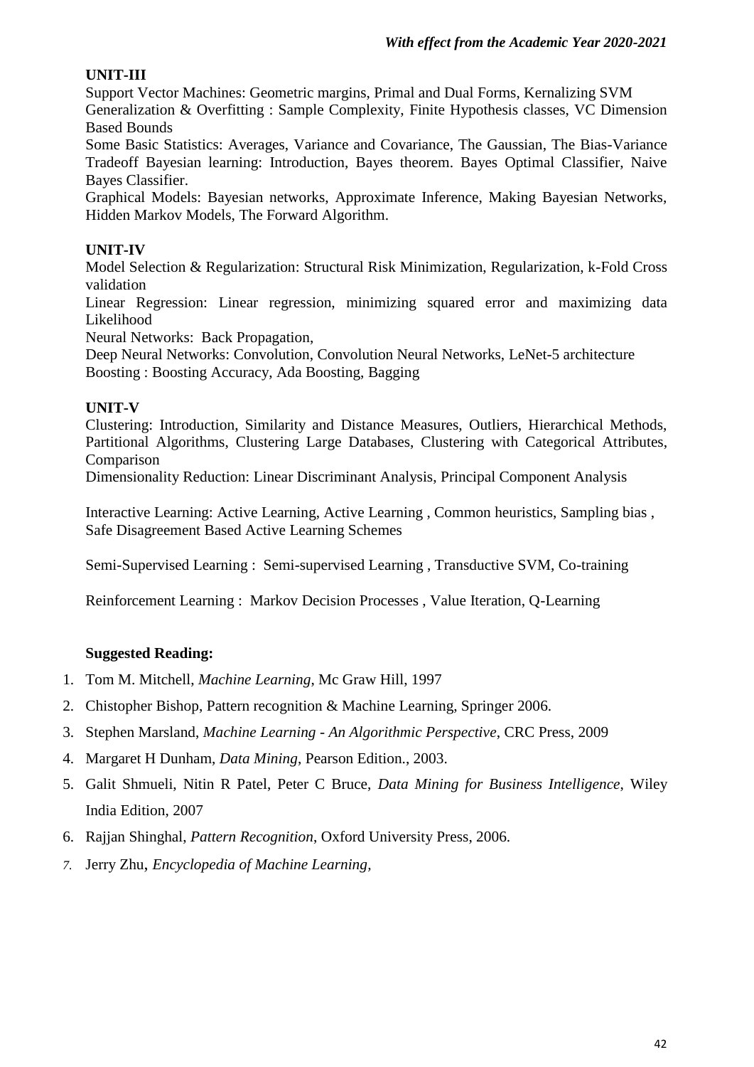### UNIT-III

Support Vector Machines: Geometric margins, Primal and Dual Forms, Kernalizing SVM
Generalization & Overfitting : Sample Complexity, Finite Hypothesis classes, VC Dimension Based Bounds
Some Basic Statistics: Averages, Variance and Covariance, The Gaussian, The Bias-Variance Tradeoff Bayesian learning: Introduction, Bayes theorem. Bayes Optimal Classifier, Naive Bayes Classifier.
Graphical Models: Bayesian networks, Approximate Inference, Making Bayesian Networks, Hidden Markov Models, The Forward Algorithm.

### UNIT-IV

Model Selection & Regularization: Structural Risk Minimization, Regularization, k-Fold Cross validation
Linear Regression: Linear regression, minimizing squared error and maximizing data Likelihood
Neural Networks: Back Propagation,
Deep Neural Networks: Convolution, Convolution Neural Networks, LeNet-5 architecture
Boosting : Boosting Accuracy, Ada Boosting, Bagging

### UNIT-V

Clustering: Introduction, Similarity and Distance Measures, Outliers, Hierarchical Methods, Partitional Algorithms, Clustering Large Databases, Clustering with Categorical Attributes, Comparison
Dimensionality Reduction: Linear Discriminant Analysis, Principal Component Analysis

Interactive Learning: Active Learning, Active Learning , Common heuristics, Sampling bias , Safe Disagreement Based Active Learning Schemes

Semi-Supervised Learning : Semi-supervised Learning , Transductive SVM, Co-training

Reinforcement Learning : Markov Decision Processes , Value Iteration, Q-Learning

**Suggested Reading:**

1. Tom M. Mitchell, *Machine Learning*, Mc Graw Hill, 1997
2. Chistopher Bishop, Pattern recognition & Machine Learning, Springer 2006.
3. Stephen Marsland, *Machine Learning - An Algorithmic Perspective*, CRC Press, 2009
4. Margaret H Dunham, *Data Mining*, Pearson Edition., 2003.
5. Galit Shmueli, Nitin R Patel, Peter C Bruce, *Data Mining for Business Intelligence*, Wiley India Edition, 2007
6. Rajjan Shinghal, *Pattern Recognition*, Oxford University Press, 2006.
7. Jerry Zhu, *Encyclopedia of Machine Learning,*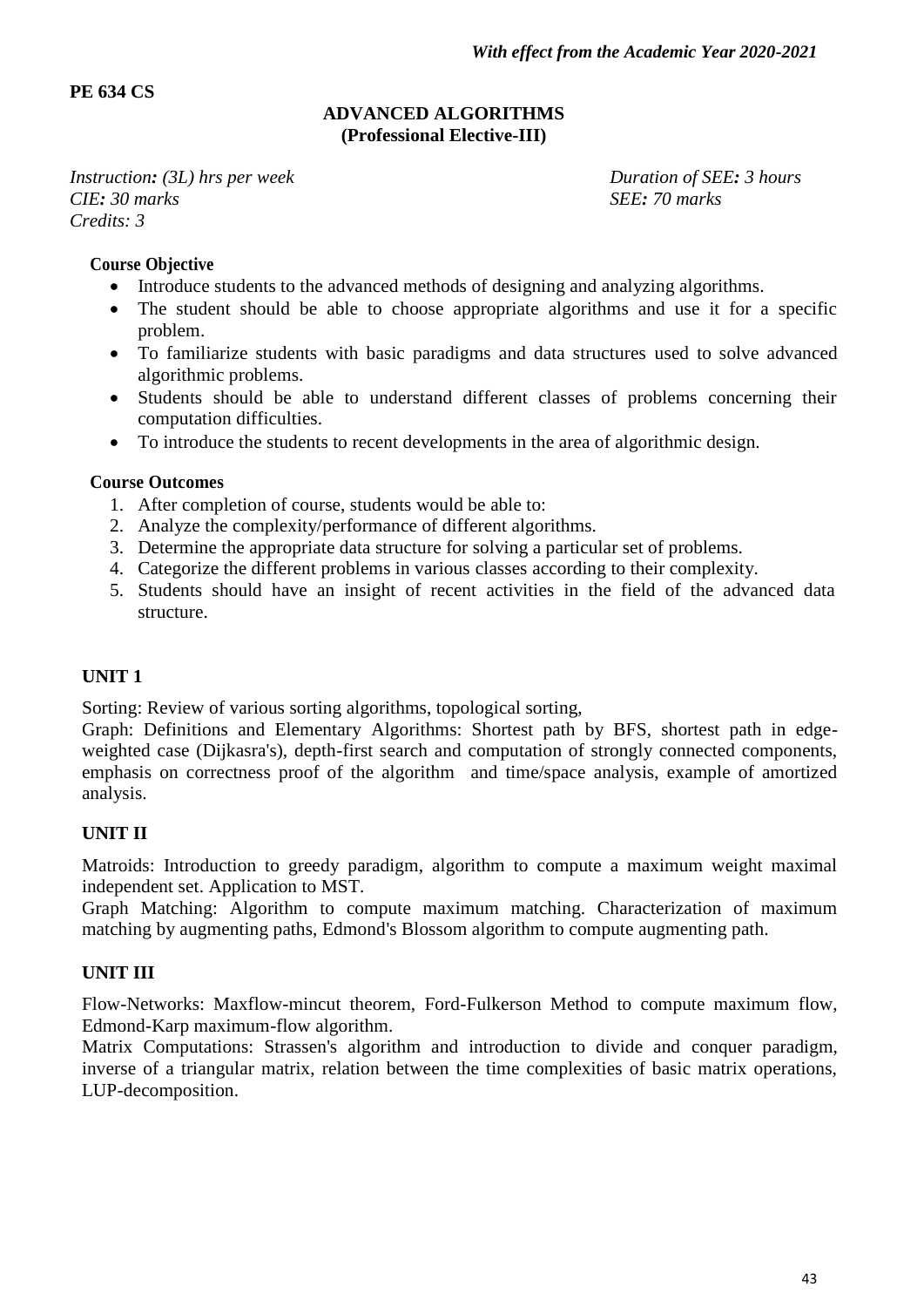*With effect from the Academic Year 2020-2021*

**PE 634 CS**

**ADVANCED ALGORITHMS**
**(Professional Elective-III)**

*Instruction: (3L) hrs per week* *Duration of SEE: 3 hours*
*CIE: 30 marks* *SEE: 70 marks*
*Credits: 3*

**Course Objective**

- Introduce students to the advanced methods of designing and analyzing algorithms.
- The student should be able to choose appropriate algorithms and use it for a specific problem.
- To familiarize students with basic paradigms and data structures used to solve advanced algorithmic problems.
- Students should be able to understand different classes of problems concerning their computation difficulties.
- To introduce the students to recent developments in the area of algorithmic design.

**Course Outcomes**

1. After completion of course, students would be able to:
2. Analyze the complexity/performance of different algorithms.
3. Determine the appropriate data structure for solving a particular set of problems.
4. Categorize the different problems in various classes according to their complexity.
5. Students should have an insight of recent activities in the field of the advanced data structure.

**UNIT 1**

Sorting: Review of various sorting algorithms, topological sorting,
Graph: Definitions and Elementary Algorithms: Shortest path by BFS, shortest path in edge-weighted case (Dijkasra's), depth-first search and computation of strongly connected components, emphasis on correctness proof of the algorithm and time/space analysis, example of amortized analysis.

**UNIT II**

Matroids: Introduction to greedy paradigm, algorithm to compute a maximum weight maximal independent set. Application to MST.
Graph Matching: Algorithm to compute maximum matching. Characterization of maximum matching by augmenting paths, Edmond's Blossom algorithm to compute augmenting path.

**UNIT III**

Flow-Networks: Maxflow-mincut theorem, Ford-Fulkerson Method to compute maximum flow, Edmond-Karp maximum-flow algorithm.
Matrix Computations: Strassen's algorithm and introduction to divide and conquer paradigm, inverse of a triangular matrix, relation between the time complexities of basic matrix operations, LUP-decomposition.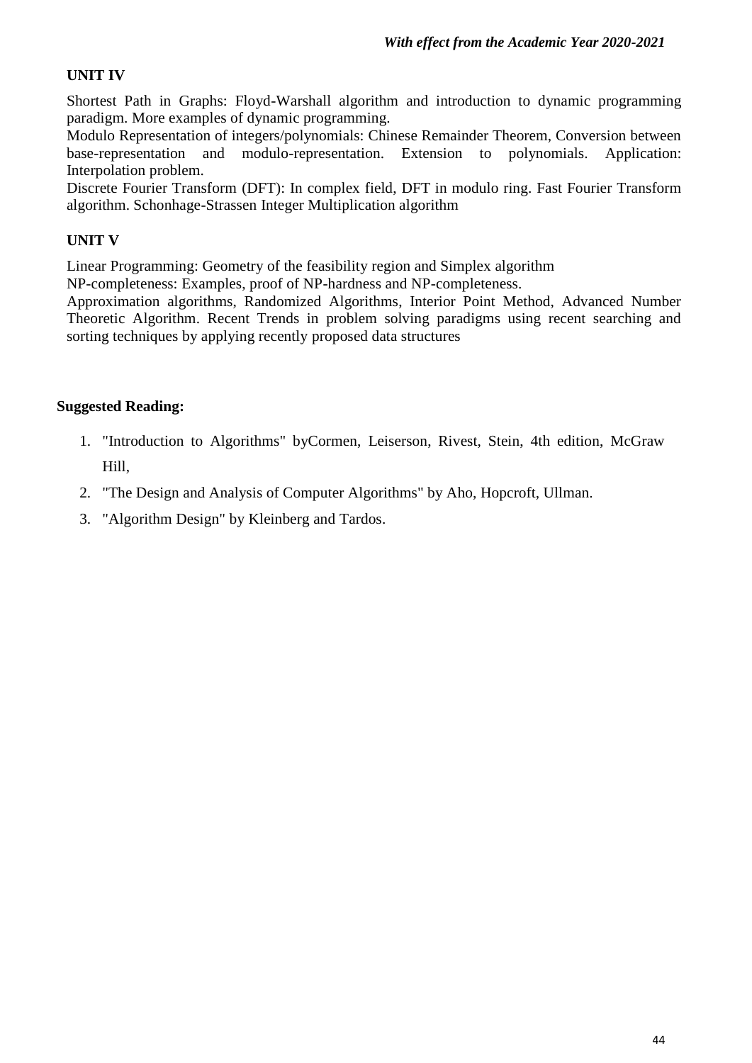## UNIT IV

Shortest Path in Graphs: Floyd-Warshall algorithm and introduction to dynamic programming paradigm. More examples of dynamic programming.
Modulo Representation of integers/polynomials: Chinese Remainder Theorem, Conversion between base-representation and modulo-representation. Extension to polynomials. Application: Interpolation problem.
Discrete Fourier Transform (DFT): In complex field, DFT in modulo ring. Fast Fourier Transform algorithm. Schonhage-Strassen Integer Multiplication algorithm

## UNIT V

Linear Programming: Geometry of the feasibility region and Simplex algorithm
NP-completeness: Examples, proof of NP-hardness and NP-completeness.
Approximation algorithms, Randomized Algorithms, Interior Point Method, Advanced Number Theoretic Algorithm. Recent Trends in problem solving paradigms using recent searching and sorting techniques by applying recently proposed data structures

## Suggested Reading:

1. "Introduction to Algorithms" byCormen, Leiserson, Rivest, Stein, 4th edition, McGraw Hill,
2. "The Design and Analysis of Computer Algorithms" by Aho, Hopcroft, Ullman.
3. "Algorithm Design" by Kleinberg and Tardos.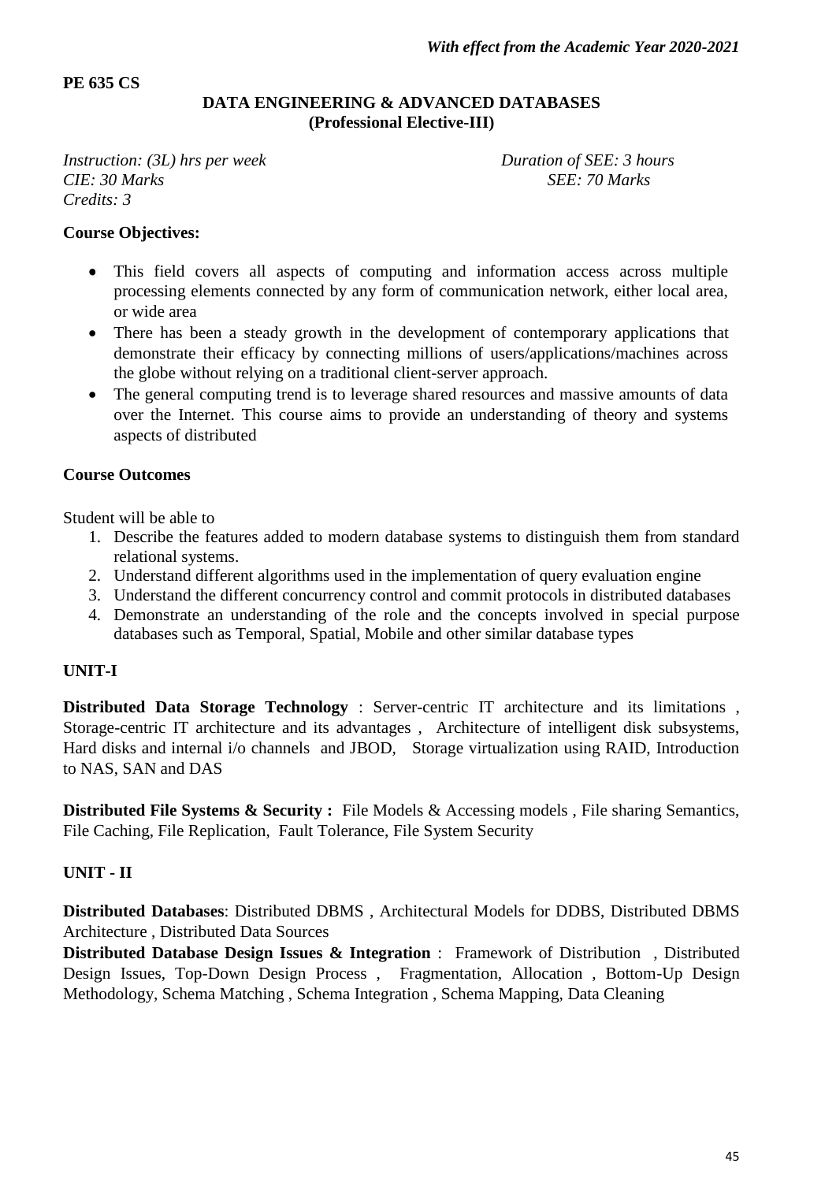*With effect from the Academic Year 2020-2021*

**PE 635 CS**

## DATA ENGINEERING & ADVANCED DATABASES
### (Professional Elective-III)

*Instruction: (3L) hrs per week* *Duration of SEE: 3 hours*
*CIE: 30 Marks* *SEE: 70 Marks*
*Credits: 3*

**Course Objectives:**

- This field covers all aspects of computing and information access across multiple processing elements connected by any form of communication network, either local area, or wide area
- There has been a steady growth in the development of contemporary applications that demonstrate their efficacy by connecting millions of users/applications/machines across the globe without relying on a traditional client-server approach.
- The general computing trend is to leverage shared resources and massive amounts of data over the Internet. This course aims to provide an understanding of theory and systems aspects of distributed

**Course Outcomes**

Student will be able to

1. Describe the features added to modern database systems to distinguish them from standard relational systems.
2. Understand different algorithms used in the implementation of query evaluation engine
3. Understand the different concurrency control and commit protocols in distributed databases
4. Demonstrate an understanding of the role and the concepts involved in special purpose databases such as Temporal, Spatial, Mobile and other similar database types

**UNIT-I**

**Distributed Data Storage Technology** : Server-centric IT architecture and its limitations , Storage-centric IT architecture and its advantages , Architecture of intelligent disk subsystems, Hard disks and internal i/o channels and JBOD, Storage virtualization using RAID, Introduction to NAS, SAN and DAS

**Distributed File Systems & Security :** File Models & Accessing models , File sharing Semantics, File Caching, File Replication, Fault Tolerance, File System Security

**UNIT - II**

**Distributed Databases**: Distributed DBMS , Architectural Models for DDBS, Distributed DBMS Architecture , Distributed Data Sources

**Distributed Database Design Issues & Integration** : Framework of Distribution , Distributed Design Issues, Top-Down Design Process , Fragmentation, Allocation , Bottom-Up Design Methodology, Schema Matching , Schema Integration , Schema Mapping, Data Cleaning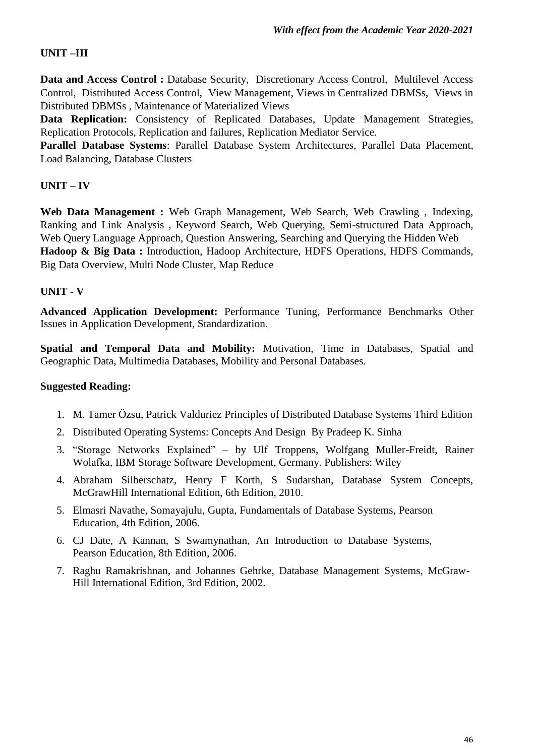## UNIT –III

**Data and Access Control :** Database Security, Discretionary Access Control, Multilevel Access Control, Distributed Access Control, View Management, Views in Centralized DBMSs, Views in Distributed DBMSs , Maintenance of Materialized Views

**Data Replication:** Consistency of Replicated Databases, Update Management Strategies, Replication Protocols, Replication and failures, Replication Mediator Service.

**Parallel Database Systems**: Parallel Database System Architectures, Parallel Data Placement, Load Balancing, Database Clusters

## UNIT – IV

**Web Data Management :** Web Graph Management, Web Search, Web Crawling , Indexing, Ranking and Link Analysis , Keyword Search, Web Querying, Semi-structured Data Approach, Web Query Language Approach, Question Answering, Searching and Querying the Hidden Web

**Hadoop & Big Data :** Introduction, Hadoop Architecture, HDFS Operations, HDFS Commands, Big Data Overview, Multi Node Cluster, Map Reduce

## UNIT - V

**Advanced Application Development:** Performance Tuning, Performance Benchmarks Other Issues in Application Development, Standardization.

**Spatial and Temporal Data and Mobility:** Motivation, Time in Databases, Spatial and Geographic Data, Multimedia Databases, Mobility and Personal Databases.

**Suggested Reading:**

1. M. Tamer Özsu, Patrick Valduriez Principles of Distributed Database Systems Third Edition
2. Distributed Operating Systems: Concepts And Design By Pradeep K. Sinha
3. "Storage Networks Explained" – by Ulf Troppens, Wolfgang Muller-Freidt, Rainer Wolafka, IBM Storage Software Development, Germany. Publishers: Wiley
4. Abraham Silberschatz, Henry F Korth, S Sudarshan, Database System Concepts, McGrawHill International Edition, 6th Edition, 2010.
5. Elmasri Navathe, Somayajulu, Gupta, Fundamentals of Database Systems, Pearson Education, 4th Edition, 2006.
6. CJ Date, A Kannan, S Swamynathan, An Introduction to Database Systems, Pearson Education, 8th Edition, 2006.
7. Raghu Ramakrishnan, and Johannes Gehrke, Database Management Systems, McGraw-Hill International Edition, 3rd Edition, 2002.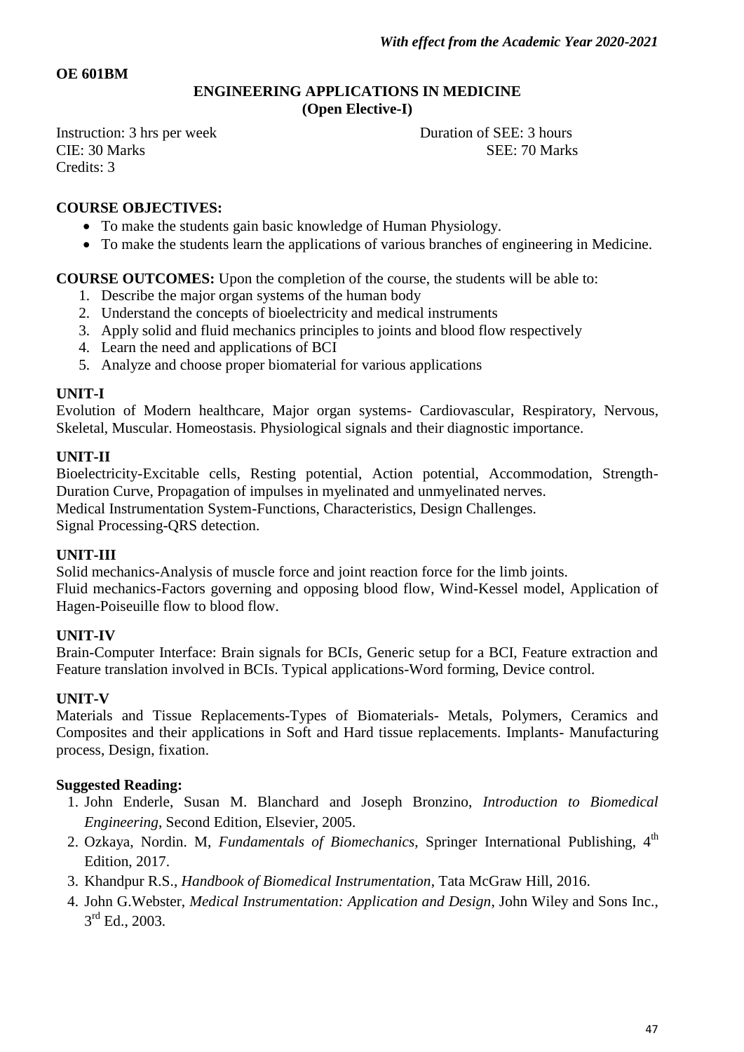*With effect from the Academic Year 2020-2021*

**OE 601BM**

## ENGINEERING APPLICATIONS IN MEDICINE
### (Open Elective-I)

Instruction: 3 hrs per week    Duration of SEE: 3 hours
CIE: 30 Marks    SEE: 70 Marks
Credits: 3

**COURSE OBJECTIVES:**

- To make the students gain basic knowledge of Human Physiology.
- To make the students learn the applications of various branches of engineering in Medicine.

**COURSE OUTCOMES:** Upon the completion of the course, the students will be able to:

1. Describe the major organ systems of the human body
2. Understand the concepts of bioelectricity and medical instruments
3. Apply solid and fluid mechanics principles to joints and blood flow respectively
4. Learn the need and applications of BCI
5. Analyze and choose proper biomaterial for various applications

**UNIT-I**

Evolution of Modern healthcare, Major organ systems- Cardiovascular, Respiratory, Nervous, Skeletal, Muscular. Homeostasis. Physiological signals and their diagnostic importance.

**UNIT-II**

Bioelectricity-Excitable cells, Resting potential, Action potential, Accommodation, Strength-Duration Curve, Propagation of impulses in myelinated and unmyelinated nerves.
Medical Instrumentation System-Functions, Characteristics, Design Challenges.
Signal Processing-QRS detection.

**UNIT-III**

Solid mechanics-Analysis of muscle force and joint reaction force for the limb joints.
Fluid mechanics-Factors governing and opposing blood flow, Wind-Kessel model, Application of Hagen-Poiseuille flow to blood flow.

**UNIT-IV**

Brain-Computer Interface: Brain signals for BCIs, Generic setup for a BCI, Feature extraction and Feature translation involved in BCIs. Typical applications-Word forming, Device control.

**UNIT-V**

Materials and Tissue Replacements-Types of Biomaterials- Metals, Polymers, Ceramics and Composites and their applications in Soft and Hard tissue replacements. Implants- Manufacturing process, Design, fixation.

**Suggested Reading:**

1. John Enderle, Susan M. Blanchard and Joseph Bronzino, *Introduction to Biomedical Engineering*, Second Edition, Elsevier, 2005.
2. Ozkaya, Nordin. M, *Fundamentals of Biomechanics*, Springer International Publishing, 4th Edition, 2017.
3. Khandpur R.S., *Handbook of Biomedical Instrumentation*, Tata McGraw Hill, 2016.
4. John G.Webster, *Medical Instrumentation: Application and Design*, John Wiley and Sons Inc., 3rd Ed., 2003.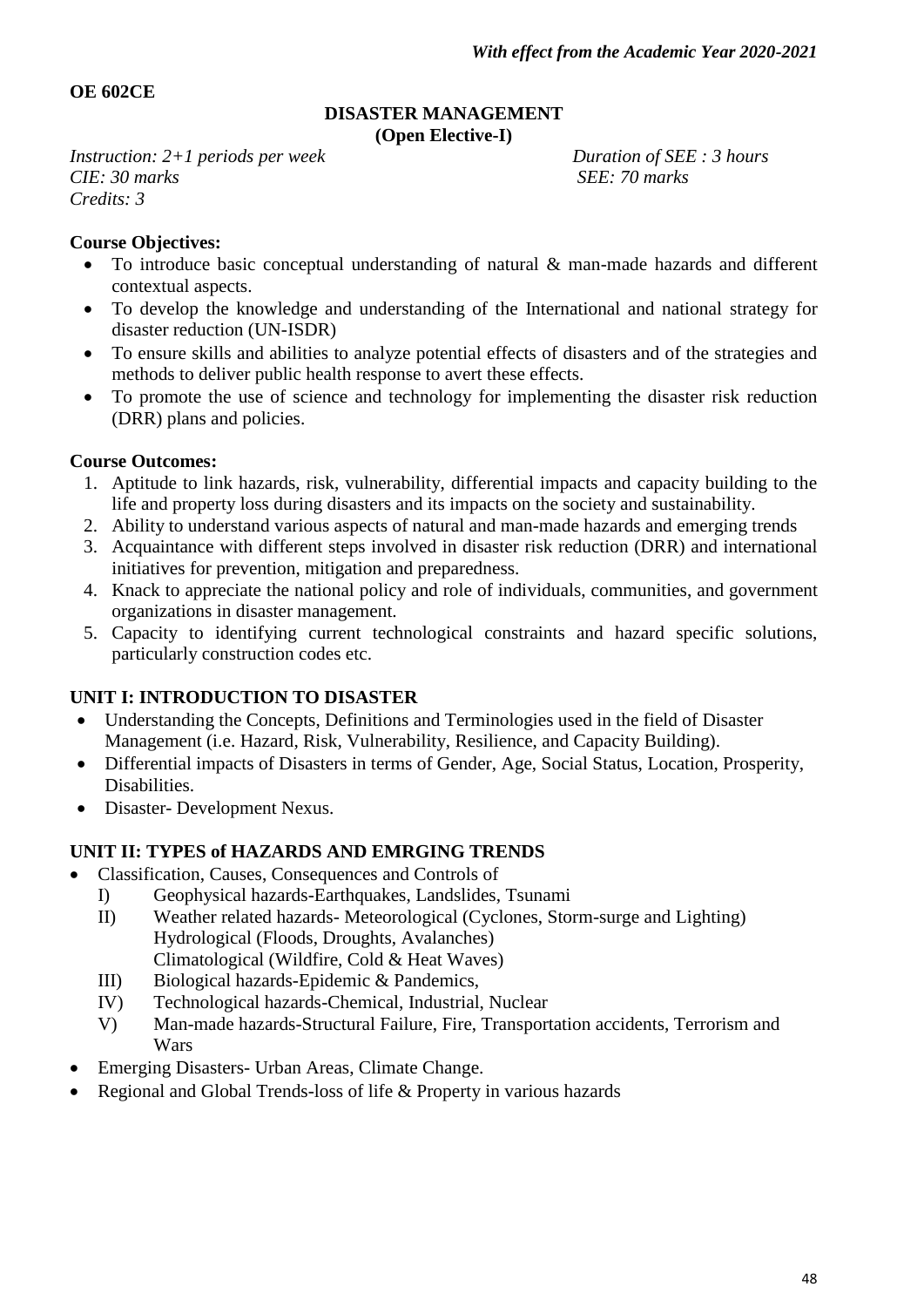*With effect from the Academic Year 2020-2021*

**OE 602CE**

## DISASTER MANAGEMENT
**(Open Elective-I)**

*Instruction: 2+1 periods per week* *Duration of SEE : 3 hours*
*CIE: 30 marks* *SEE: 70 marks*
*Credits: 3*

**Course Objectives:**

- To introduce basic conceptual understanding of natural & man-made hazards and different contextual aspects.
- To develop the knowledge and understanding of the International and national strategy for disaster reduction (UN-ISDR)
- To ensure skills and abilities to analyze potential effects of disasters and of the strategies and methods to deliver public health response to avert these effects.
- To promote the use of science and technology for implementing the disaster risk reduction (DRR) plans and policies.

**Course Outcomes:**

1. Aptitude to link hazards, risk, vulnerability, differential impacts and capacity building to the life and property loss during disasters and its impacts on the society and sustainability.
2. Ability to understand various aspects of natural and man-made hazards and emerging trends
3. Acquaintance with different steps involved in disaster risk reduction (DRR) and international initiatives for prevention, mitigation and preparedness.
4. Knack to appreciate the national policy and role of individuals, communities, and government organizations in disaster management.
5. Capacity to identifying current technological constraints and hazard specific solutions, particularly construction codes etc.

**UNIT I: INTRODUCTION TO DISASTER**

- Understanding the Concepts, Definitions and Terminologies used in the field of Disaster Management (i.e. Hazard, Risk, Vulnerability, Resilience, and Capacity Building).
- Differential impacts of Disasters in terms of Gender, Age, Social Status, Location, Prosperity, Disabilities.
- Disaster- Development Nexus.

**UNIT II: TYPES of HAZARDS AND EMRGING TRENDS**

- Classification, Causes, Consequences and Controls of
  - I) Geophysical hazards-Earthquakes, Landslides, Tsunami
  - II) Weather related hazards- Meteorological (Cyclones, Storm-surge and Lighting)
    Hydrological (Floods, Droughts, Avalanches)
    Climatological (Wildfire, Cold & Heat Waves)
  - III) Biological hazards-Epidemic & Pandemics,
  - IV) Technological hazards-Chemical, Industrial, Nuclear
  - V) Man-made hazards-Structural Failure, Fire, Transportation accidents, Terrorism and Wars
- Emerging Disasters- Urban Areas, Climate Change.
- Regional and Global Trends-loss of life & Property in various hazards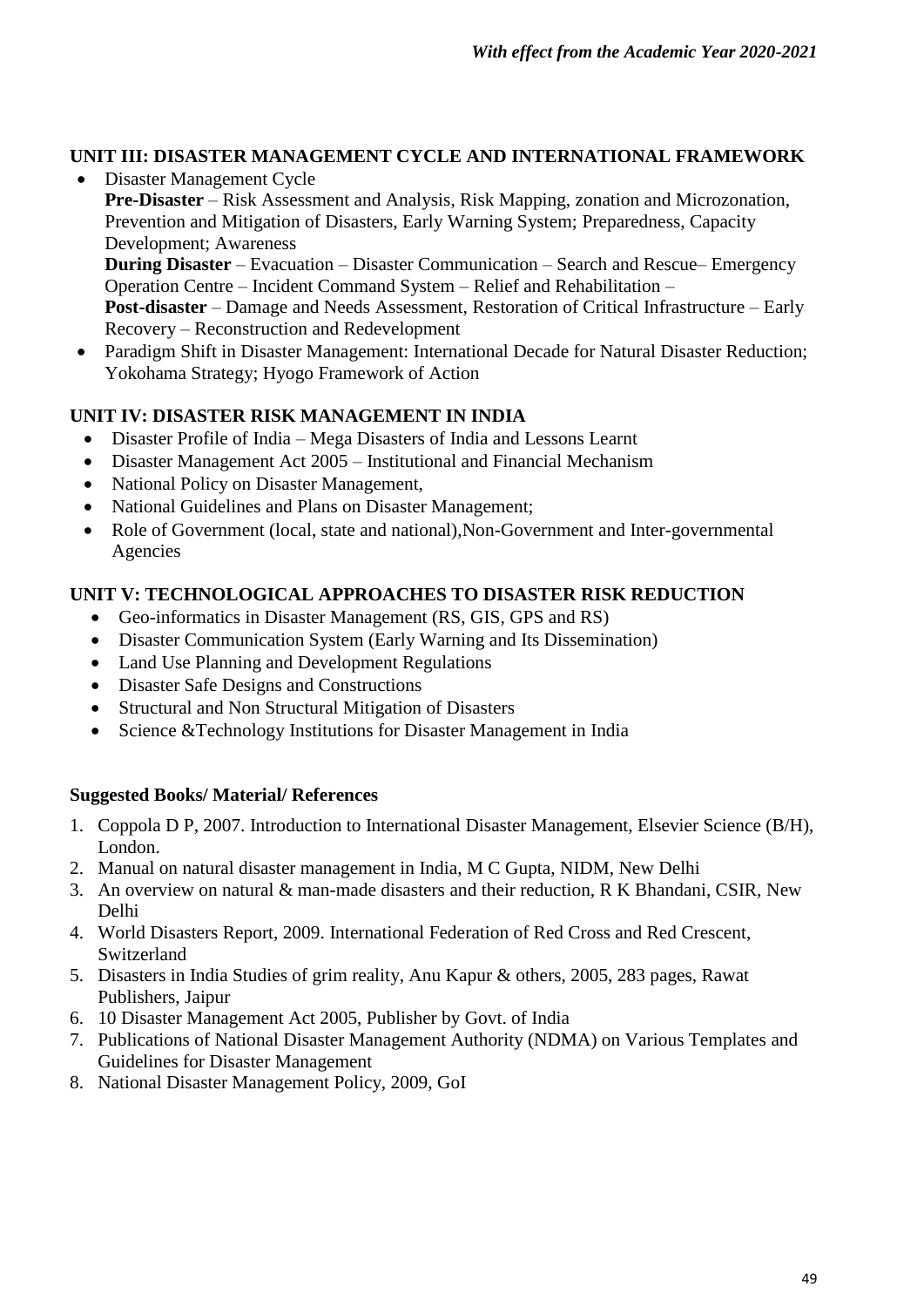## UNIT III: DISASTER MANAGEMENT CYCLE AND INTERNATIONAL FRAMEWORK

- Disaster Management Cycle
  **Pre-Disaster** – Risk Assessment and Analysis, Risk Mapping, zonation and Microzonation, Prevention and Mitigation of Disasters, Early Warning System; Preparedness, Capacity Development; Awareness
  **During Disaster** – Evacuation – Disaster Communication – Search and Rescue– Emergency Operation Centre – Incident Command System – Relief and Rehabilitation –
  **Post-disaster** – Damage and Needs Assessment, Restoration of Critical Infrastructure – Early Recovery – Reconstruction and Redevelopment
- Paradigm Shift in Disaster Management: International Decade for Natural Disaster Reduction; Yokohama Strategy; Hyogo Framework of Action

## UNIT IV: DISASTER RISK MANAGEMENT IN INDIA

- Disaster Profile of India – Mega Disasters of India and Lessons Learnt
- Disaster Management Act 2005 – Institutional and Financial Mechanism
- National Policy on Disaster Management,
- National Guidelines and Plans on Disaster Management;
- Role of Government (local, state and national),Non-Government and Inter-governmental Agencies

## UNIT V: TECHNOLOGICAL APPROACHES TO DISASTER RISK REDUCTION

- Geo-informatics in Disaster Management (RS, GIS, GPS and RS)
- Disaster Communication System (Early Warning and Its Dissemination)
- Land Use Planning and Development Regulations
- Disaster Safe Designs and Constructions
- Structural and Non Structural Mitigation of Disasters
- Science &Technology Institutions for Disaster Management in India

**Suggested Books/ Material/ References**

1. Coppola D P, 2007. Introduction to International Disaster Management, Elsevier Science (B/H), London.
2. Manual on natural disaster management in India, M C Gupta, NIDM, New Delhi
3. An overview on natural & man-made disasters and their reduction, R K Bhandani, CSIR, New Delhi
4. World Disasters Report, 2009. International Federation of Red Cross and Red Crescent, Switzerland
5. Disasters in India Studies of grim reality, Anu Kapur & others, 2005, 283 pages, Rawat Publishers, Jaipur
6. 10 Disaster Management Act 2005, Publisher by Govt. of India
7. Publications of National Disaster Management Authority (NDMA) on Various Templates and Guidelines for Disaster Management
8. National Disaster Management Policy, 2009, GoI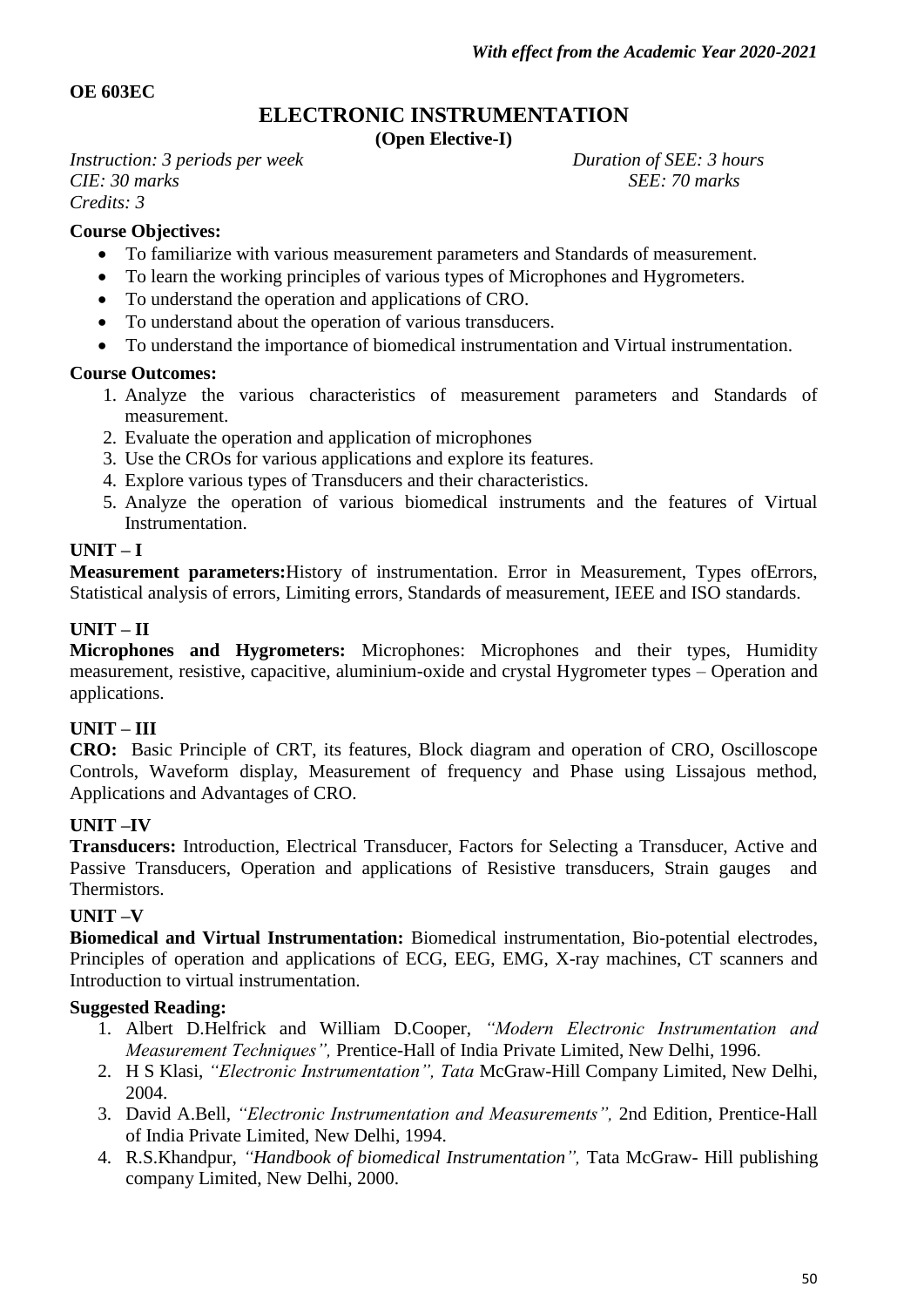*With effect from the Academic Year 2020-2021*

**OE 603EC**

# ELECTRONIC INSTRUMENTATION

**(Open Elective-I)**

*Instruction: 3 periods per week* *Duration of SEE: 3 hours*
*CIE: 30 marks* *SEE: 70 marks*
*Credits: 3*

**Course Objectives:**

- To familiarize with various measurement parameters and Standards of measurement.
- To learn the working principles of various types of Microphones and Hygrometers.
- To understand the operation and applications of CRO.
- To understand about the operation of various transducers.
- To understand the importance of biomedical instrumentation and Virtual instrumentation.

**Course Outcomes:**

1. Analyze the various characteristics of measurement parameters and Standards of measurement.
2. Evaluate the operation and application of microphones
3. Use the CROs for various applications and explore its features.
4. Explore various types of Transducers and their characteristics.
5. Analyze the operation of various biomedical instruments and the features of Virtual Instrumentation.

**UNIT – I**

**Measurement parameters:**History of instrumentation. Error in Measurement, Types ofErrors, Statistical analysis of errors, Limiting errors, Standards of measurement, IEEE and ISO standards.

**UNIT – II**

**Microphones and Hygrometers:** Microphones: Microphones and their types, Humidity measurement, resistive, capacitive, aluminium-oxide and crystal Hygrometer types – Operation and applications.

**UNIT – III**

**CRO:** Basic Principle of CRT, its features, Block diagram and operation of CRO, Oscilloscope Controls, Waveform display, Measurement of frequency and Phase using Lissajous method, Applications and Advantages of CRO.

**UNIT –IV**

**Transducers:** Introduction, Electrical Transducer, Factors for Selecting a Transducer, Active and Passive Transducers, Operation and applications of Resistive transducers, Strain gauges and Thermistors.

**UNIT –V**

**Biomedical and Virtual Instrumentation:** Biomedical instrumentation, Bio-potential electrodes, Principles of operation and applications of ECG, EEG, EMG, X-ray machines, CT scanners and Introduction to virtual instrumentation.

**Suggested Reading:**

1. Albert D.Helfrick and William D.Cooper, *"Modern Electronic Instrumentation and Measurement Techniques",* Prentice-Hall of India Private Limited, New Delhi, 1996.
2. H S Klasi, *"Electronic Instrumentation", Tata* McGraw-Hill Company Limited, New Delhi, 2004.
3. David A.Bell, *"Electronic Instrumentation and Measurements",* 2nd Edition, Prentice-Hall of India Private Limited, New Delhi, 1994.
4. R.S.Khandpur, *"Handbook of biomedical Instrumentation",* Tata McGraw- Hill publishing company Limited, New Delhi, 2000.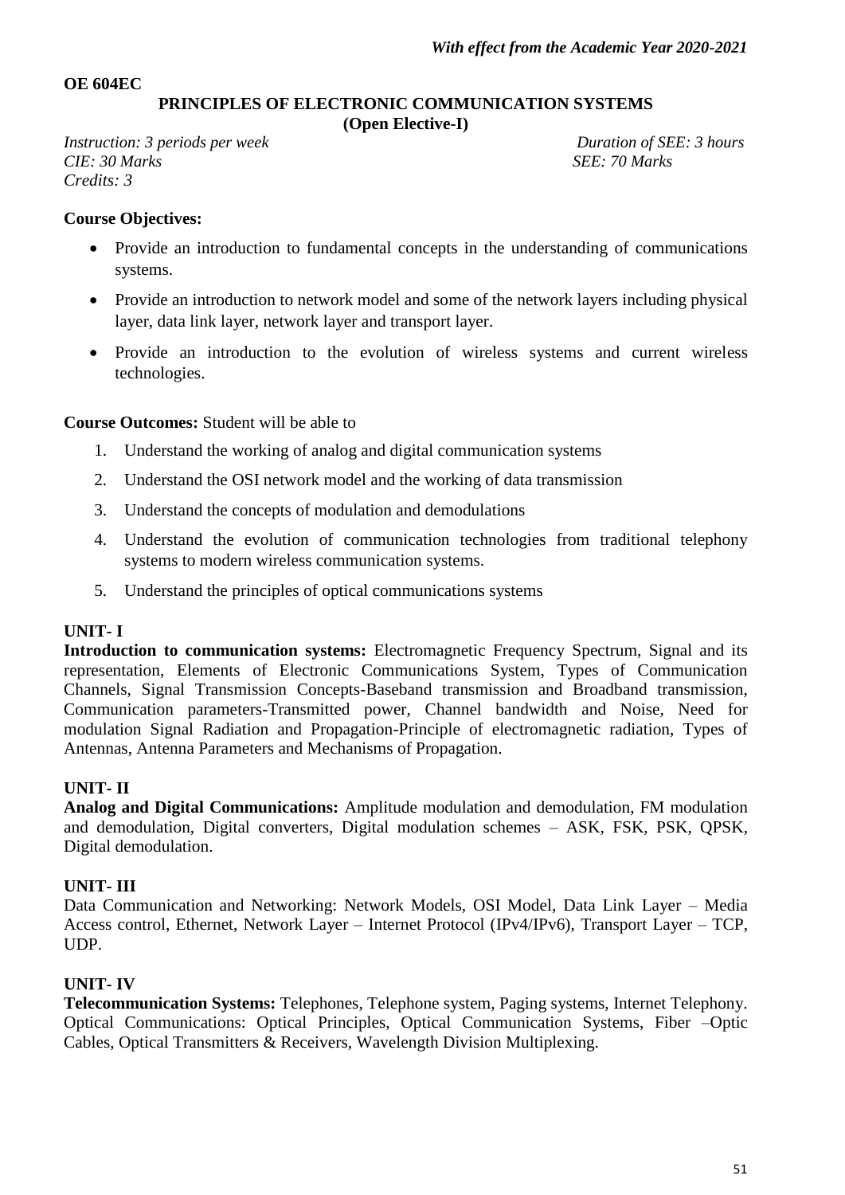*With effect from the Academic Year 2020-2021*

**OE 604EC**

## PRINCIPLES OF ELECTRONIC COMMUNICATION SYSTEMS
**(Open Elective-I)**

*Instruction: 3 periods per week* *Duration of SEE: 3 hours*
*CIE: 30 Marks* *SEE: 70 Marks*
*Credits: 3*

**Course Objectives:**

- Provide an introduction to fundamental concepts in the understanding of communications systems.
- Provide an introduction to network model and some of the network layers including physical layer, data link layer, network layer and transport layer.
- Provide an introduction to the evolution of wireless systems and current wireless technologies.

**Course Outcomes:** Student will be able to

1. Understand the working of analog and digital communication systems
2. Understand the OSI network model and the working of data transmission
3. Understand the concepts of modulation and demodulations
4. Understand the evolution of communication technologies from traditional telephony systems to modern wireless communication systems.
5. Understand the principles of optical communications systems

**UNIT- I**

**Introduction to communication systems:** Electromagnetic Frequency Spectrum, Signal and its representation, Elements of Electronic Communications System, Types of Communication Channels, Signal Transmission Concepts-Baseband transmission and Broadband transmission, Communication parameters-Transmitted power, Channel bandwidth and Noise, Need for modulation Signal Radiation and Propagation-Principle of electromagnetic radiation, Types of Antennas, Antenna Parameters and Mechanisms of Propagation.

**UNIT- II**

**Analog and Digital Communications:** Amplitude modulation and demodulation, FM modulation and demodulation, Digital converters, Digital modulation schemes – ASK, FSK, PSK, QPSK, Digital demodulation.

**UNIT- III**

Data Communication and Networking: Network Models, OSI Model, Data Link Layer – Media Access control, Ethernet, Network Layer – Internet Protocol (IPv4/IPv6), Transport Layer – TCP, UDP.

**UNIT- IV**

**Telecommunication Systems:** Telephones, Telephone system, Paging systems, Internet Telephony. Optical Communications: Optical Principles, Optical Communication Systems, Fiber –Optic Cables, Optical Transmitters & Receivers, Wavelength Division Multiplexing.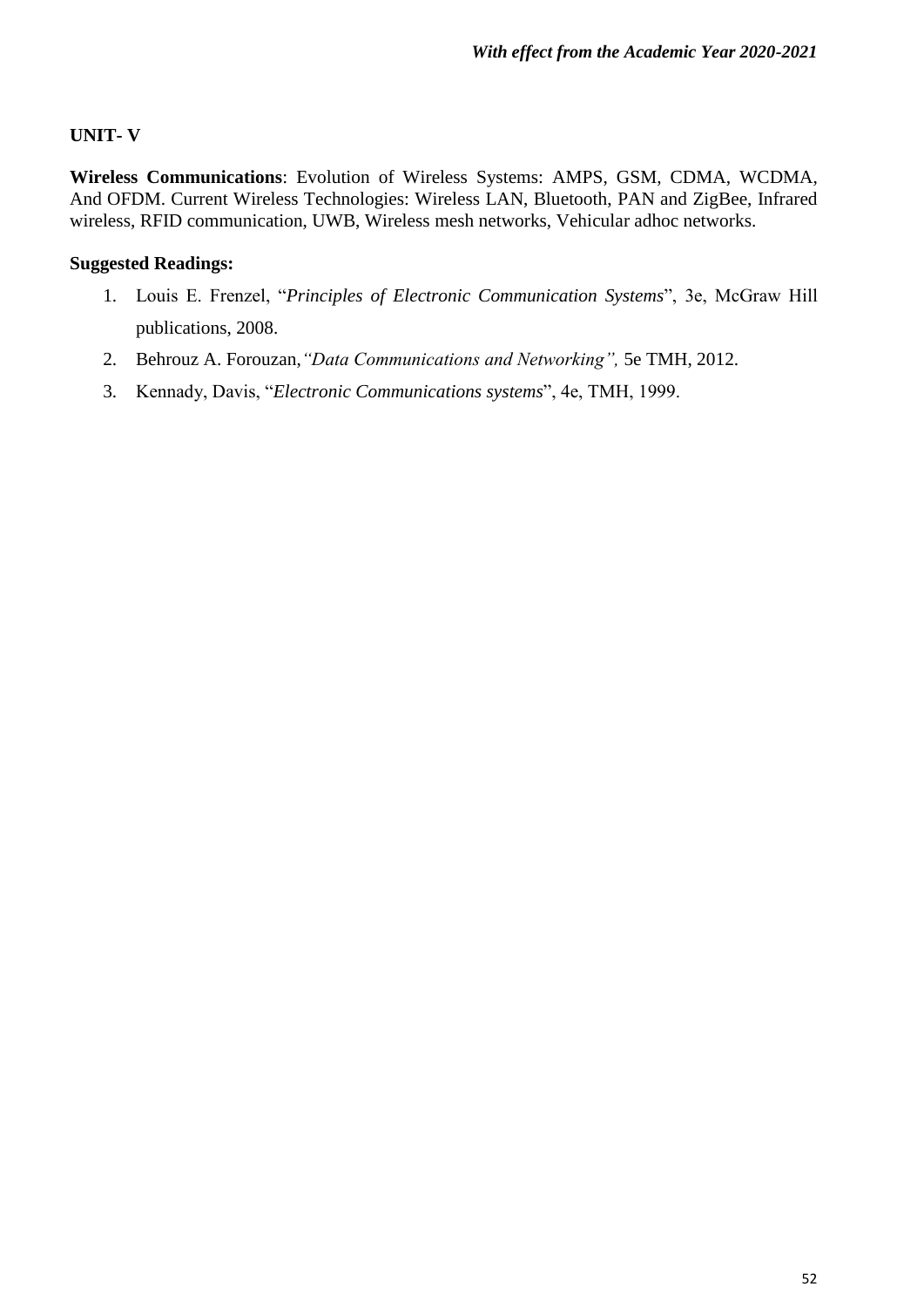## UNIT- V

**Wireless Communications**: Evolution of Wireless Systems: AMPS, GSM, CDMA, WCDMA, And OFDM. Current Wireless Technologies: Wireless LAN, Bluetooth, PAN and ZigBee, Infrared wireless, RFID communication, UWB, Wireless mesh networks, Vehicular adhoc networks.

**Suggested Readings:**

1. Louis E. Frenzel, "*Principles of Electronic Communication Systems*", 3e, McGraw Hill publications, 2008.
2. Behrouz A. Forouzan,*"Data Communications and Networking",* 5e TMH, 2012.
3. Kennady, Davis, "*Electronic Communications systems*", 4e, TMH, 1999.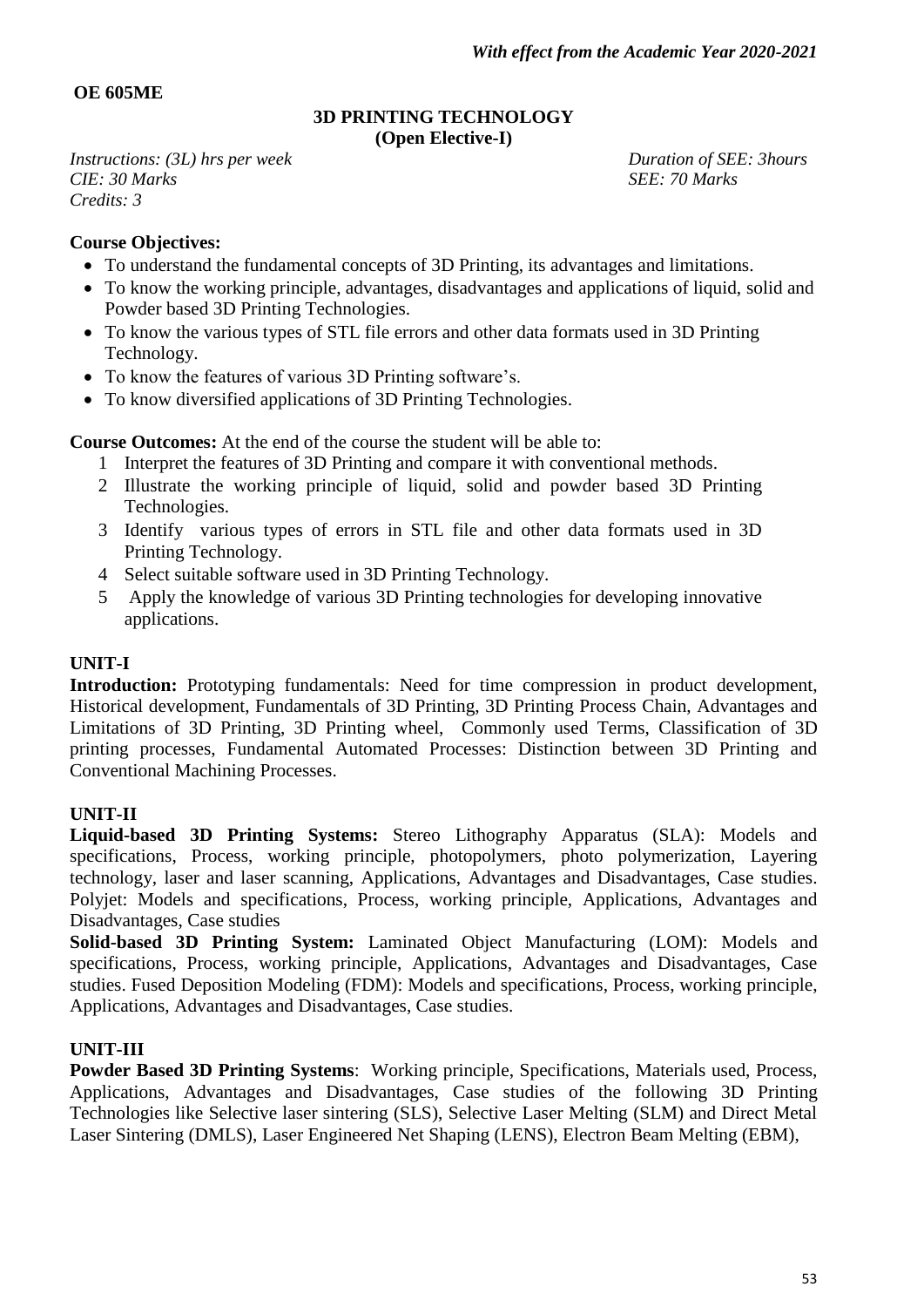*With effect from the Academic Year 2020-2021*

**OE 605ME**

## 3D PRINTING TECHNOLOGY
**(Open Elective-I)**

*Instructions: (3L) hrs per week* *Duration of SEE: 3hours*
*CIE: 30 Marks* *SEE: 70 Marks*
*Credits: 3*

**Course Objectives:**

- To understand the fundamental concepts of 3D Printing, its advantages and limitations.
- To know the working principle, advantages, disadvantages and applications of liquid, solid and Powder based 3D Printing Technologies.
- To know the various types of STL file errors and other data formats used in 3D Printing Technology.
- To know the features of various 3D Printing software's.
- To know diversified applications of 3D Printing Technologies.

**Course Outcomes:** At the end of the course the student will be able to:

1. Interpret the features of 3D Printing and compare it with conventional methods.
2. Illustrate the working principle of liquid, solid and powder based 3D Printing Technologies.
3. Identify various types of errors in STL file and other data formats used in 3D Printing Technology.
4. Select suitable software used in 3D Printing Technology.
5. Apply the knowledge of various 3D Printing technologies for developing innovative applications.

**UNIT-I**

**Introduction:** Prototyping fundamentals: Need for time compression in product development, Historical development, Fundamentals of 3D Printing, 3D Printing Process Chain, Advantages and Limitations of 3D Printing, 3D Printing wheel, Commonly used Terms, Classification of 3D printing processes, Fundamental Automated Processes: Distinction between 3D Printing and Conventional Machining Processes.

**UNIT-II**

**Liquid-based 3D Printing Systems:** Stereo Lithography Apparatus (SLA): Models and specifications, Process, working principle, photopolymers, photo polymerization, Layering technology, laser and laser scanning, Applications, Advantages and Disadvantages, Case studies. Polyjet: Models and specifications, Process, working principle, Applications, Advantages and Disadvantages, Case studies

**Solid-based 3D Printing System:** Laminated Object Manufacturing (LOM): Models and specifications, Process, working principle, Applications, Advantages and Disadvantages, Case studies. Fused Deposition Modeling (FDM): Models and specifications, Process, working principle, Applications, Advantages and Disadvantages, Case studies.

**UNIT-III**

**Powder Based 3D Printing Systems**: Working principle, Specifications, Materials used, Process, Applications, Advantages and Disadvantages, Case studies of the following 3D Printing Technologies like Selective laser sintering (SLS), Selective Laser Melting (SLM) and Direct Metal Laser Sintering (DMLS), Laser Engineered Net Shaping (LENS), Electron Beam Melting (EBM),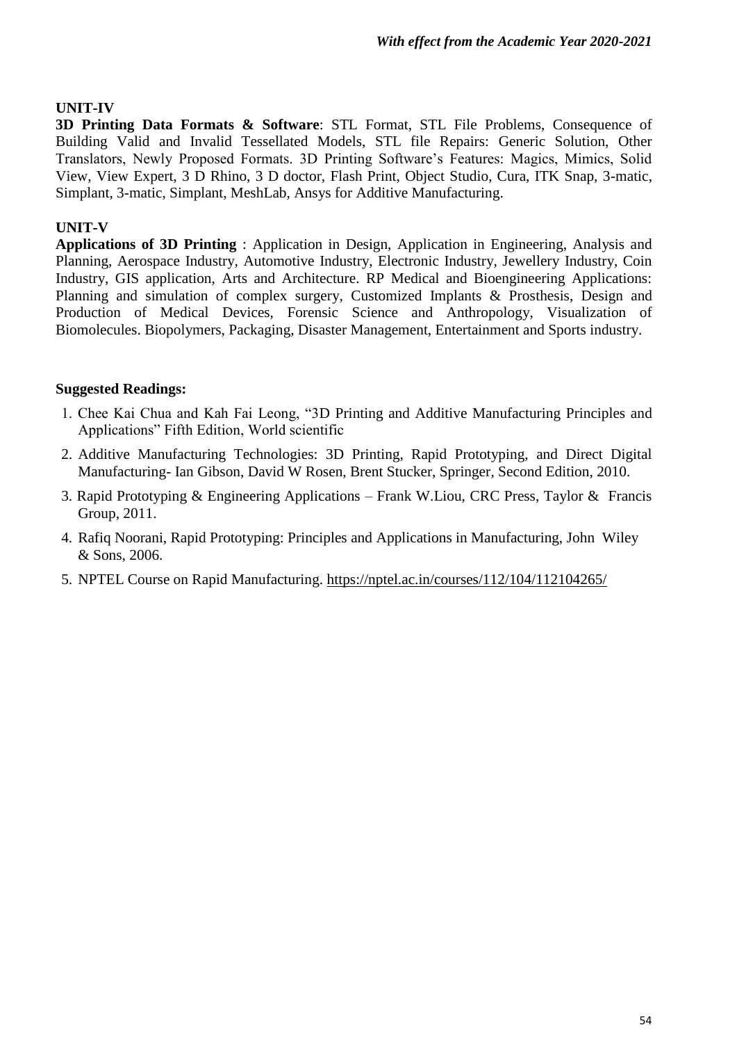### UNIT-IV

**3D Printing Data Formats & Software**: STL Format, STL File Problems, Consequence of Building Valid and Invalid Tessellated Models, STL file Repairs: Generic Solution, Other Translators, Newly Proposed Formats. 3D Printing Software's Features: Magics, Mimics, Solid View, View Expert, 3 D Rhino, 3 D doctor, Flash Print, Object Studio, Cura, ITK Snap, 3-matic, Simplant, 3-matic, Simplant, MeshLab, Ansys for Additive Manufacturing.

### UNIT-V

**Applications of 3D Printing** : Application in Design, Application in Engineering, Analysis and Planning, Aerospace Industry, Automotive Industry, Electronic Industry, Jewellery Industry, Coin Industry, GIS application, Arts and Architecture. RP Medical and Bioengineering Applications: Planning and simulation of complex surgery, Customized Implants & Prosthesis, Design and Production of Medical Devices, Forensic Science and Anthropology, Visualization of Biomolecules. Biopolymers, Packaging, Disaster Management, Entertainment and Sports industry.

### Suggested Readings:

1. Chee Kai Chua and Kah Fai Leong, "3D Printing and Additive Manufacturing Principles and Applications" Fifth Edition, World scientific
2. Additive Manufacturing Technologies: 3D Printing, Rapid Prototyping, and Direct Digital Manufacturing- Ian Gibson, David W Rosen, Brent Stucker, Springer, Second Edition, 2010.
3. Rapid Prototyping & Engineering Applications – Frank W.Liou, CRC Press, Taylor & Francis Group, 2011.
4. Rafiq Noorani, Rapid Prototyping: Principles and Applications in Manufacturing, John Wiley & Sons, 2006.
5. NPTEL Course on Rapid Manufacturing. https://nptel.ac.in/courses/112/104/112104265/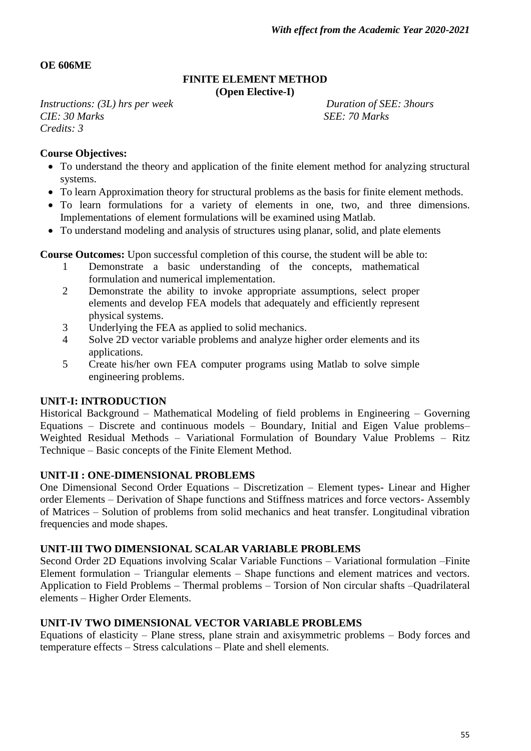**OE 606ME**

## FINITE ELEMENT METHOD
**(Open Elective-I)**

*Instructions: (3L) hrs per week* *Duration of SEE: 3hours*
*CIE: 30 Marks* *SEE: 70 Marks*
*Credits: 3*

**Course Objectives:**

- To understand the theory and application of the finite element method for analyzing structural systems.
- To learn Approximation theory for structural problems as the basis for finite element methods.
- To learn formulations for a variety of elements in one, two, and three dimensions. Implementations of element formulations will be examined using Matlab.
- To understand modeling and analysis of structures using planar, solid, and plate elements

**Course Outcomes:** Upon successful completion of this course, the student will be able to:

1. Demonstrate a basic understanding of the concepts, mathematical formulation and numerical implementation.
2. Demonstrate the ability to invoke appropriate assumptions, select proper elements and develop FEA models that adequately and efficiently represent physical systems.
3. Underlying the FEA as applied to solid mechanics.
4. Solve 2D vector variable problems and analyze higher order elements and its applications.
5. Create his/her own FEA computer programs using Matlab to solve simple engineering problems.

### UNIT-I: INTRODUCTION

Historical Background – Mathematical Modeling of field problems in Engineering – Governing Equations – Discrete and continuous models – Boundary, Initial and Eigen Value problems– Weighted Residual Methods – Variational Formulation of Boundary Value Problems – Ritz Technique – Basic concepts of the Finite Element Method.

### UNIT-II : ONE-DIMENSIONAL PROBLEMS

One Dimensional Second Order Equations – Discretization – Element types- Linear and Higher order Elements – Derivation of Shape functions and Stiffness matrices and force vectors- Assembly of Matrices – Solution of problems from solid mechanics and heat transfer. Longitudinal vibration frequencies and mode shapes.

### UNIT-III TWO DIMENSIONAL SCALAR VARIABLE PROBLEMS

Second Order 2D Equations involving Scalar Variable Functions – Variational formulation –Finite Element formulation – Triangular elements – Shape functions and element matrices and vectors. Application to Field Problems – Thermal problems – Torsion of Non circular shafts –Quadrilateral elements – Higher Order Elements.

### UNIT-IV TWO DIMENSIONAL VECTOR VARIABLE PROBLEMS

Equations of elasticity – Plane stress, plane strain and axisymmetric problems – Body forces and temperature effects – Stress calculations – Plate and shell elements.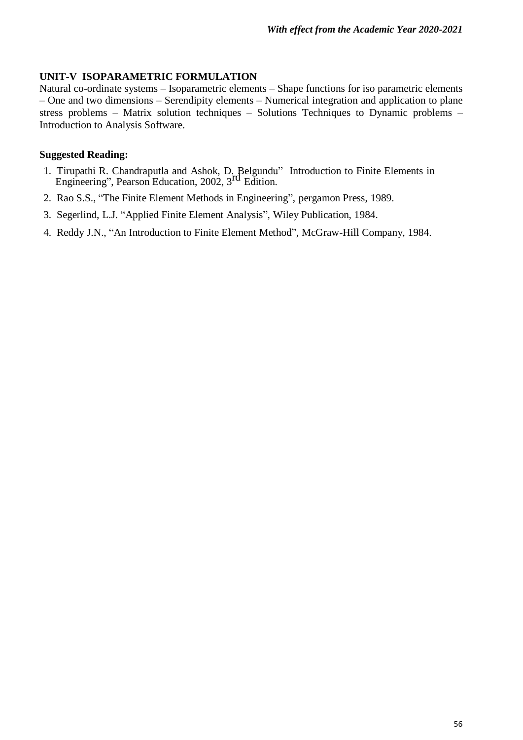#### UNIT-V ISOPARAMETRIC FORMULATION

Natural co-ordinate systems – Isoparametric elements – Shape functions for iso parametric elements – One and two dimensions – Serendipity elements – Numerical integration and application to plane stress problems – Matrix solution techniques – Solutions Techniques to Dynamic problems – Introduction to Analysis Software.

#### Suggested Reading:

1. Tirupathi R. Chandraputla and Ashok, D. Belgundu" Introduction to Finite Elements in Engineering", Pearson Education, 2002, 3rd Edition.
2. Rao S.S., "The Finite Element Methods in Engineering", pergamon Press, 1989.
3. Segerlind, L.J. "Applied Finite Element Analysis", Wiley Publication, 1984.
4. Reddy J.N., "An Introduction to Finite Element Method", McGraw-Hill Company, 1984.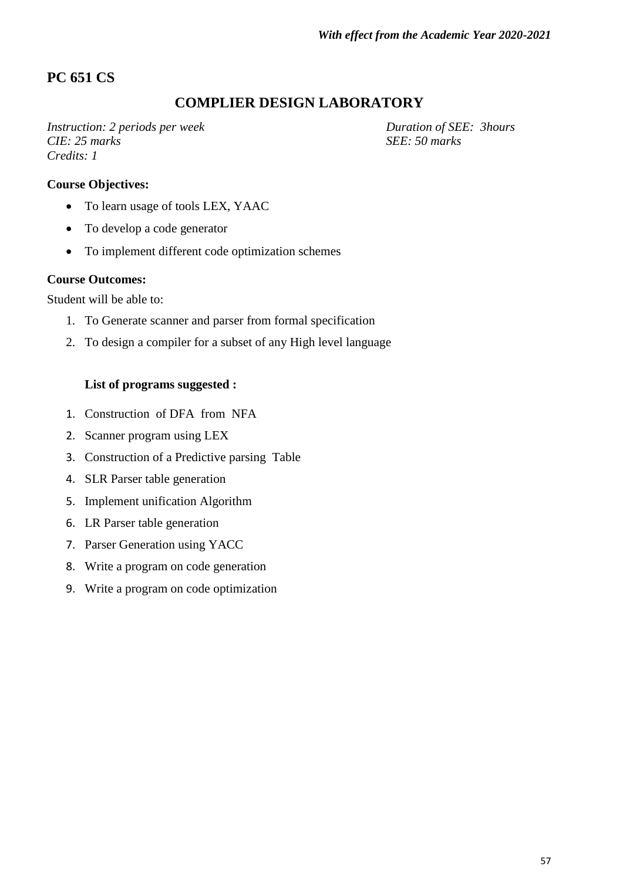*With effect from the Academic Year 2020-2021*

## PC 651 CS

## COMPLIER DESIGN LABORATORY

*Instruction: 2 periods per week*
*Duration of SEE: 3hours*
*CIE: 25 marks*
*SEE: 50 marks*
*Credits: 1*

**Course Objectives:**

- To learn usage of tools LEX, YAAC
- To develop a code generator
- To implement different code optimization schemes

**Course Outcomes:**

Student will be able to:

1. To Generate scanner and parser from formal specification
2. To design a compiler for a subset of any High level language

**List of programs suggested :**

1. Construction of DFA from NFA
2. Scanner program using LEX
3. Construction of a Predictive parsing Table
4. SLR Parser table generation
5. Implement unification Algorithm
6. LR Parser table generation
7. Parser Generation using YACC
8. Write a program on code generation
9. Write a program on code optimization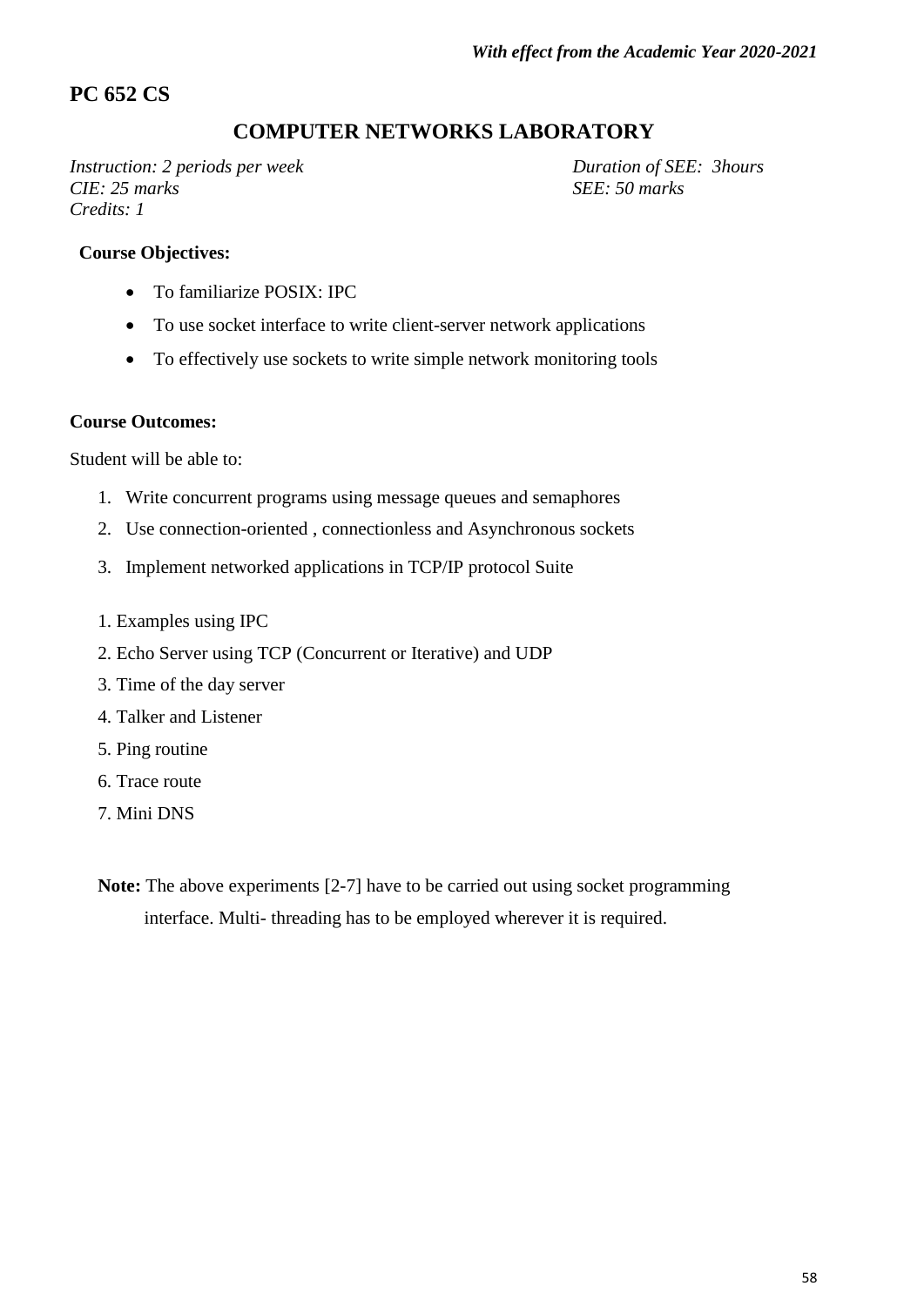*With effect from the Academic Year 2020-2021*

## PC 652 CS

# COMPUTER NETWORKS LABORATORY

*Instruction: 2 periods per week* *Duration of SEE: 3hours*
*CIE: 25 marks* *SEE: 50 marks*
*Credits: 1*

**Course Objectives:**

- To familiarize POSIX: IPC
- To use socket interface to write client-server network applications
- To effectively use sockets to write simple network monitoring tools

**Course Outcomes:**

Student will be able to:

1. Write concurrent programs using message queues and semaphores
2. Use connection-oriented , connectionless and Asynchronous sockets
3. Implement networked applications in TCP/IP protocol Suite

1. Examples using IPC
2. Echo Server using TCP (Concurrent or Iterative) and UDP
3. Time of the day server
4. Talker and Listener
5. Ping routine
6. Trace route
7. Mini DNS

**Note:** The above experiments [2-7] have to be carried out using socket programming interface. Multi- threading has to be employed wherever it is required.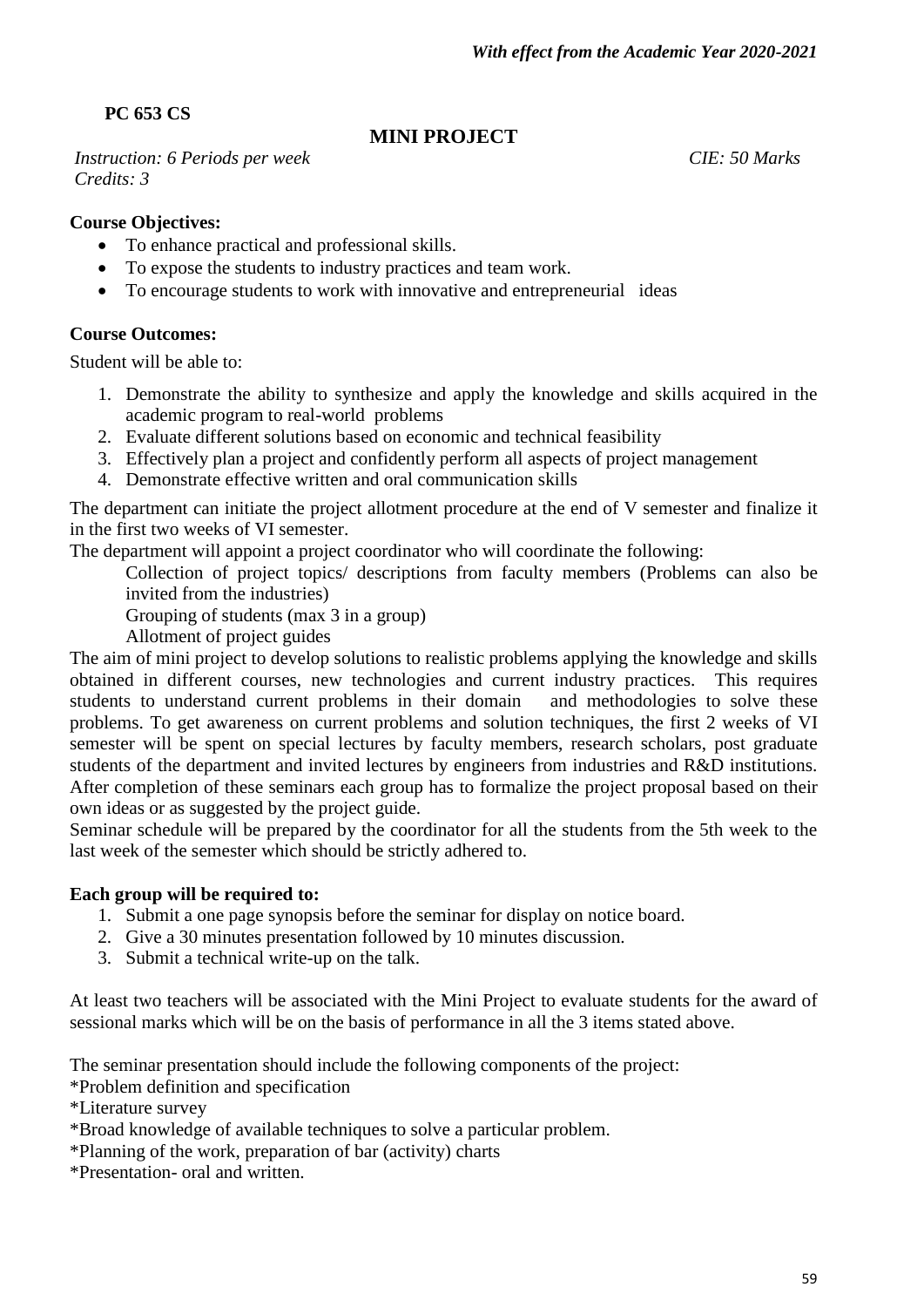**PC 653 CS**

## MINI PROJECT

*Instruction: 6 Periods per week* *CIE: 50 Marks*
*Credits: 3*

**Course Objectives:**

- To enhance practical and professional skills.
- To expose the students to industry practices and team work.
- To encourage students to work with innovative and entrepreneurial ideas

**Course Outcomes:**

Student will be able to:

1. Demonstrate the ability to synthesize and apply the knowledge and skills acquired in the academic program to real-world problems
2. Evaluate different solutions based on economic and technical feasibility
3. Effectively plan a project and confidently perform all aspects of project management
4. Demonstrate effective written and oral communication skills

The department can initiate the project allotment procedure at the end of V semester and finalize it in the first two weeks of VI semester.

The department will appoint a project coordinator who will coordinate the following:

Collection of project topics/ descriptions from faculty members (Problems can also be invited from the industries)

Grouping of students (max 3 in a group)

Allotment of project guides

The aim of mini project to develop solutions to realistic problems applying the knowledge and skills obtained in different courses, new technologies and current industry practices. This requires students to understand current problems in their domain and methodologies to solve these problems. To get awareness on current problems and solution techniques, the first 2 weeks of VI semester will be spent on special lectures by faculty members, research scholars, post graduate students of the department and invited lectures by engineers from industries and R&D institutions. After completion of these seminars each group has to formalize the project proposal based on their own ideas or as suggested by the project guide.

Seminar schedule will be prepared by the coordinator for all the students from the 5th week to the last week of the semester which should be strictly adhered to.

**Each group will be required to:**

1. Submit a one page synopsis before the seminar for display on notice board.
2. Give a 30 minutes presentation followed by 10 minutes discussion.
3. Submit a technical write-up on the talk.

At least two teachers will be associated with the Mini Project to evaluate students for the award of sessional marks which will be on the basis of performance in all the 3 items stated above.

The seminar presentation should include the following components of the project:

*Problem definition and specification

*Literature survey

*Broad knowledge of available techniques to solve a particular problem.

*Planning of the work, preparation of bar (activity) charts

*Presentation- oral and written.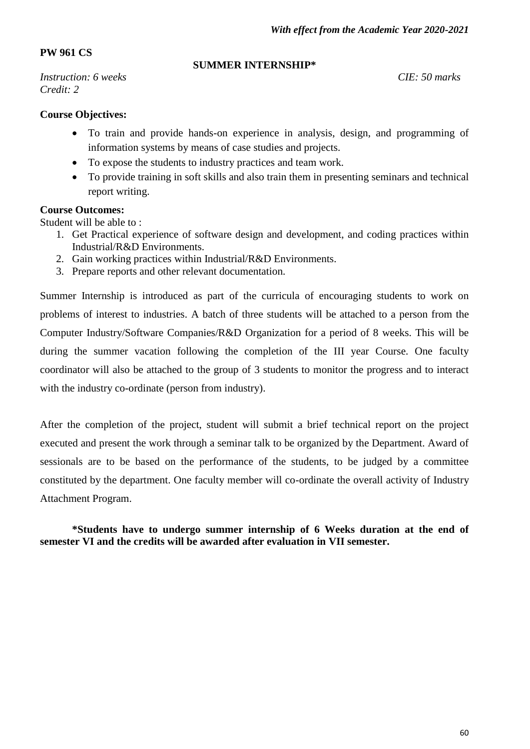*With effect from the Academic Year 2020-2021*

**PW 961 CS**

**SUMMER INTERNSHIP***

*Instruction: 6 weeks* *CIE: 50 marks*
*Credit: 2*

**Course Objectives:**

- To train and provide hands-on experience in analysis, design, and programming of information systems by means of case studies and projects.
- To expose the students to industry practices and team work.
- To provide training in soft skills and also train them in presenting seminars and technical report writing.

**Course Outcomes:**

Student will be able to :

1. Get Practical experience of software design and development, and coding practices within Industrial/R&D Environments.
2. Gain working practices within Industrial/R&D Environments.
3. Prepare reports and other relevant documentation.

Summer Internship is introduced as part of the curricula of encouraging students to work on problems of interest to industries. A batch of three students will be attached to a person from the Computer Industry/Software Companies/R&D Organization for a period of 8 weeks. This will be during the summer vacation following the completion of the III year Course. One faculty coordinator will also be attached to the group of 3 students to monitor the progress and to interact with the industry co-ordinate (person from industry).

After the completion of the project, student will submit a brief technical report on the project executed and present the work through a seminar talk to be organized by the Department. Award of sessionals are to be based on the performance of the students, to be judged by a committee constituted by the department. One faculty member will co-ordinate the overall activity of Industry Attachment Program.

**\*Students have to undergo summer internship of 6 Weeks duration at the end of semester VI and the credits will be awarded after evaluation in VII semester.**